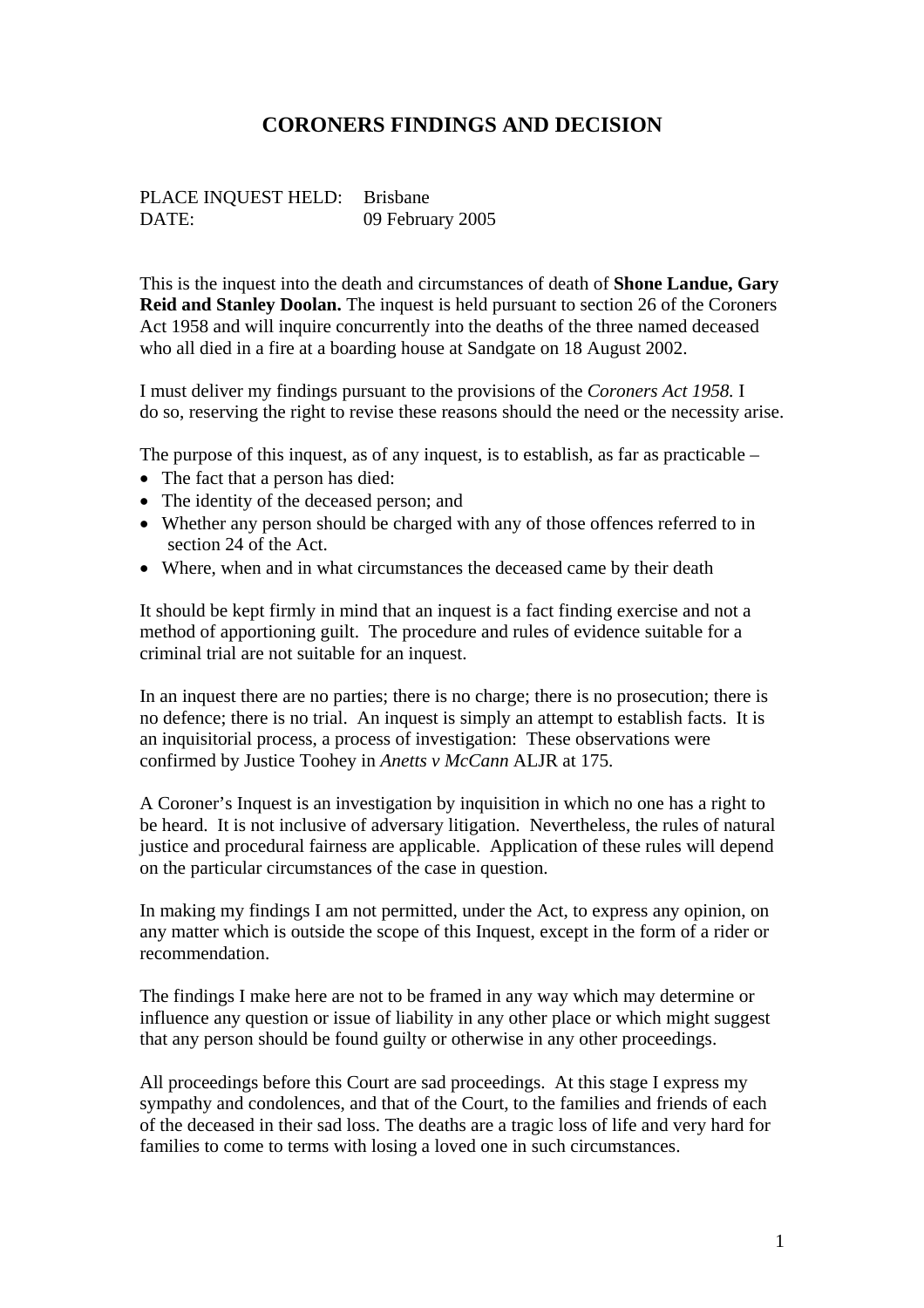# CORONERS FINDINGS AND DECISION

PLACE INQUEST HELD: Brisbane
DATE: 09 February 2005

This is the inquest into the death and circumstances of death of **Shone Landue, Gary Reid and Stanley Doolan.** The inquest is held pursuant to section 26 of the Coroners Act 1958 and will inquire concurrently into the deaths of the three named deceased who all died in a fire at a boarding house at Sandgate on 18 August 2002.

I must deliver my findings pursuant to the provisions of the *Coroners Act 1958.* I do so, reserving the right to revise these reasons should the need or the necessity arise.

The purpose of this inquest, as of any inquest, is to establish, as far as practicable –

- The fact that a person has died:
- The identity of the deceased person; and
- Whether any person should be charged with any of those offences referred to in section 24 of the Act.
- Where, when and in what circumstances the deceased came by their death

It should be kept firmly in mind that an inquest is a fact finding exercise and not a method of apportioning guilt. The procedure and rules of evidence suitable for a criminal trial are not suitable for an inquest.

In an inquest there are no parties; there is no charge; there is no prosecution; there is no defence; there is no trial. An inquest is simply an attempt to establish facts. It is an inquisitorial process, a process of investigation: These observations were confirmed by Justice Toohey in *Anetts v McCann* ALJR at 175.

A Coroner's Inquest is an investigation by inquisition in which no one has a right to be heard. It is not inclusive of adversary litigation. Nevertheless, the rules of natural justice and procedural fairness are applicable. Application of these rules will depend on the particular circumstances of the case in question.

In making my findings I am not permitted, under the Act, to express any opinion, on any matter which is outside the scope of this Inquest, except in the form of a rider or recommendation.

The findings I make here are not to be framed in any way which may determine or influence any question or issue of liability in any other place or which might suggest that any person should be found guilty or otherwise in any other proceedings.

All proceedings before this Court are sad proceedings. At this stage I express my sympathy and condolences, and that of the Court, to the families and friends of each of the deceased in their sad loss. The deaths are a tragic loss of life and very hard for families to come to terms with losing a loved one in such circumstances.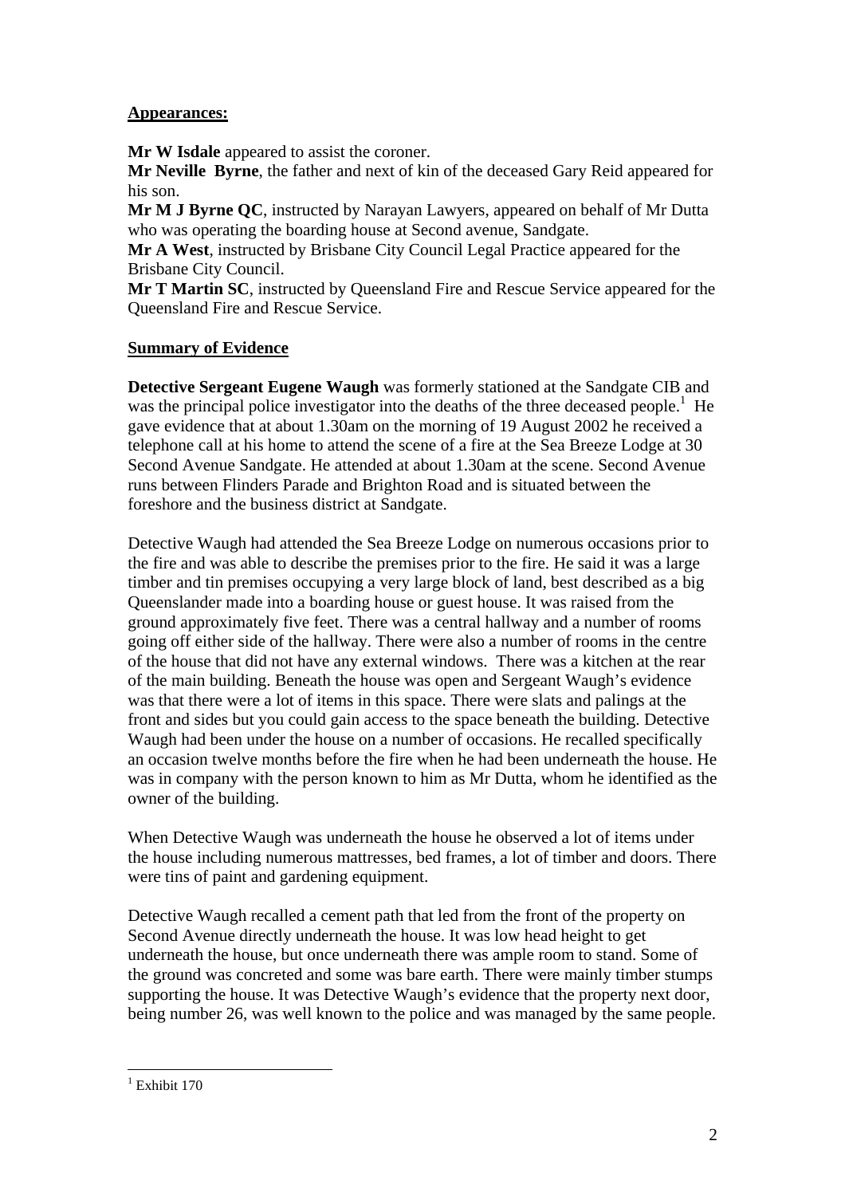**Appearances:**

**Mr W Isdale** appeared to assist the coroner.
**Mr Neville Byrne**, the father and next of kin of the deceased Gary Reid appeared for his son.
**Mr M J Byrne QC**, instructed by Narayan Lawyers, appeared on behalf of Mr Dutta who was operating the boarding house at Second avenue, Sandgate.
**Mr A West**, instructed by Brisbane City Council Legal Practice appeared for the Brisbane City Council.
**Mr T Martin SC**, instructed by Queensland Fire and Rescue Service appeared for the Queensland Fire and Rescue Service.

**Summary of Evidence**

**Detective Sergeant Eugene Waugh** was formerly stationed at the Sandgate CIB and was the principal police investigator into the deaths of the three deceased people.[1] He gave evidence that at about 1.30am on the morning of 19 August 2002 he received a telephone call at his home to attend the scene of a fire at the Sea Breeze Lodge at 30 Second Avenue Sandgate. He attended at about 1.30am at the scene. Second Avenue runs between Flinders Parade and Brighton Road and is situated between the foreshore and the business district at Sandgate.

Detective Waugh had attended the Sea Breeze Lodge on numerous occasions prior to the fire and was able to describe the premises prior to the fire. He said it was a large timber and tin premises occupying a very large block of land, best described as a big Queenslander made into a boarding house or guest house. It was raised from the ground approximately five feet. There was a central hallway and a number of rooms going off either side of the hallway. There were also a number of rooms in the centre of the house that did not have any external windows. There was a kitchen at the rear of the main building. Beneath the house was open and Sergeant Waugh's evidence was that there were a lot of items in this space. There were slats and palings at the front and sides but you could gain access to the space beneath the building. Detective Waugh had been under the house on a number of occasions. He recalled specifically an occasion twelve months before the fire when he had been underneath the house. He was in company with the person known to him as Mr Dutta, whom he identified as the owner of the building.

When Detective Waugh was underneath the house he observed a lot of items under the house including numerous mattresses, bed frames, a lot of timber and doors. There were tins of paint and gardening equipment.

Detective Waugh recalled a cement path that led from the front of the property on Second Avenue directly underneath the house. It was low head height to get underneath the house, but once underneath there was ample room to stand. Some of the ground was concreted and some was bare earth. There were mainly timber stumps supporting the house. It was Detective Waugh's evidence that the property next door, being number 26, was well known to the police and was managed by the same people.

[1] Exhibit 170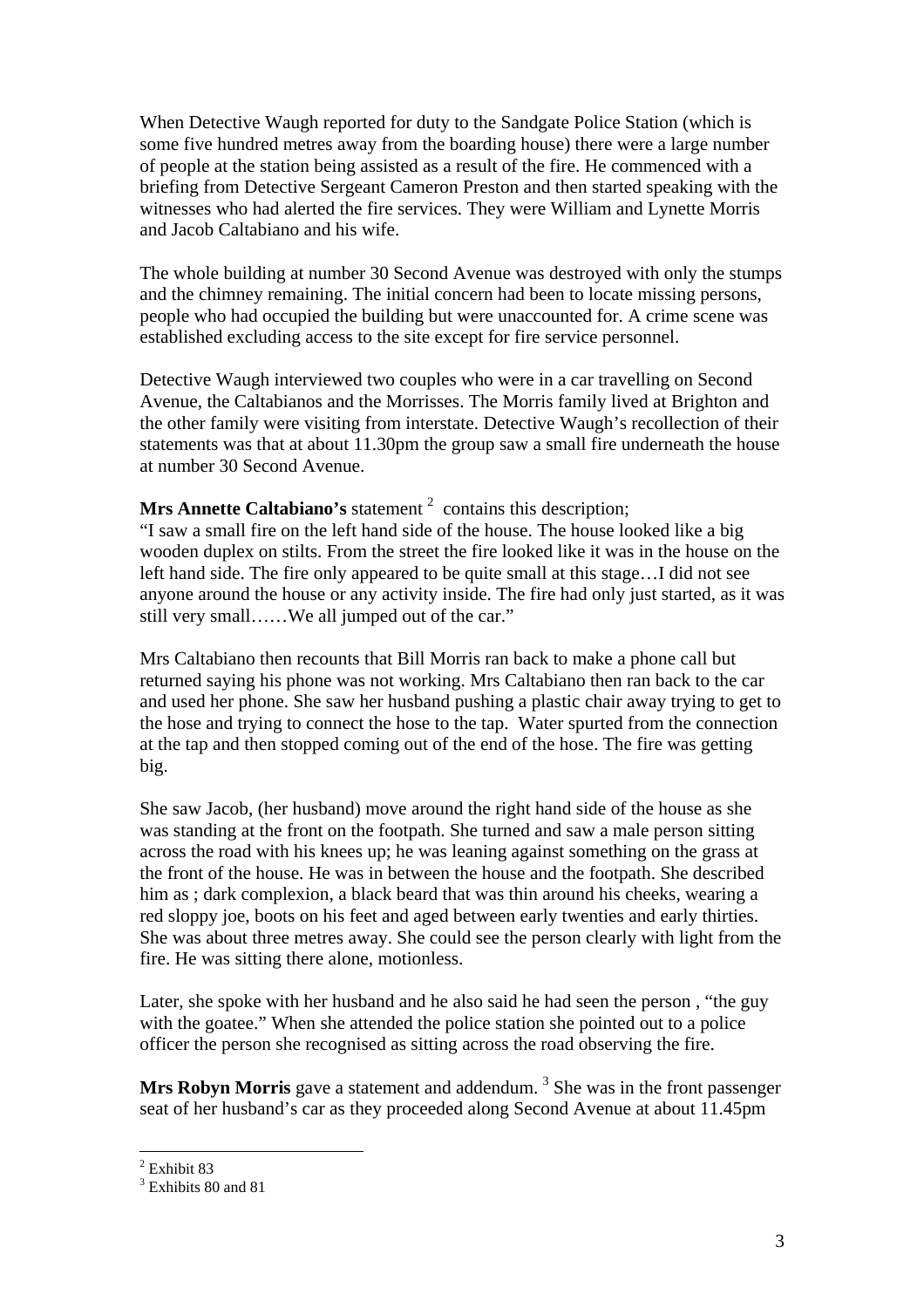When Detective Waugh reported for duty to the Sandgate Police Station (which is some five hundred metres away from the boarding house) there were a large number of people at the station being assisted as a result of the fire. He commenced with a briefing from Detective Sergeant Cameron Preston and then started speaking with the witnesses who had alerted the fire services. They were William and Lynette Morris and Jacob Caltabiano and his wife.

The whole building at number 30 Second Avenue was destroyed with only the stumps and the chimney remaining. The initial concern had been to locate missing persons, people who had occupied the building but were unaccounted for. A crime scene was established excluding access to the site except for fire service personnel.

Detective Waugh interviewed two couples who were in a car travelling on Second Avenue, the Caltabianos and the Morrisses. The Morris family lived at Brighton and the other family were visiting from interstate. Detective Waugh's recollection of their statements was that at about 11.30pm the group saw a small fire underneath the house at number 30 Second Avenue.

**Mrs Annette Caltabiano's** statement [2] contains this description;
"I saw a small fire on the left hand side of the house. The house looked like a big wooden duplex on stilts. From the street the fire looked like it was in the house on the left hand side. The fire only appeared to be quite small at this stage…I did not see anyone around the house or any activity inside. The fire had only just started, as it was still very small……We all jumped out of the car."

Mrs Caltabiano then recounts that Bill Morris ran back to make a phone call but returned saying his phone was not working. Mrs Caltabiano then ran back to the car and used her phone. She saw her husband pushing a plastic chair away trying to get to the hose and trying to connect the hose to the tap. Water spurted from the connection at the tap and then stopped coming out of the end of the hose. The fire was getting big.

She saw Jacob, (her husband) move around the right hand side of the house as she was standing at the front on the footpath. She turned and saw a male person sitting across the road with his knees up; he was leaning against something on the grass at the front of the house. He was in between the house and the footpath. She described him as ; dark complexion, a black beard that was thin around his cheeks, wearing a red sloppy joe, boots on his feet and aged between early twenties and early thirties. She was about three metres away. She could see the person clearly with light from the fire. He was sitting there alone, motionless.

Later, she spoke with her husband and he also said he had seen the person , "the guy with the goatee." When she attended the police station she pointed out to a police officer the person she recognised as sitting across the road observing the fire.

**Mrs Robyn Morris** gave a statement and addendum. [3] She was in the front passenger seat of her husband's car as they proceeded along Second Avenue at about 11.45pm

---

[2] Exhibit 83

[3] Exhibits 80 and 81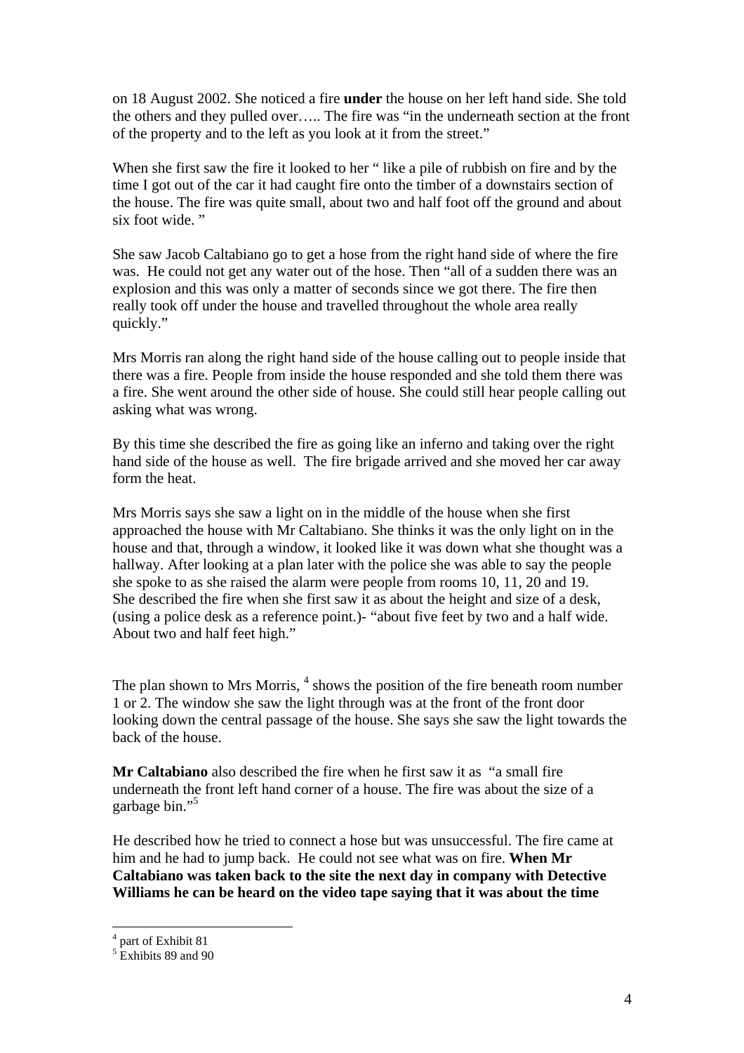on 18 August 2002. She noticed a fire **under** the house on her left hand side. She told the others and they pulled over….. The fire was "in the underneath section at the front of the property and to the left as you look at it from the street."

When she first saw the fire it looked to her " like a pile of rubbish on fire and by the time I got out of the car it had caught fire onto the timber of a downstairs section of the house. The fire was quite small, about two and half foot off the ground and about six foot wide. "

She saw Jacob Caltabiano go to get a hose from the right hand side of where the fire was. He could not get any water out of the hose. Then "all of a sudden there was an explosion and this was only a matter of seconds since we got there. The fire then really took off under the house and travelled throughout the whole area really quickly."

Mrs Morris ran along the right hand side of the house calling out to people inside that there was a fire. People from inside the house responded and she told them there was a fire. She went around the other side of house. She could still hear people calling out asking what was wrong.

By this time she described the fire as going like an inferno and taking over the right hand side of the house as well. The fire brigade arrived and she moved her car away form the heat.

Mrs Morris says she saw a light on in the middle of the house when she first approached the house with Mr Caltabiano. She thinks it was the only light on in the house and that, through a window, it looked like it was down what she thought was a hallway. After looking at a plan later with the police she was able to say the people she spoke to as she raised the alarm were people from rooms 10, 11, 20 and 19. She described the fire when she first saw it as about the height and size of a desk, (using a police desk as a reference point.)- "about five feet by two and a half wide. About two and half feet high."

The plan shown to Mrs Morris, [4] shows the position of the fire beneath room number 1 or 2. The window she saw the light through was at the front of the front door looking down the central passage of the house. She says she saw the light towards the back of the house.

**Mr Caltabiano** also described the fire when he first saw it as "a small fire underneath the front left hand corner of a house. The fire was about the size of a garbage bin."[5]

He described how he tried to connect a hose but was unsuccessful. The fire came at him and he had to jump back. He could not see what was on fire. **When Mr Caltabiano was taken back to the site the next day in company with Detective Williams he can be heard on the video tape saying that it was about the time**

[4] part of Exhibit 81
[5] Exhibits 89 and 90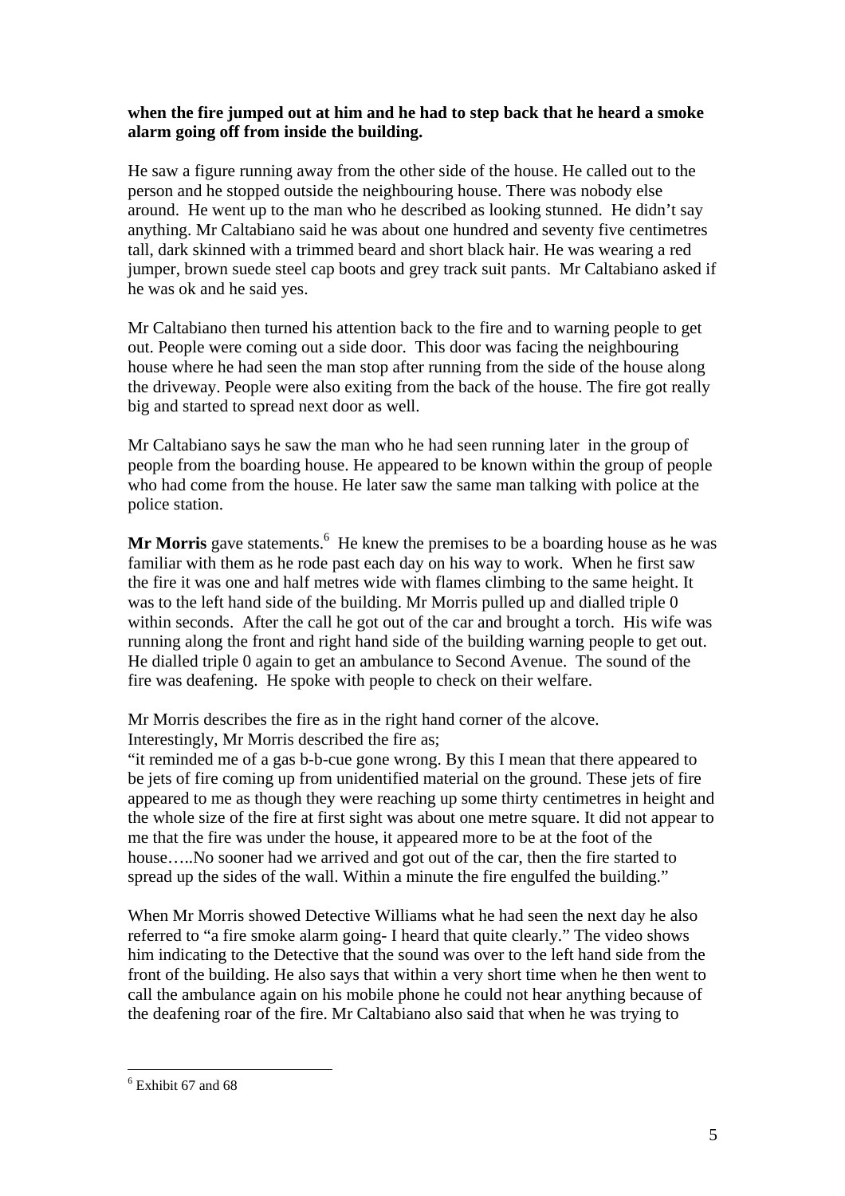**when the fire jumped out at him and he had to step back that he heard a smoke alarm going off from inside the building.**

He saw a figure running away from the other side of the house. He called out to the person and he stopped outside the neighbouring house. There was nobody else around. He went up to the man who he described as looking stunned. He didn't say anything. Mr Caltabiano said he was about one hundred and seventy five centimetres tall, dark skinned with a trimmed beard and short black hair. He was wearing a red jumper, brown suede steel cap boots and grey track suit pants. Mr Caltabiano asked if he was ok and he said yes.

Mr Caltabiano then turned his attention back to the fire and to warning people to get out. People were coming out a side door. This door was facing the neighbouring house where he had seen the man stop after running from the side of the house along the driveway. People were also exiting from the back of the house. The fire got really big and started to spread next door as well.

Mr Caltabiano says he saw the man who he had seen running later in the group of people from the boarding house. He appeared to be known within the group of people who had come from the house. He later saw the same man talking with police at the police station.

**Mr Morris** gave statements.[6] He knew the premises to be a boarding house as he was familiar with them as he rode past each day on his way to work. When he first saw the fire it was one and half metres wide with flames climbing to the same height. It was to the left hand side of the building. Mr Morris pulled up and dialled triple 0 within seconds. After the call he got out of the car and brought a torch. His wife was running along the front and right hand side of the building warning people to get out. He dialled triple 0 again to get an ambulance to Second Avenue. The sound of the fire was deafening. He spoke with people to check on their welfare.

Mr Morris describes the fire as in the right hand corner of the alcove.
Interestingly, Mr Morris described the fire as;
"it reminded me of a gas b-b-cue gone wrong. By this I mean that there appeared to be jets of fire coming up from unidentified material on the ground. These jets of fire appeared to me as though they were reaching up some thirty centimetres in height and the whole size of the fire at first sight was about one metre square. It did not appear to me that the fire was under the house, it appeared more to be at the foot of the house…..No sooner had we arrived and got out of the car, then the fire started to spread up the sides of the wall. Within a minute the fire engulfed the building."

When Mr Morris showed Detective Williams what he had seen the next day he also referred to "a fire smoke alarm going- I heard that quite clearly." The video shows him indicating to the Detective that the sound was over to the left hand side from the front of the building. He also says that within a very short time when he then went to call the ambulance again on his mobile phone he could not hear anything because of the deafening roar of the fire. Mr Caltabiano also said that when he was trying to

[6] Exhibit 67 and 68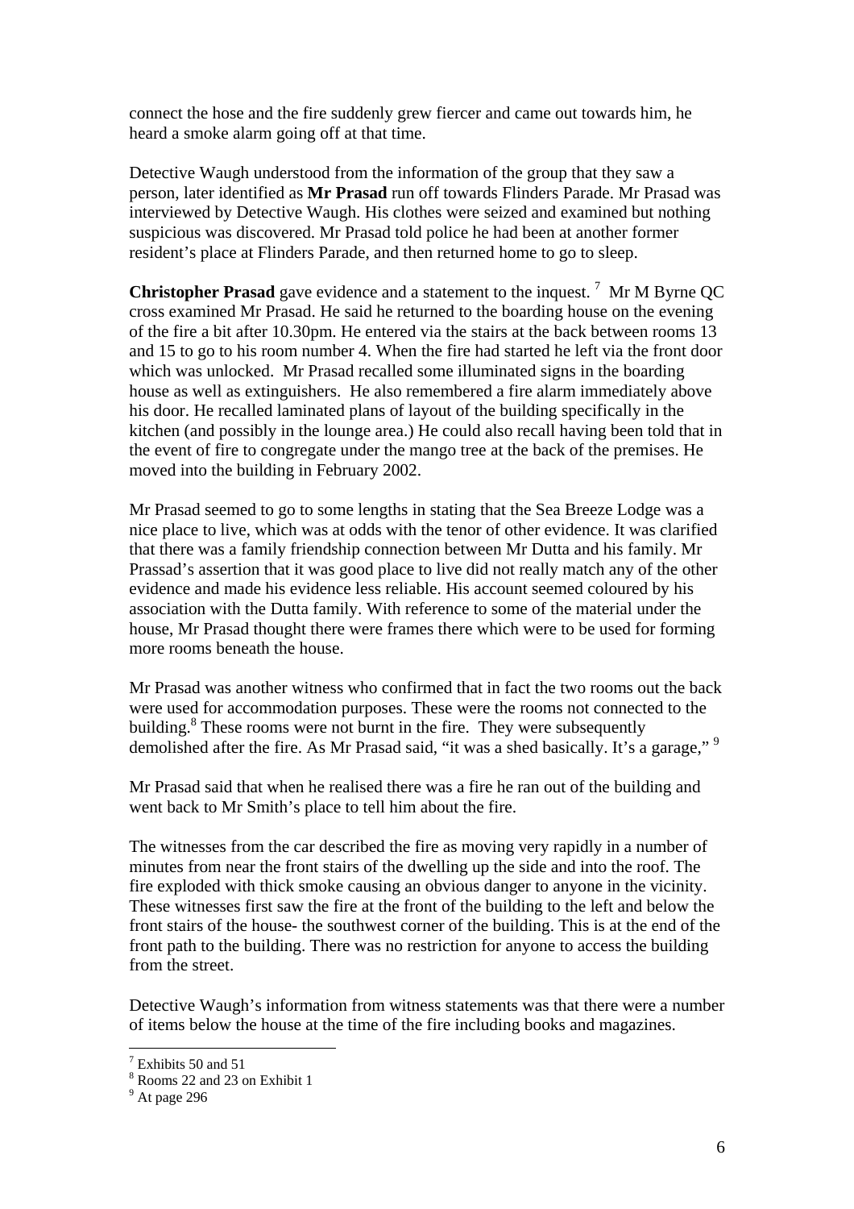connect the hose and the fire suddenly grew fiercer and came out towards him, he heard a smoke alarm going off at that time.

Detective Waugh understood from the information of the group that they saw a person, later identified as **Mr Prasad** run off towards Flinders Parade. Mr Prasad was interviewed by Detective Waugh. His clothes were seized and examined but nothing suspicious was discovered. Mr Prasad told police he had been at another former resident's place at Flinders Parade, and then returned home to go to sleep.

**Christopher Prasad** gave evidence and a statement to the inquest. [7] Mr M Byrne QC cross examined Mr Prasad. He said he returned to the boarding house on the evening of the fire a bit after 10.30pm. He entered via the stairs at the back between rooms 13 and 15 to go to his room number 4. When the fire had started he left via the front door which was unlocked. Mr Prasad recalled some illuminated signs in the boarding house as well as extinguishers. He also remembered a fire alarm immediately above his door. He recalled laminated plans of layout of the building specifically in the kitchen (and possibly in the lounge area.) He could also recall having been told that in the event of fire to congregate under the mango tree at the back of the premises. He moved into the building in February 2002.

Mr Prasad seemed to go to some lengths in stating that the Sea Breeze Lodge was a nice place to live, which was at odds with the tenor of other evidence. It was clarified that there was a family friendship connection between Mr Dutta and his family. Mr Prassad's assertion that it was good place to live did not really match any of the other evidence and made his evidence less reliable. His account seemed coloured by his association with the Dutta family. With reference to some of the material under the house, Mr Prasad thought there were frames there which were to be used for forming more rooms beneath the house.

Mr Prasad was another witness who confirmed that in fact the two rooms out the back were used for accommodation purposes. These were the rooms not connected to the building.[8] These rooms were not burnt in the fire. They were subsequently demolished after the fire. As Mr Prasad said, "it was a shed basically. It's a garage," [9]

Mr Prasad said that when he realised there was a fire he ran out of the building and went back to Mr Smith's place to tell him about the fire.

The witnesses from the car described the fire as moving very rapidly in a number of minutes from near the front stairs of the dwelling up the side and into the roof. The fire exploded with thick smoke causing an obvious danger to anyone in the vicinity. These witnesses first saw the fire at the front of the building to the left and below the front stairs of the house- the southwest corner of the building. This is at the end of the front path to the building. There was no restriction for anyone to access the building from the street.

Detective Waugh's information from witness statements was that there were a number of items below the house at the time of the fire including books and magazines.

[7] Exhibits 50 and 51

[8] Rooms 22 and 23 on Exhibit 1

[9] At page 296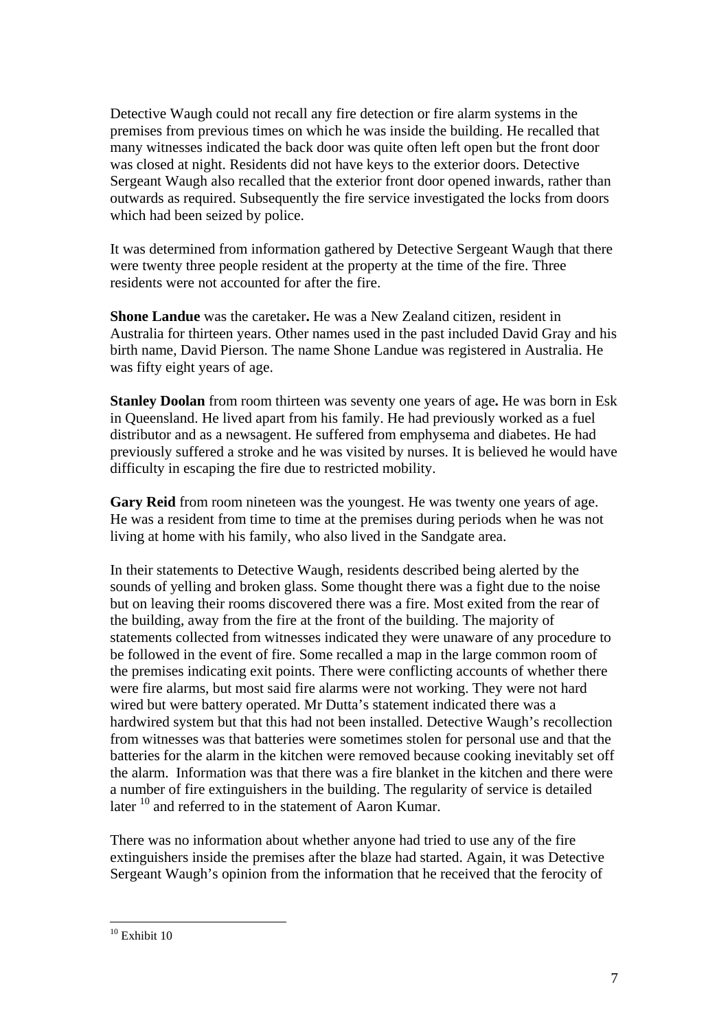Detective Waugh could not recall any fire detection or fire alarm systems in the premises from previous times on which he was inside the building. He recalled that many witnesses indicated the back door was quite often left open but the front door was closed at night. Residents did not have keys to the exterior doors. Detective Sergeant Waugh also recalled that the exterior front door opened inwards, rather than outwards as required. Subsequently the fire service investigated the locks from doors which had been seized by police.

It was determined from information gathered by Detective Sergeant Waugh that there were twenty three people resident at the property at the time of the fire. Three residents were not accounted for after the fire.

**Shone Landue** was the caretaker**.** He was a New Zealand citizen, resident in Australia for thirteen years. Other names used in the past included David Gray and his birth name, David Pierson. The name Shone Landue was registered in Australia. He was fifty eight years of age.

**Stanley Doolan** from room thirteen was seventy one years of age**.** He was born in Esk in Queensland. He lived apart from his family. He had previously worked as a fuel distributor and as a newsagent. He suffered from emphysema and diabetes. He had previously suffered a stroke and he was visited by nurses. It is believed he would have difficulty in escaping the fire due to restricted mobility.

**Gary Reid** from room nineteen was the youngest. He was twenty one years of age. He was a resident from time to time at the premises during periods when he was not living at home with his family, who also lived in the Sandgate area.

In their statements to Detective Waugh, residents described being alerted by the sounds of yelling and broken glass. Some thought there was a fight due to the noise but on leaving their rooms discovered there was a fire. Most exited from the rear of the building, away from the fire at the front of the building. The majority of statements collected from witnesses indicated they were unaware of any procedure to be followed in the event of fire. Some recalled a map in the large common room of the premises indicating exit points. There were conflicting accounts of whether there were fire alarms, but most said fire alarms were not working. They were not hard wired but were battery operated. Mr Dutta's statement indicated there was a hardwired system but that this had not been installed. Detective Waugh's recollection from witnesses was that batteries were sometimes stolen for personal use and that the batteries for the alarm in the kitchen were removed because cooking inevitably set off the alarm. Information was that there was a fire blanket in the kitchen and there were a number of fire extinguishers in the building. The regularity of service is detailed later [10] and referred to in the statement of Aaron Kumar.

There was no information about whether anyone had tried to use any of the fire extinguishers inside the premises after the blaze had started. Again, it was Detective Sergeant Waugh's opinion from the information that he received that the ferocity of

[10] Exhibit 10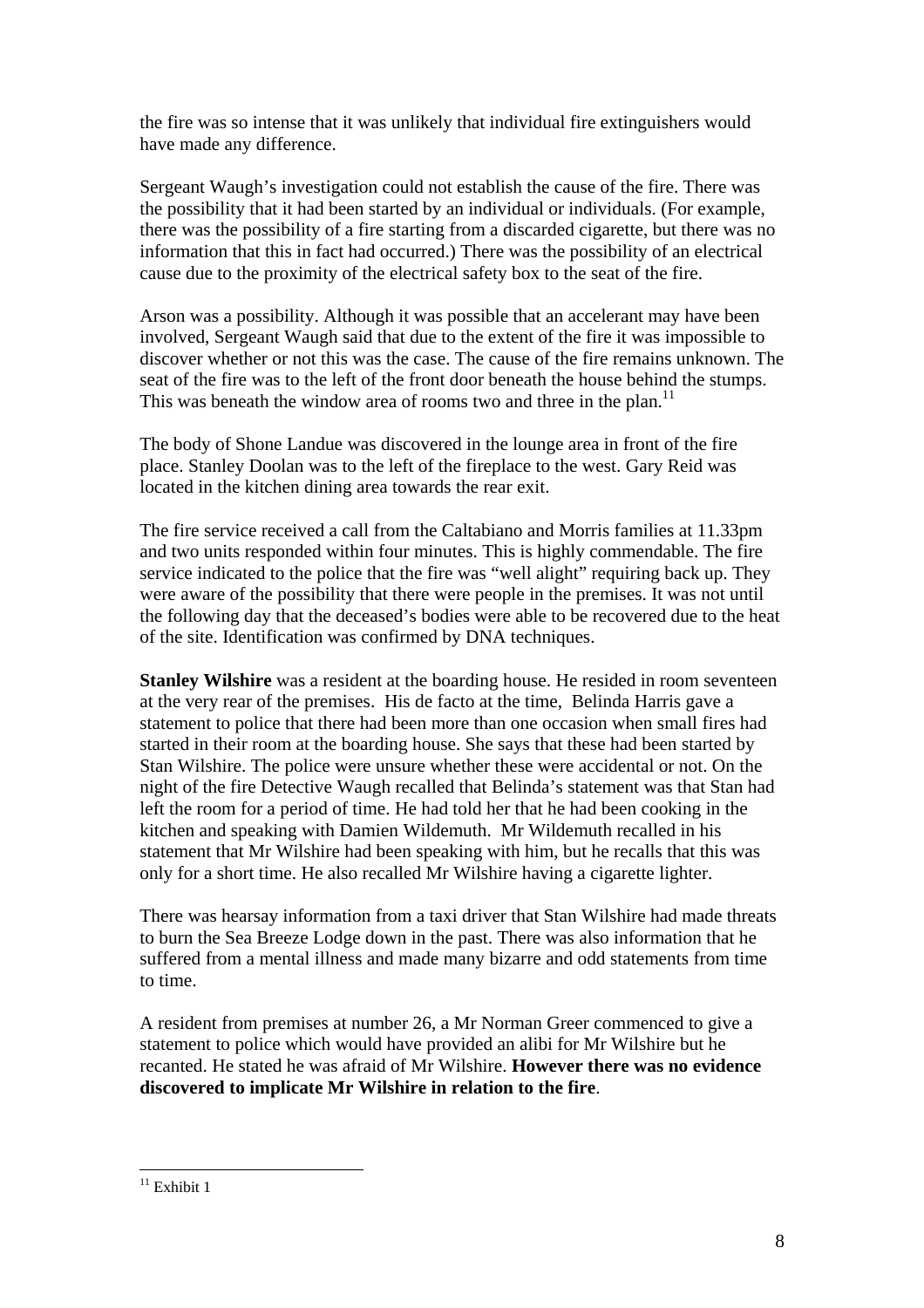the fire was so intense that it was unlikely that individual fire extinguishers would have made any difference.

Sergeant Waugh's investigation could not establish the cause of the fire. There was the possibility that it had been started by an individual or individuals. (For example, there was the possibility of a fire starting from a discarded cigarette, but there was no information that this in fact had occurred.) There was the possibility of an electrical cause due to the proximity of the electrical safety box to the seat of the fire.

Arson was a possibility. Although it was possible that an accelerant may have been involved, Sergeant Waugh said that due to the extent of the fire it was impossible to discover whether or not this was the case. The cause of the fire remains unknown. The seat of the fire was to the left of the front door beneath the house behind the stumps. This was beneath the window area of rooms two and three in the plan.[11]

The body of Shone Landue was discovered in the lounge area in front of the fire place. Stanley Doolan was to the left of the fireplace to the west. Gary Reid was located in the kitchen dining area towards the rear exit.

The fire service received a call from the Caltabiano and Morris families at 11.33pm and two units responded within four minutes. This is highly commendable. The fire service indicated to the police that the fire was "well alight" requiring back up. They were aware of the possibility that there were people in the premises. It was not until the following day that the deceased's bodies were able to be recovered due to the heat of the site. Identification was confirmed by DNA techniques.

**Stanley Wilshire** was a resident at the boarding house. He resided in room seventeen at the very rear of the premises. His de facto at the time, Belinda Harris gave a statement to police that there had been more than one occasion when small fires had started in their room at the boarding house. She says that these had been started by Stan Wilshire. The police were unsure whether these were accidental or not. On the night of the fire Detective Waugh recalled that Belinda's statement was that Stan had left the room for a period of time. He had told her that he had been cooking in the kitchen and speaking with Damien Wildemuth. Mr Wildemuth recalled in his statement that Mr Wilshire had been speaking with him, but he recalls that this was only for a short time. He also recalled Mr Wilshire having a cigarette lighter.

There was hearsay information from a taxi driver that Stan Wilshire had made threats to burn the Sea Breeze Lodge down in the past. There was also information that he suffered from a mental illness and made many bizarre and odd statements from time to time.

A resident from premises at number 26, a Mr Norman Greer commenced to give a statement to police which would have provided an alibi for Mr Wilshire but he recanted. He stated he was afraid of Mr Wilshire. **However there was no evidence discovered to implicate Mr Wilshire in relation to the fire**.

[11] Exhibit 1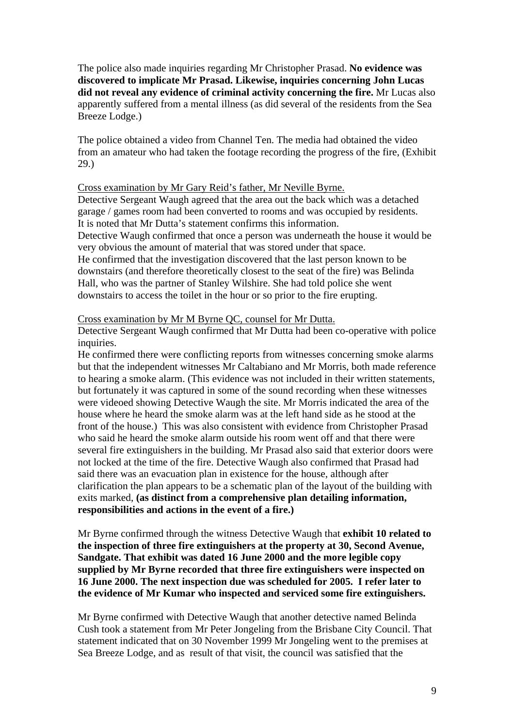The police also made inquiries regarding Mr Christopher Prasad. **No evidence was discovered to implicate Mr Prasad. Likewise, inquiries concerning John Lucas did not reveal any evidence of criminal activity concerning the fire.** Mr Lucas also apparently suffered from a mental illness (as did several of the residents from the Sea Breeze Lodge.)

The police obtained a video from Channel Ten. The media had obtained the video from an amateur who had taken the footage recording the progress of the fire, (Exhibit 29.)

<u>Cross examination by Mr Gary Reid's father, Mr Neville Byrne.</u>

Detective Sergeant Waugh agreed that the area out the back which was a detached garage / games room had been converted to rooms and was occupied by residents. It is noted that Mr Dutta's statement confirms this information.

Detective Waugh confirmed that once a person was underneath the house it would be very obvious the amount of material that was stored under that space.

He confirmed that the investigation discovered that the last person known to be downstairs (and therefore theoretically closest to the seat of the fire) was Belinda Hall, who was the partner of Stanley Wilshire. She had told police she went downstairs to access the toilet in the hour or so prior to the fire erupting.

<u>Cross examination by Mr M Byrne QC, counsel for Mr Dutta.</u>

Detective Sergeant Waugh confirmed that Mr Dutta had been co-operative with police inquiries.

He confirmed there were conflicting reports from witnesses concerning smoke alarms but that the independent witnesses Mr Caltabiano and Mr Morris, both made reference to hearing a smoke alarm. (This evidence was not included in their written statements, but fortunately it was captured in some of the sound recording when these witnesses were videoed showing Detective Waugh the site. Mr Morris indicated the area of the house where he heard the smoke alarm was at the left hand side as he stood at the front of the house.) This was also consistent with evidence from Christopher Prasad who said he heard the smoke alarm outside his room went off and that there were several fire extinguishers in the building. Mr Prasad also said that exterior doors were not locked at the time of the fire. Detective Waugh also confirmed that Prasad had said there was an evacuation plan in existence for the house, although after clarification the plan appears to be a schematic plan of the layout of the building with exits marked, **(as distinct from a comprehensive plan detailing information, responsibilities and actions in the event of a fire.)**

Mr Byrne confirmed through the witness Detective Waugh that **exhibit 10 related to the inspection of three fire extinguishers at the property at 30, Second Avenue, Sandgate. That exhibit was dated 16 June 2000 and the more legible copy supplied by Mr Byrne recorded that three fire extinguishers were inspected on 16 June 2000. The next inspection due was scheduled for 2005. I refer later to the evidence of Mr Kumar who inspected and serviced some fire extinguishers.**

Mr Byrne confirmed with Detective Waugh that another detective named Belinda Cush took a statement from Mr Peter Jongeling from the Brisbane City Council. That statement indicated that on 30 November 1999 Mr Jongeling went to the premises at Sea Breeze Lodge, and as result of that visit, the council was satisfied that the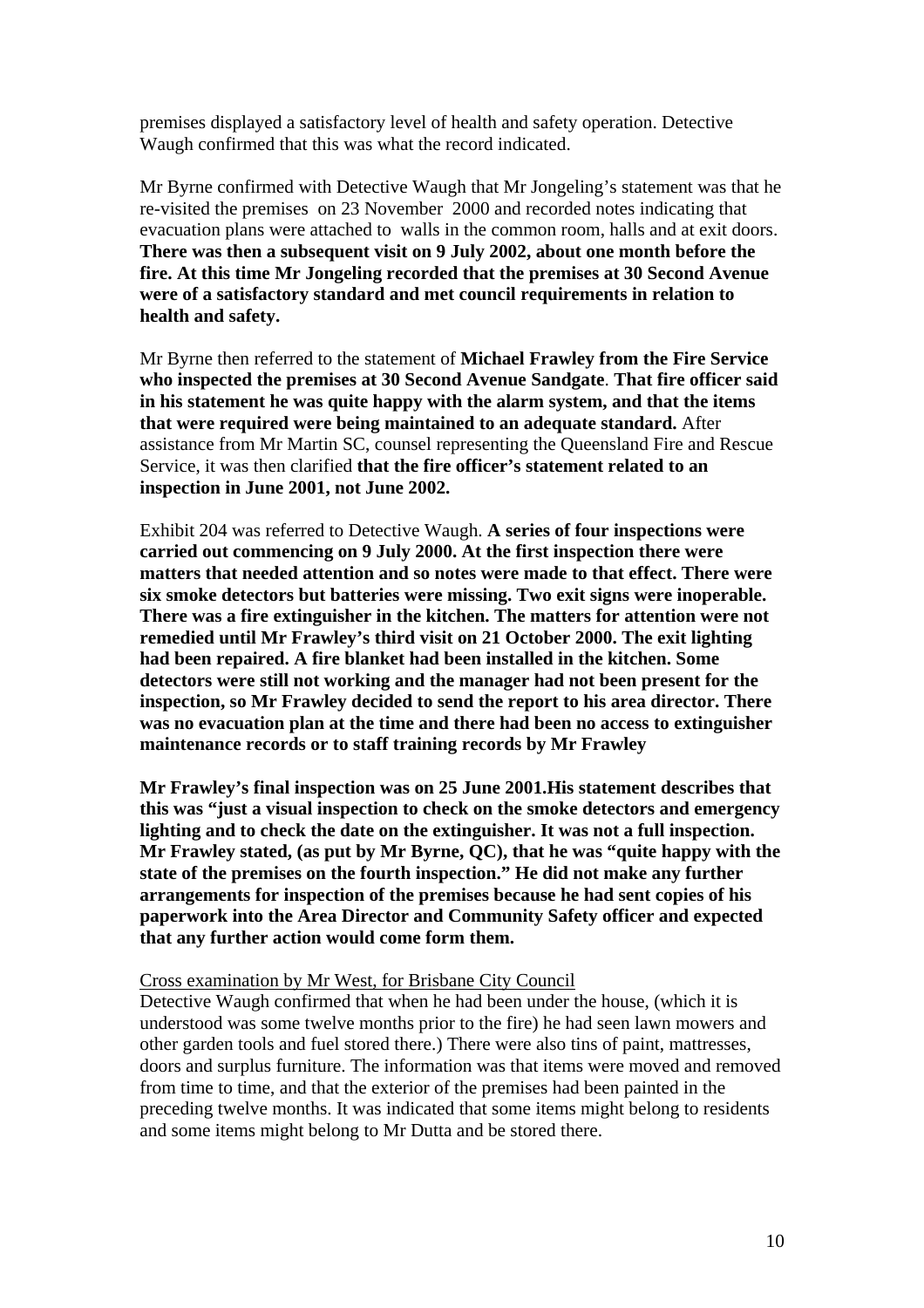premises displayed a satisfactory level of health and safety operation. Detective Waugh confirmed that this was what the record indicated.

Mr Byrne confirmed with Detective Waugh that Mr Jongeling's statement was that he re-visited the premises on 23 November 2000 and recorded notes indicating that evacuation plans were attached to walls in the common room, halls and at exit doors. **There was then a subsequent visit on 9 July 2002, about one month before the fire. At this time Mr Jongeling recorded that the premises at 30 Second Avenue were of a satisfactory standard and met council requirements in relation to health and safety.**

Mr Byrne then referred to the statement of **Michael Frawley from the Fire Service who inspected the premises at 30 Second Avenue Sandgate**. **That fire officer said in his statement he was quite happy with the alarm system, and that the items that were required were being maintained to an adequate standard.** After assistance from Mr Martin SC, counsel representing the Queensland Fire and Rescue Service, it was then clarified **that the fire officer's statement related to an inspection in June 2001, not June 2002.**

Exhibit 204 was referred to Detective Waugh. **A series of four inspections were carried out commencing on 9 July 2000. At the first inspection there were matters that needed attention and so notes were made to that effect. There were six smoke detectors but batteries were missing. Two exit signs were inoperable. There was a fire extinguisher in the kitchen. The matters for attention were not remedied until Mr Frawley's third visit on 21 October 2000. The exit lighting had been repaired. A fire blanket had been installed in the kitchen. Some detectors were still not working and the manager had not been present for the inspection, so Mr Frawley decided to send the report to his area director. There was no evacuation plan at the time and there had been no access to extinguisher maintenance records or to staff training records by Mr Frawley**

**Mr Frawley's final inspection was on 25 June 2001.His statement describes that this was "just a visual inspection to check on the smoke detectors and emergency lighting and to check the date on the extinguisher. It was not a full inspection. Mr Frawley stated, (as put by Mr Byrne, QC), that he was "quite happy with the state of the premises on the fourth inspection." He did not make any further arrangements for inspection of the premises because he had sent copies of his paperwork into the Area Director and Community Safety officer and expected that any further action would come form them.**

Cross examination by Mr West, for Brisbane City Council

Detective Waugh confirmed that when he had been under the house, (which it is understood was some twelve months prior to the fire) he had seen lawn mowers and other garden tools and fuel stored there.) There were also tins of paint, mattresses, doors and surplus furniture. The information was that items were moved and removed from time to time, and that the exterior of the premises had been painted in the preceding twelve months. It was indicated that some items might belong to residents and some items might belong to Mr Dutta and be stored there.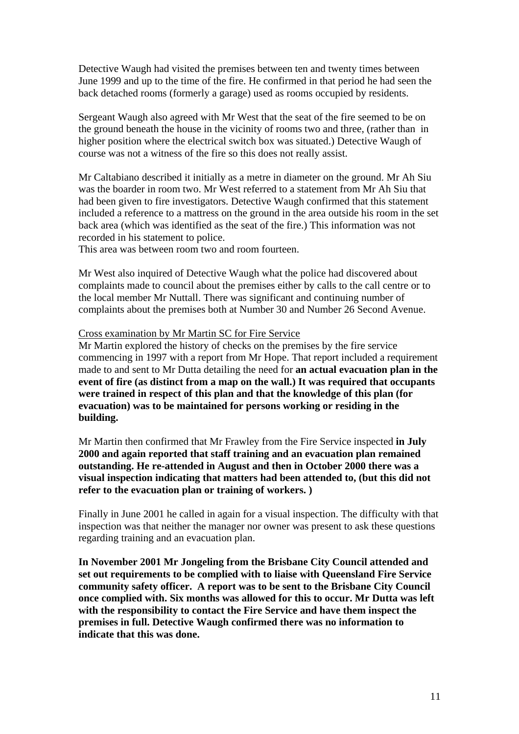Detective Waugh had visited the premises between ten and twenty times between June 1999 and up to the time of the fire. He confirmed in that period he had seen the back detached rooms (formerly a garage) used as rooms occupied by residents.

Sergeant Waugh also agreed with Mr West that the seat of the fire seemed to be on the ground beneath the house in the vicinity of rooms two and three, (rather than in higher position where the electrical switch box was situated.) Detective Waugh of course was not a witness of the fire so this does not really assist.

Mr Caltabiano described it initially as a metre in diameter on the ground. Mr Ah Siu was the boarder in room two. Mr West referred to a statement from Mr Ah Siu that had been given to fire investigators. Detective Waugh confirmed that this statement included a reference to a mattress on the ground in the area outside his room in the set back area (which was identified as the seat of the fire.) This information was not recorded in his statement to police.
This area was between room two and room fourteen.

Mr West also inquired of Detective Waugh what the police had discovered about complaints made to council about the premises either by calls to the call centre or to the local member Mr Nuttall. There was significant and continuing number of complaints about the premises both at Number 30 and Number 26 Second Avenue.

Cross examination by Mr Martin SC for Fire Service

Mr Martin explored the history of checks on the premises by the fire service commencing in 1997 with a report from Mr Hope. That report included a requirement made to and sent to Mr Dutta detailing the need for **an actual evacuation plan in the event of fire (as distinct from a map on the wall.) It was required that occupants were trained in respect of this plan and that the knowledge of this plan (for evacuation) was to be maintained for persons working or residing in the building.**

Mr Martin then confirmed that Mr Frawley from the Fire Service inspected **in July 2000 and again reported that staff training and an evacuation plan remained outstanding. He re-attended in August and then in October 2000 there was a visual inspection indicating that matters had been attended to, (but this did not refer to the evacuation plan or training of workers. )**

Finally in June 2001 he called in again for a visual inspection. The difficulty with that inspection was that neither the manager nor owner was present to ask these questions regarding training and an evacuation plan.

**In November 2001 Mr Jongeling from the Brisbane City Council attended and set out requirements to be complied with to liaise with Queensland Fire Service community safety officer. A report was to be sent to the Brisbane City Council once complied with. Six months was allowed for this to occur. Mr Dutta was left with the responsibility to contact the Fire Service and have them inspect the premises in full. Detective Waugh confirmed there was no information to indicate that this was done.**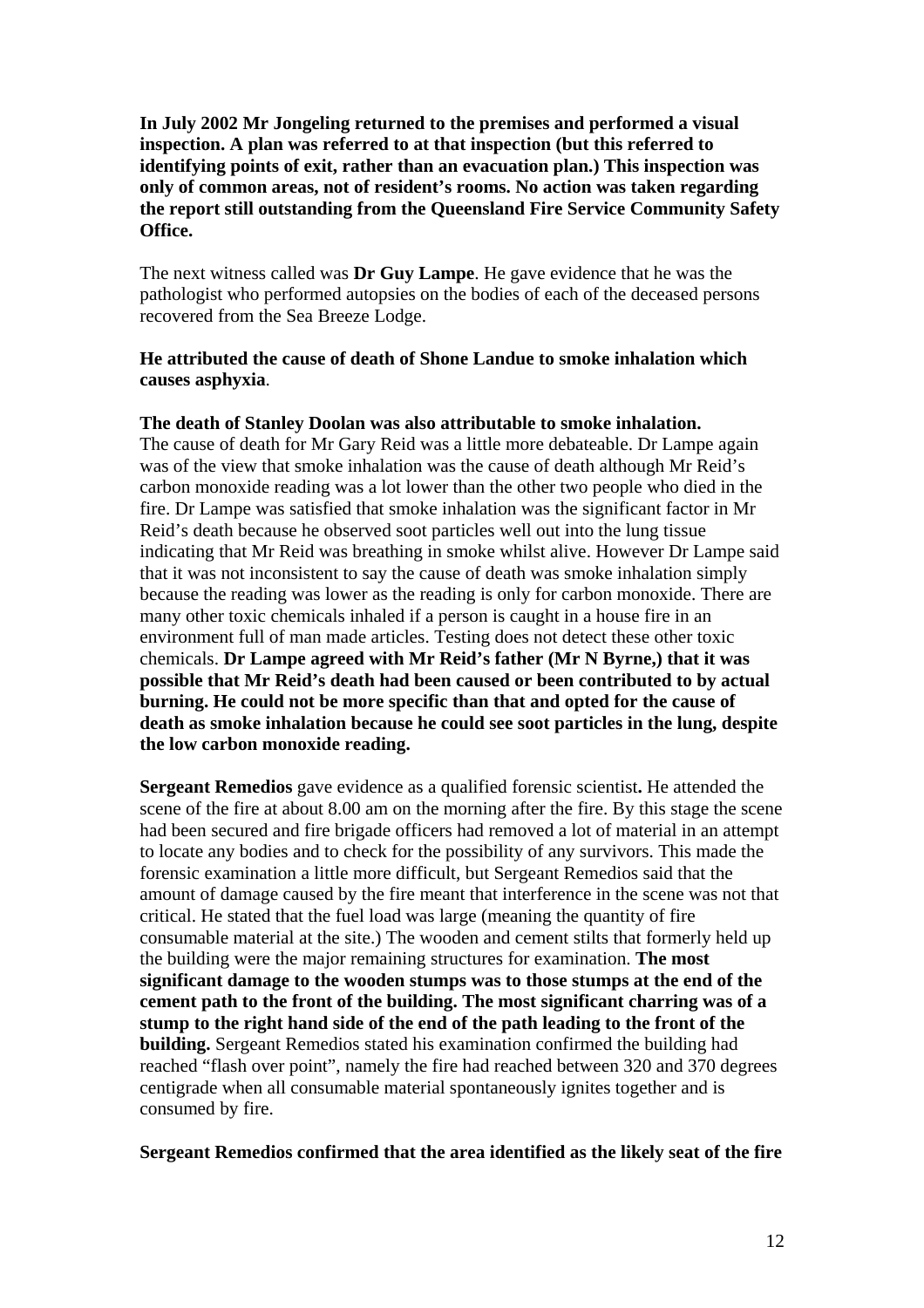**In July 2002 Mr Jongeling returned to the premises and performed a visual inspection. A plan was referred to at that inspection (but this referred to identifying points of exit, rather than an evacuation plan.) This inspection was only of common areas, not of resident's rooms. No action was taken regarding the report still outstanding from the Queensland Fire Service Community Safety Office.**

The next witness called was **Dr Guy Lampe**. He gave evidence that he was the pathologist who performed autopsies on the bodies of each of the deceased persons recovered from the Sea Breeze Lodge.

**He attributed the cause of death of Shone Landue to smoke inhalation which causes asphyxia**.

**The death of Stanley Doolan was also attributable to smoke inhalation.**
The cause of death for Mr Gary Reid was a little more debateable. Dr Lampe again was of the view that smoke inhalation was the cause of death although Mr Reid's carbon monoxide reading was a lot lower than the other two people who died in the fire. Dr Lampe was satisfied that smoke inhalation was the significant factor in Mr Reid's death because he observed soot particles well out into the lung tissue indicating that Mr Reid was breathing in smoke whilst alive. However Dr Lampe said that it was not inconsistent to say the cause of death was smoke inhalation simply because the reading was lower as the reading is only for carbon monoxide. There are many other toxic chemicals inhaled if a person is caught in a house fire in an environment full of man made articles. Testing does not detect these other toxic chemicals. **Dr Lampe agreed with Mr Reid's father (Mr N Byrne,) that it was possible that Mr Reid's death had been caused or been contributed to by actual burning. He could not be more specific than that and opted for the cause of death as smoke inhalation because he could see soot particles in the lung, despite the low carbon monoxide reading.**

**Sergeant Remedios** gave evidence as a qualified forensic scientist**.** He attended the scene of the fire at about 8.00 am on the morning after the fire. By this stage the scene had been secured and fire brigade officers had removed a lot of material in an attempt to locate any bodies and to check for the possibility of any survivors. This made the forensic examination a little more difficult, but Sergeant Remedios said that the amount of damage caused by the fire meant that interference in the scene was not that critical. He stated that the fuel load was large (meaning the quantity of fire consumable material at the site.) The wooden and cement stilts that formerly held up the building were the major remaining structures for examination. **The most significant damage to the wooden stumps was to those stumps at the end of the cement path to the front of the building. The most significant charring was of a stump to the right hand side of the end of the path leading to the front of the building.** Sergeant Remedios stated his examination confirmed the building had reached "flash over point", namely the fire had reached between 320 and 370 degrees centigrade when all consumable material spontaneously ignites together and is consumed by fire.

**Sergeant Remedios confirmed that the area identified as the likely seat of the fire**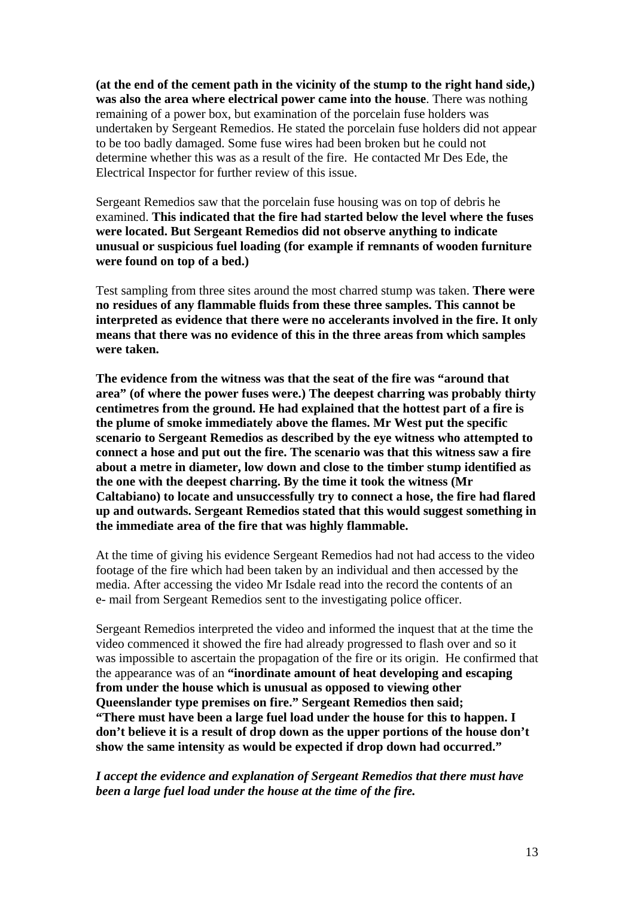**(at the end of the cement path in the vicinity of the stump to the right hand side,) was also the area where electrical power came into the house**. There was nothing remaining of a power box, but examination of the porcelain fuse holders was undertaken by Sergeant Remedios. He stated the porcelain fuse holders did not appear to be too badly damaged. Some fuse wires had been broken but he could not determine whether this was as a result of the fire. He contacted Mr Des Ede, the Electrical Inspector for further review of this issue.

Sergeant Remedios saw that the porcelain fuse housing was on top of debris he examined. **This indicated that the fire had started below the level where the fuses were located. But Sergeant Remedios did not observe anything to indicate unusual or suspicious fuel loading (for example if remnants of wooden furniture were found on top of a bed.)**

Test sampling from three sites around the most charred stump was taken. **There were no residues of any flammable fluids from these three samples. This cannot be interpreted as evidence that there were no accelerants involved in the fire. It only means that there was no evidence of this in the three areas from which samples were taken.**

**The evidence from the witness was that the seat of the fire was "around that area" (of where the power fuses were.) The deepest charring was probably thirty centimetres from the ground. He had explained that the hottest part of a fire is the plume of smoke immediately above the flames. Mr West put the specific scenario to Sergeant Remedios as described by the eye witness who attempted to connect a hose and put out the fire. The scenario was that this witness saw a fire about a metre in diameter, low down and close to the timber stump identified as the one with the deepest charring. By the time it took the witness (Mr Caltabiano) to locate and unsuccessfully try to connect a hose, the fire had flared up and outwards. Sergeant Remedios stated that this would suggest something in the immediate area of the fire that was highly flammable.**

At the time of giving his evidence Sergeant Remedios had not had access to the video footage of the fire which had been taken by an individual and then accessed by the media. After accessing the video Mr Isdale read into the record the contents of an e- mail from Sergeant Remedios sent to the investigating police officer.

Sergeant Remedios interpreted the video and informed the inquest that at the time the video commenced it showed the fire had already progressed to flash over and so it was impossible to ascertain the propagation of the fire or its origin. He confirmed that the appearance was of an **"inordinate amount of heat developing and escaping from under the house which is unusual as opposed to viewing other Queenslander type premises on fire." Sergeant Remedios then said; "There must have been a large fuel load under the house for this to happen. I don't believe it is a result of drop down as the upper portions of the house don't show the same intensity as would be expected if drop down had occurred."**

***I accept the evidence and explanation of Sergeant Remedios that there must have been a large fuel load under the house at the time of the fire.***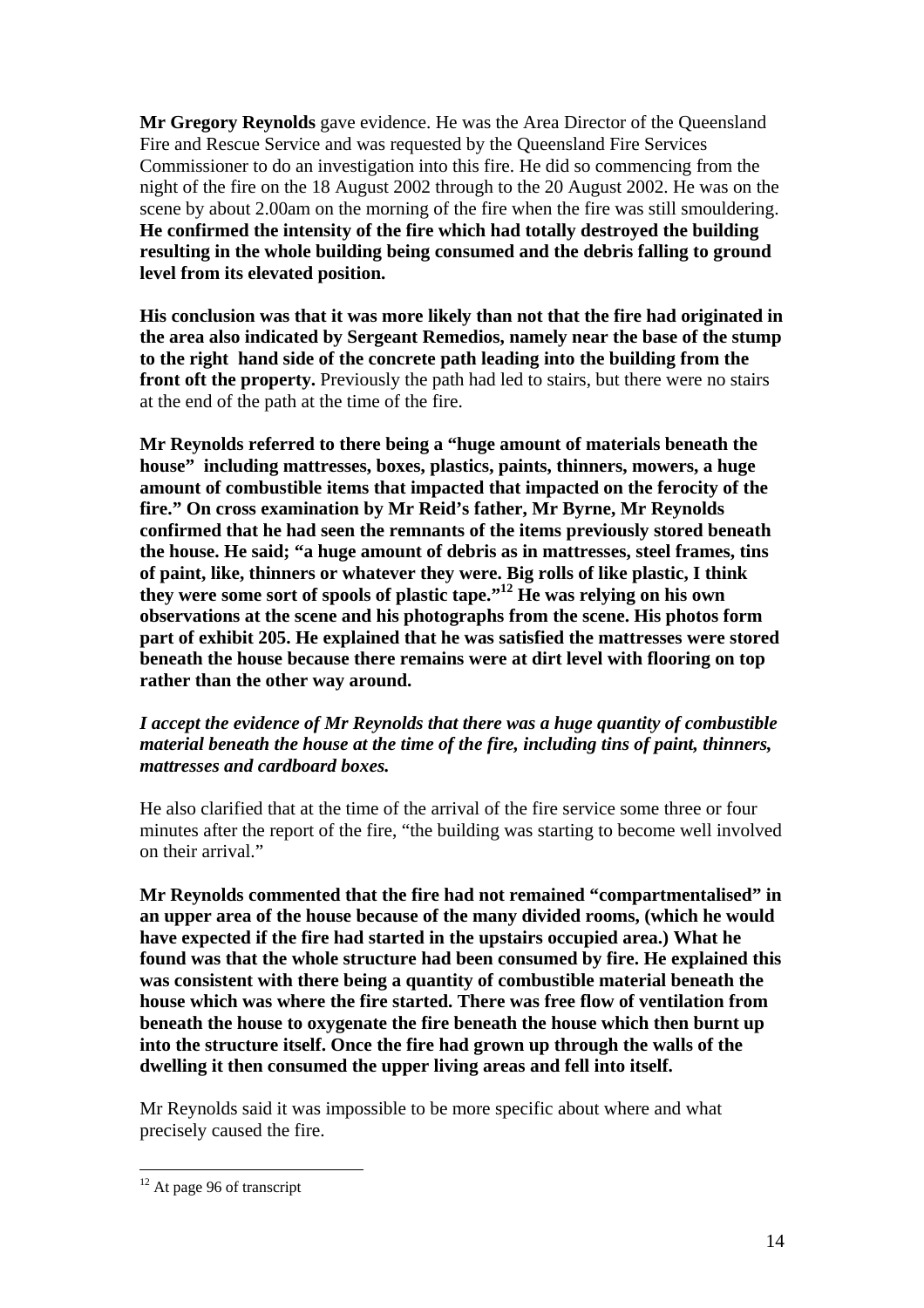**Mr Gregory Reynolds** gave evidence. He was the Area Director of the Queensland Fire and Rescue Service and was requested by the Queensland Fire Services Commissioner to do an investigation into this fire. He did so commencing from the night of the fire on the 18 August 2002 through to the 20 August 2002. He was on the scene by about 2.00am on the morning of the fire when the fire was still smouldering. **He confirmed the intensity of the fire which had totally destroyed the building resulting in the whole building being consumed and the debris falling to ground level from its elevated position.**

**His conclusion was that it was more likely than not that the fire had originated in the area also indicated by Sergeant Remedios, namely near the base of the stump to the right hand side of the concrete path leading into the building from the front oft the property.** Previously the path had led to stairs, but there were no stairs at the end of the path at the time of the fire.

**Mr Reynolds referred to there being a "huge amount of materials beneath the house" including mattresses, boxes, plastics, paints, thinners, mowers, a huge amount of combustible items that impacted that impacted on the ferocity of the fire." On cross examination by Mr Reid's father, Mr Byrne, Mr Reynolds confirmed that he had seen the remnants of the items previously stored beneath the house. He said; "a huge amount of debris as in mattresses, steel frames, tins of paint, like, thinners or whatever they were. Big rolls of like plastic, I think they were some sort of spools of plastic tape."[12] He was relying on his own observations at the scene and his photographs from the scene. His photos form part of exhibit 205. He explained that he was satisfied the mattresses were stored beneath the house because there remains were at dirt level with flooring on top rather than the other way around.**

***I accept the evidence of Mr Reynolds that there was a huge quantity of combustible material beneath the house at the time of the fire, including tins of paint, thinners, mattresses and cardboard boxes.***

He also clarified that at the time of the arrival of the fire service some three or four minutes after the report of the fire, "the building was starting to become well involved on their arrival."

**Mr Reynolds commented that the fire had not remained "compartmentalised" in an upper area of the house because of the many divided rooms, (which he would have expected if the fire had started in the upstairs occupied area.) What he found was that the whole structure had been consumed by fire. He explained this was consistent with there being a quantity of combustible material beneath the house which was where the fire started. There was free flow of ventilation from beneath the house to oxygenate the fire beneath the house which then burnt up into the structure itself. Once the fire had grown up through the walls of the dwelling it then consumed the upper living areas and fell into itself.**

Mr Reynolds said it was impossible to be more specific about where and what precisely caused the fire.

[12] At page 96 of transcript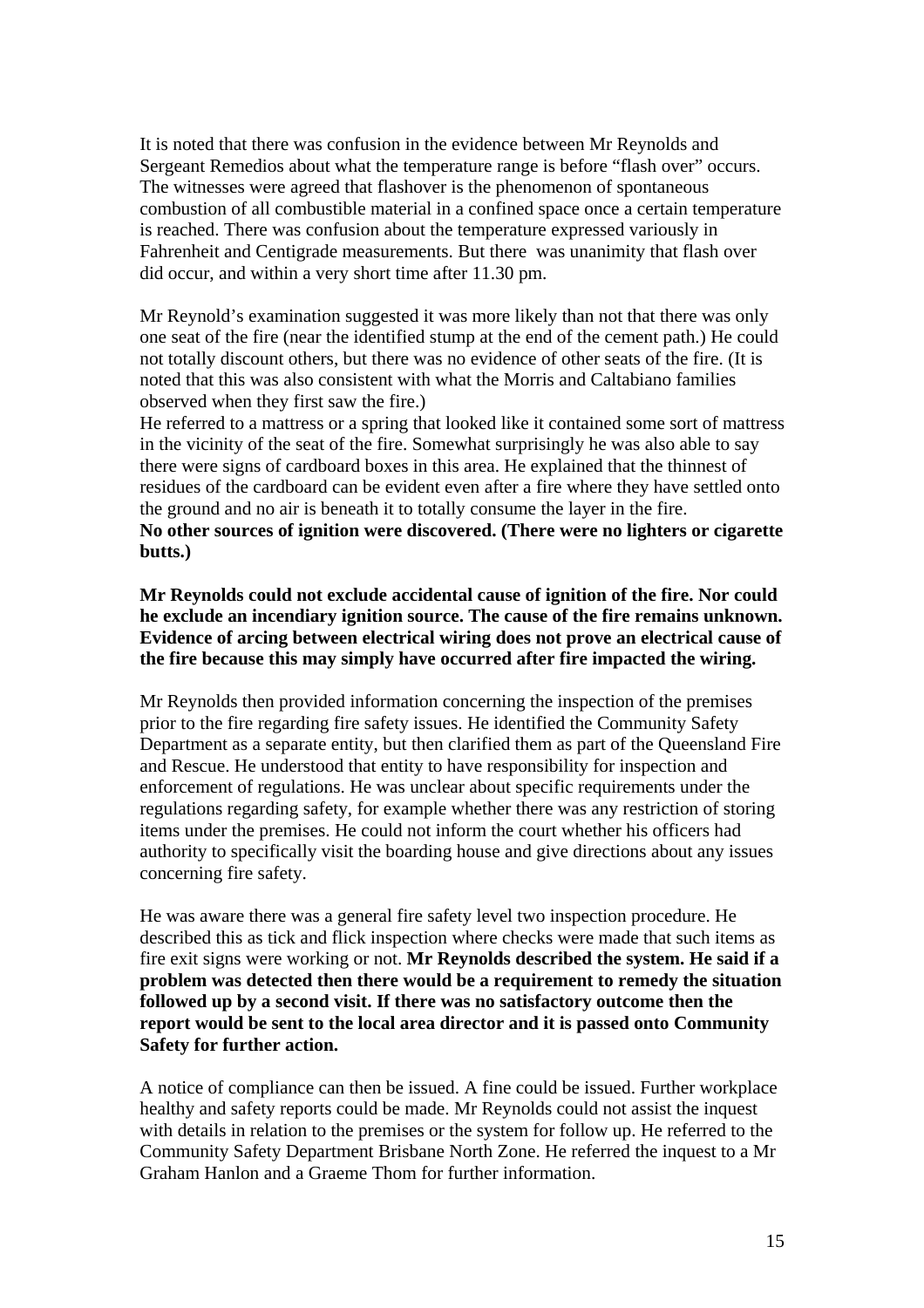It is noted that there was confusion in the evidence between Mr Reynolds and Sergeant Remedios about what the temperature range is before "flash over" occurs. The witnesses were agreed that flashover is the phenomenon of spontaneous combustion of all combustible material in a confined space once a certain temperature is reached. There was confusion about the temperature expressed variously in Fahrenheit and Centigrade measurements. But there was unanimity that flash over did occur, and within a very short time after 11.30 pm.

Mr Reynold's examination suggested it was more likely than not that there was only one seat of the fire (near the identified stump at the end of the cement path.) He could not totally discount others, but there was no evidence of other seats of the fire. (It is noted that this was also consistent with what the Morris and Caltabiano families observed when they first saw the fire.)
He referred to a mattress or a spring that looked like it contained some sort of mattress in the vicinity of the seat of the fire. Somewhat surprisingly he was also able to say there were signs of cardboard boxes in this area. He explained that the thinnest of residues of the cardboard can be evident even after a fire where they have settled onto the ground and no air is beneath it to totally consume the layer in the fire.
**No other sources of ignition were discovered. (There were no lighters or cigarette butts.)**

**Mr Reynolds could not exclude accidental cause of ignition of the fire. Nor could he exclude an incendiary ignition source. The cause of the fire remains unknown. Evidence of arcing between electrical wiring does not prove an electrical cause of the fire because this may simply have occurred after fire impacted the wiring.**

Mr Reynolds then provided information concerning the inspection of the premises prior to the fire regarding fire safety issues. He identified the Community Safety Department as a separate entity, but then clarified them as part of the Queensland Fire and Rescue. He understood that entity to have responsibility for inspection and enforcement of regulations. He was unclear about specific requirements under the regulations regarding safety, for example whether there was any restriction of storing items under the premises. He could not inform the court whether his officers had authority to specifically visit the boarding house and give directions about any issues concerning fire safety.

He was aware there was a general fire safety level two inspection procedure. He described this as tick and flick inspection where checks were made that such items as fire exit signs were working or not. **Mr Reynolds described the system. He said if a problem was detected then there would be a requirement to remedy the situation followed up by a second visit. If there was no satisfactory outcome then the report would be sent to the local area director and it is passed onto Community Safety for further action.**

A notice of compliance can then be issued. A fine could be issued. Further workplace healthy and safety reports could be made. Mr Reynolds could not assist the inquest with details in relation to the premises or the system for follow up. He referred to the Community Safety Department Brisbane North Zone. He referred the inquest to a Mr Graham Hanlon and a Graeme Thom for further information.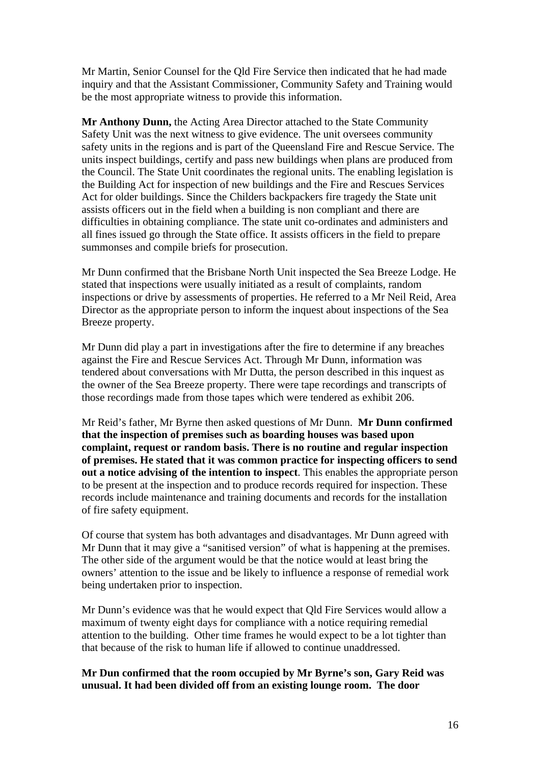Mr Martin, Senior Counsel for the Qld Fire Service then indicated that he had made inquiry and that the Assistant Commissioner, Community Safety and Training would be the most appropriate witness to provide this information.

**Mr Anthony Dunn,** the Acting Area Director attached to the State Community Safety Unit was the next witness to give evidence. The unit oversees community safety units in the regions and is part of the Queensland Fire and Rescue Service. The units inspect buildings, certify and pass new buildings when plans are produced from the Council. The State Unit coordinates the regional units. The enabling legislation is the Building Act for inspection of new buildings and the Fire and Rescues Services Act for older buildings. Since the Childers backpackers fire tragedy the State unit assists officers out in the field when a building is non compliant and there are difficulties in obtaining compliance. The state unit co-ordinates and administers and all fines issued go through the State office. It assists officers in the field to prepare summonses and compile briefs for prosecution.

Mr Dunn confirmed that the Brisbane North Unit inspected the Sea Breeze Lodge. He stated that inspections were usually initiated as a result of complaints, random inspections or drive by assessments of properties. He referred to a Mr Neil Reid, Area Director as the appropriate person to inform the inquest about inspections of the Sea Breeze property.

Mr Dunn did play a part in investigations after the fire to determine if any breaches against the Fire and Rescue Services Act. Through Mr Dunn, information was tendered about conversations with Mr Dutta, the person described in this inquest as the owner of the Sea Breeze property. There were tape recordings and transcripts of those recordings made from those tapes which were tendered as exhibit 206.

Mr Reid's father, Mr Byrne then asked questions of Mr Dunn. **Mr Dunn confirmed that the inspection of premises such as boarding houses was based upon complaint, request or random basis. There is no routine and regular inspection of premises. He stated that it was common practice for inspecting officers to send out a notice advising of the intention to inspect**. This enables the appropriate person to be present at the inspection and to produce records required for inspection. These records include maintenance and training documents and records for the installation of fire safety equipment.

Of course that system has both advantages and disadvantages. Mr Dunn agreed with Mr Dunn that it may give a "sanitised version" of what is happening at the premises. The other side of the argument would be that the notice would at least bring the owners' attention to the issue and be likely to influence a response of remedial work being undertaken prior to inspection.

Mr Dunn's evidence was that he would expect that Qld Fire Services would allow a maximum of twenty eight days for compliance with a notice requiring remedial attention to the building. Other time frames he would expect to be a lot tighter than that because of the risk to human life if allowed to continue unaddressed.

**Mr Dun confirmed that the room occupied by Mr Byrne's son, Gary Reid was unusual. It had been divided off from an existing lounge room. The door**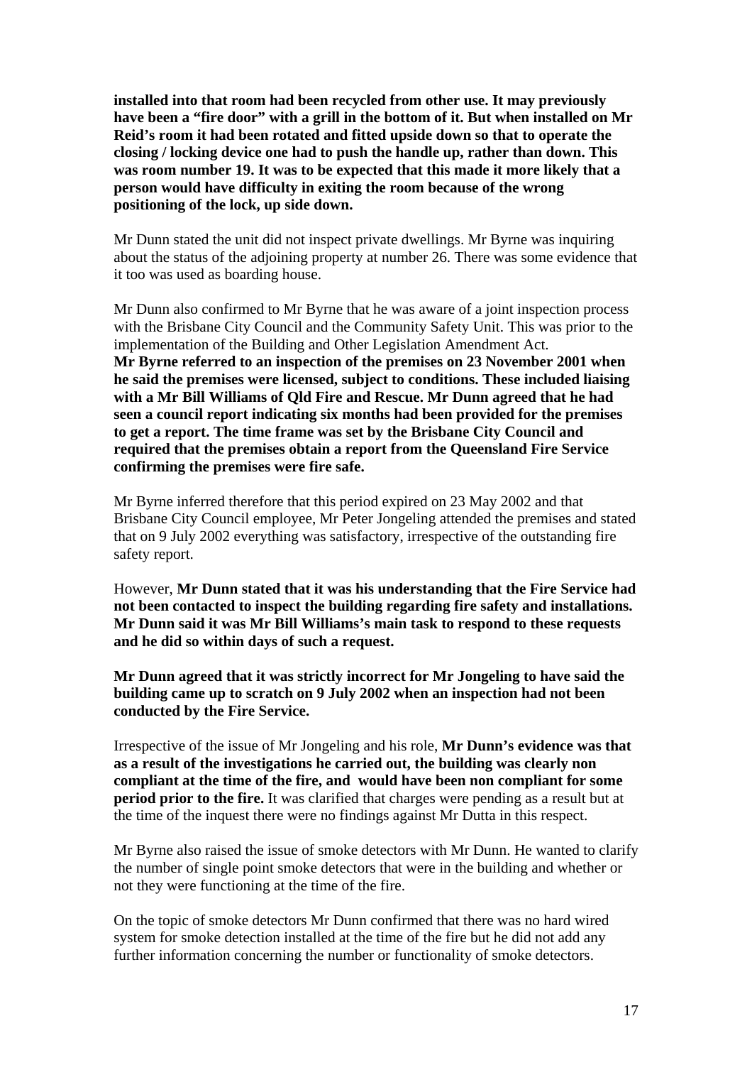**installed into that room had been recycled from other use. It may previously have been a "fire door" with a grill in the bottom of it. But when installed on Mr Reid's room it had been rotated and fitted upside down so that to operate the closing / locking device one had to push the handle up, rather than down. This was room number 19. It was to be expected that this made it more likely that a person would have difficulty in exiting the room because of the wrong positioning of the lock, up side down.**

Mr Dunn stated the unit did not inspect private dwellings. Mr Byrne was inquiring about the status of the adjoining property at number 26. There was some evidence that it too was used as boarding house.

Mr Dunn also confirmed to Mr Byrne that he was aware of a joint inspection process with the Brisbane City Council and the Community Safety Unit. This was prior to the implementation of the Building and Other Legislation Amendment Act. **Mr Byrne referred to an inspection of the premises on 23 November 2001 when he said the premises were licensed, subject to conditions. These included liaising with a Mr Bill Williams of Qld Fire and Rescue. Mr Dunn agreed that he had seen a council report indicating six months had been provided for the premises to get a report. The time frame was set by the Brisbane City Council and required that the premises obtain a report from the Queensland Fire Service confirming the premises were fire safe.**

Mr Byrne inferred therefore that this period expired on 23 May 2002 and that Brisbane City Council employee, Mr Peter Jongeling attended the premises and stated that on 9 July 2002 everything was satisfactory, irrespective of the outstanding fire safety report.

However, **Mr Dunn stated that it was his understanding that the Fire Service had not been contacted to inspect the building regarding fire safety and installations. Mr Dunn said it was Mr Bill Williams's main task to respond to these requests and he did so within days of such a request.**

**Mr Dunn agreed that it was strictly incorrect for Mr Jongeling to have said the building came up to scratch on 9 July 2002 when an inspection had not been conducted by the Fire Service.**

Irrespective of the issue of Mr Jongeling and his role, **Mr Dunn's evidence was that as a result of the investigations he carried out, the building was clearly non compliant at the time of the fire, and would have been non compliant for some period prior to the fire.** It was clarified that charges were pending as a result but at the time of the inquest there were no findings against Mr Dutta in this respect.

Mr Byrne also raised the issue of smoke detectors with Mr Dunn. He wanted to clarify the number of single point smoke detectors that were in the building and whether or not they were functioning at the time of the fire.

On the topic of smoke detectors Mr Dunn confirmed that there was no hard wired system for smoke detection installed at the time of the fire but he did not add any further information concerning the number or functionality of smoke detectors.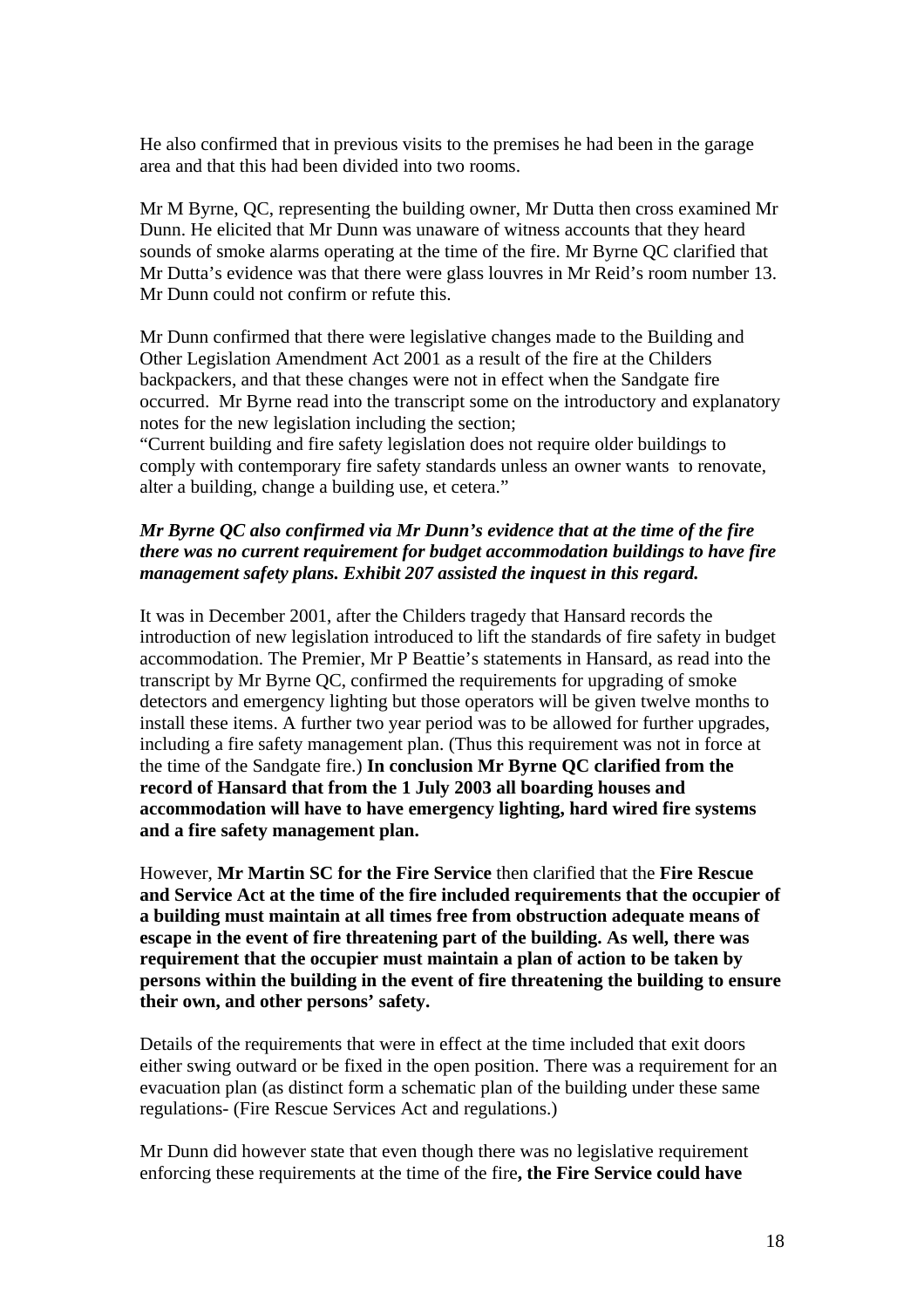He also confirmed that in previous visits to the premises he had been in the garage area and that this had been divided into two rooms.

Mr M Byrne, QC, representing the building owner, Mr Dutta then cross examined Mr Dunn. He elicited that Mr Dunn was unaware of witness accounts that they heard sounds of smoke alarms operating at the time of the fire. Mr Byrne QC clarified that Mr Dutta's evidence was that there were glass louvres in Mr Reid's room number 13. Mr Dunn could not confirm or refute this.

Mr Dunn confirmed that there were legislative changes made to the Building and Other Legislation Amendment Act 2001 as a result of the fire at the Childers backpackers, and that these changes were not in effect when the Sandgate fire occurred. Mr Byrne read into the transcript some on the introductory and explanatory notes for the new legislation including the section;
"Current building and fire safety legislation does not require older buildings to comply with contemporary fire safety standards unless an owner wants to renovate, alter a building, change a building use, et cetera."

***Mr Byrne QC also confirmed via Mr Dunn's evidence that at the time of the fire there was no current requirement for budget accommodation buildings to have fire management safety plans. Exhibit 207 assisted the inquest in this regard.***

It was in December 2001, after the Childers tragedy that Hansard records the introduction of new legislation introduced to lift the standards of fire safety in budget accommodation. The Premier, Mr P Beattie's statements in Hansard, as read into the transcript by Mr Byrne QC, confirmed the requirements for upgrading of smoke detectors and emergency lighting but those operators will be given twelve months to install these items. A further two year period was to be allowed for further upgrades, including a fire safety management plan. (Thus this requirement was not in force at the time of the Sandgate fire.) **In conclusion Mr Byrne QC clarified from the record of Hansard that from the 1 July 2003 all boarding houses and accommodation will have to have emergency lighting, hard wired fire systems and a fire safety management plan.**

However, **Mr Martin SC for the Fire Service** then clarified that the **Fire Rescue and Service Act at the time of the fire included requirements that the occupier of a building must maintain at all times free from obstruction adequate means of escape in the event of fire threatening part of the building. As well, there was requirement that the occupier must maintain a plan of action to be taken by persons within the building in the event of fire threatening the building to ensure their own, and other persons' safety.**

Details of the requirements that were in effect at the time included that exit doors either swing outward or be fixed in the open position. There was a requirement for an evacuation plan (as distinct form a schematic plan of the building under these same regulations- (Fire Rescue Services Act and regulations.)

Mr Dunn did however state that even though there was no legislative requirement enforcing these requirements at the time of the fire**, the Fire Service could have**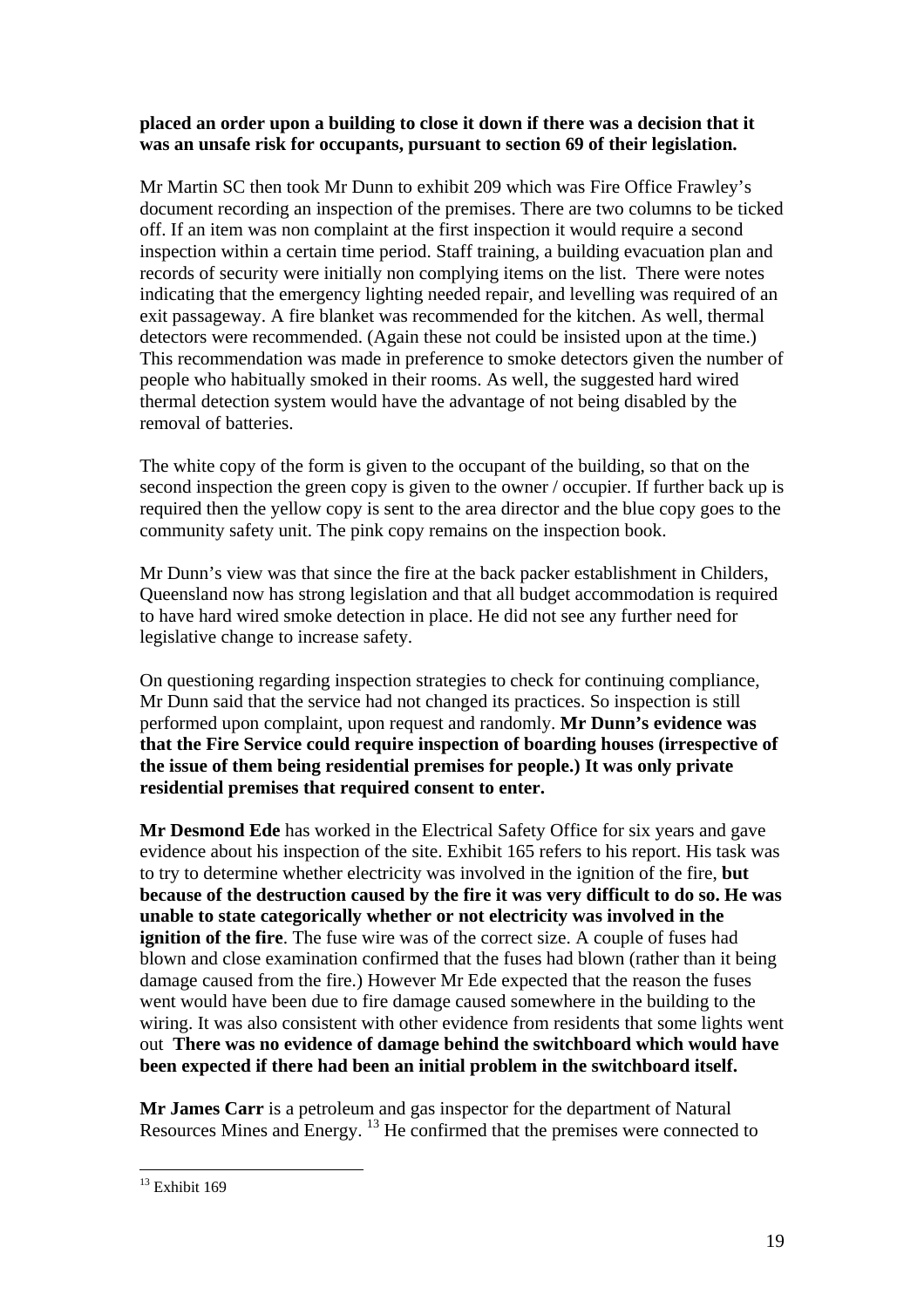**placed an order upon a building to close it down if there was a decision that it was an unsafe risk for occupants, pursuant to section 69 of their legislation.**

Mr Martin SC then took Mr Dunn to exhibit 209 which was Fire Office Frawley's document recording an inspection of the premises. There are two columns to be ticked off. If an item was non complaint at the first inspection it would require a second inspection within a certain time period. Staff training, a building evacuation plan and records of security were initially non complying items on the list. There were notes indicating that the emergency lighting needed repair, and levelling was required of an exit passageway. A fire blanket was recommended for the kitchen. As well, thermal detectors were recommended. (Again these not could be insisted upon at the time.) This recommendation was made in preference to smoke detectors given the number of people who habitually smoked in their rooms. As well, the suggested hard wired thermal detection system would have the advantage of not being disabled by the removal of batteries.

The white copy of the form is given to the occupant of the building, so that on the second inspection the green copy is given to the owner / occupier. If further back up is required then the yellow copy is sent to the area director and the blue copy goes to the community safety unit. The pink copy remains on the inspection book.

Mr Dunn's view was that since the fire at the back packer establishment in Childers, Queensland now has strong legislation and that all budget accommodation is required to have hard wired smoke detection in place. He did not see any further need for legislative change to increase safety.

On questioning regarding inspection strategies to check for continuing compliance, Mr Dunn said that the service had not changed its practices. So inspection is still performed upon complaint, upon request and randomly. **Mr Dunn's evidence was that the Fire Service could require inspection of boarding houses (irrespective of the issue of them being residential premises for people.) It was only private residential premises that required consent to enter.**

**Mr Desmond Ede** has worked in the Electrical Safety Office for six years and gave evidence about his inspection of the site. Exhibit 165 refers to his report. His task was to try to determine whether electricity was involved in the ignition of the fire, **but because of the destruction caused by the fire it was very difficult to do so. He was unable to state categorically whether or not electricity was involved in the ignition of the fire**. The fuse wire was of the correct size. A couple of fuses had blown and close examination confirmed that the fuses had blown (rather than it being damage caused from the fire.) However Mr Ede expected that the reason the fuses went would have been due to fire damage caused somewhere in the building to the wiring. It was also consistent with other evidence from residents that some lights went out **There was no evidence of damage behind the switchboard which would have been expected if there had been an initial problem in the switchboard itself.**

**Mr James Carr** is a petroleum and gas inspector for the department of Natural Resources Mines and Energy. [13] He confirmed that the premises were connected to

[13] Exhibit 169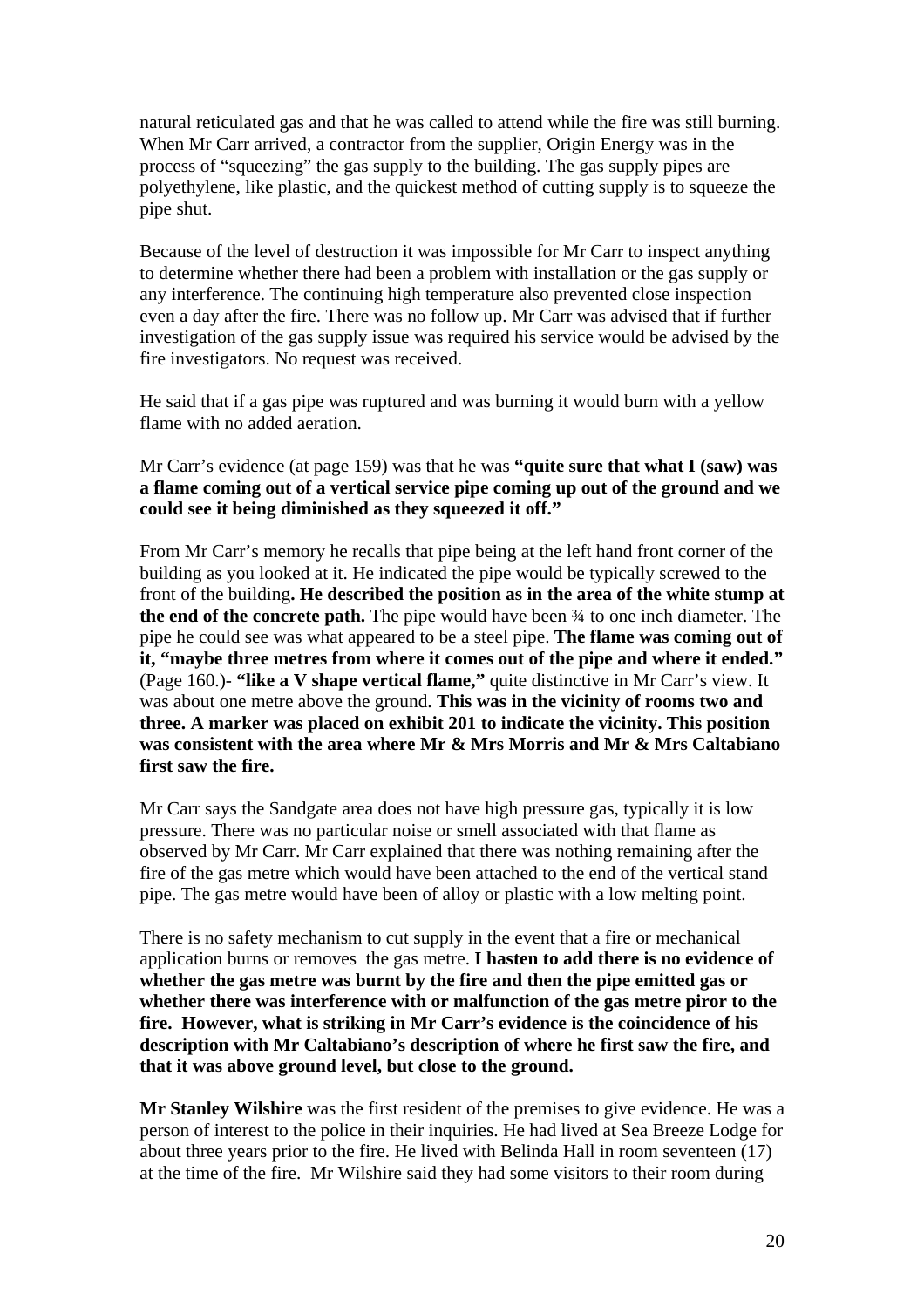natural reticulated gas and that he was called to attend while the fire was still burning. When Mr Carr arrived, a contractor from the supplier, Origin Energy was in the process of "squeezing" the gas supply to the building. The gas supply pipes are polyethylene, like plastic, and the quickest method of cutting supply is to squeeze the pipe shut.

Because of the level of destruction it was impossible for Mr Carr to inspect anything to determine whether there had been a problem with installation or the gas supply or any interference. The continuing high temperature also prevented close inspection even a day after the fire. There was no follow up. Mr Carr was advised that if further investigation of the gas supply issue was required his service would be advised by the fire investigators. No request was received.

He said that if a gas pipe was ruptured and was burning it would burn with a yellow flame with no added aeration.

Mr Carr's evidence (at page 159) was that he was **"quite sure that what I (saw) was a flame coming out of a vertical service pipe coming up out of the ground and we could see it being diminished as they squeezed it off."**

From Mr Carr's memory he recalls that pipe being at the left hand front corner of the building as you looked at it. He indicated the pipe would be typically screwed to the front of the building**. He described the position as in the area of the white stump at the end of the concrete path.** The pipe would have been ¾ to one inch diameter. The pipe he could see was what appeared to be a steel pipe. **The flame was coming out of it, "maybe three metres from where it comes out of the pipe and where it ended."** (Page 160.)- **"like a V shape vertical flame,"** quite distinctive in Mr Carr's view. It was about one metre above the ground. **This was in the vicinity of rooms two and three. A marker was placed on exhibit 201 to indicate the vicinity. This position was consistent with the area where Mr & Mrs Morris and Mr & Mrs Caltabiano first saw the fire.**

Mr Carr says the Sandgate area does not have high pressure gas, typically it is low pressure. There was no particular noise or smell associated with that flame as observed by Mr Carr. Mr Carr explained that there was nothing remaining after the fire of the gas metre which would have been attached to the end of the vertical stand pipe. The gas metre would have been of alloy or plastic with a low melting point.

There is no safety mechanism to cut supply in the event that a fire or mechanical application burns or removes the gas metre. **I hasten to add there is no evidence of whether the gas metre was burnt by the fire and then the pipe emitted gas or whether there was interference with or malfunction of the gas metre piror to the fire. However, what is striking in Mr Carr's evidence is the coincidence of his description with Mr Caltabiano's description of where he first saw the fire, and that it was above ground level, but close to the ground.**

**Mr Stanley Wilshire** was the first resident of the premises to give evidence. He was a person of interest to the police in their inquiries. He had lived at Sea Breeze Lodge for about three years prior to the fire. He lived with Belinda Hall in room seventeen (17) at the time of the fire. Mr Wilshire said they had some visitors to their room during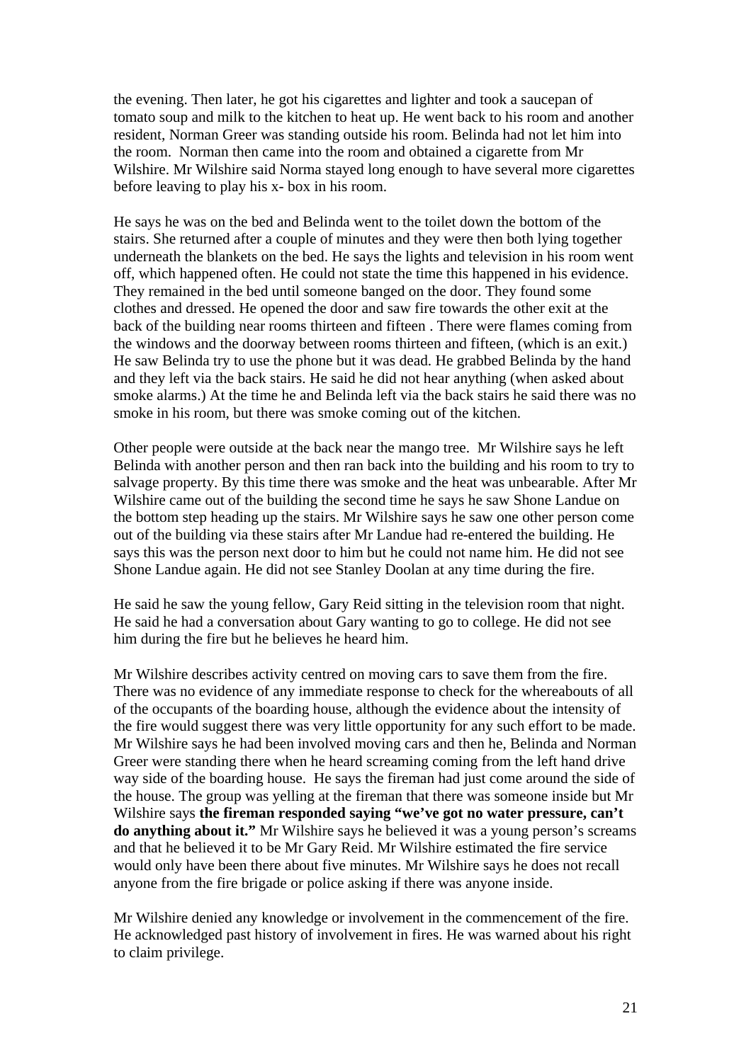the evening. Then later, he got his cigarettes and lighter and took a saucepan of tomato soup and milk to the kitchen to heat up. He went back to his room and another resident, Norman Greer was standing outside his room. Belinda had not let him into the room. Norman then came into the room and obtained a cigarette from Mr Wilshire. Mr Wilshire said Norma stayed long enough to have several more cigarettes before leaving to play his x- box in his room.

He says he was on the bed and Belinda went to the toilet down the bottom of the stairs. She returned after a couple of minutes and they were then both lying together underneath the blankets on the bed. He says the lights and television in his room went off, which happened often. He could not state the time this happened in his evidence. They remained in the bed until someone banged on the door. They found some clothes and dressed. He opened the door and saw fire towards the other exit at the back of the building near rooms thirteen and fifteen . There were flames coming from the windows and the doorway between rooms thirteen and fifteen, (which is an exit.) He saw Belinda try to use the phone but it was dead. He grabbed Belinda by the hand and they left via the back stairs. He said he did not hear anything (when asked about smoke alarms.) At the time he and Belinda left via the back stairs he said there was no smoke in his room, but there was smoke coming out of the kitchen.

Other people were outside at the back near the mango tree. Mr Wilshire says he left Belinda with another person and then ran back into the building and his room to try to salvage property. By this time there was smoke and the heat was unbearable. After Mr Wilshire came out of the building the second time he says he saw Shone Landue on the bottom step heading up the stairs. Mr Wilshire says he saw one other person come out of the building via these stairs after Mr Landue had re-entered the building. He says this was the person next door to him but he could not name him. He did not see Shone Landue again. He did not see Stanley Doolan at any time during the fire.

He said he saw the young fellow, Gary Reid sitting in the television room that night. He said he had a conversation about Gary wanting to go to college. He did not see him during the fire but he believes he heard him.

Mr Wilshire describes activity centred on moving cars to save them from the fire. There was no evidence of any immediate response to check for the whereabouts of all of the occupants of the boarding house, although the evidence about the intensity of the fire would suggest there was very little opportunity for any such effort to be made. Mr Wilshire says he had been involved moving cars and then he, Belinda and Norman Greer were standing there when he heard screaming coming from the left hand drive way side of the boarding house. He says the fireman had just come around the side of the house. The group was yelling at the fireman that there was someone inside but Mr Wilshire says **the fireman responded saying "we've got no water pressure, can't do anything about it."** Mr Wilshire says he believed it was a young person's screams and that he believed it to be Mr Gary Reid. Mr Wilshire estimated the fire service would only have been there about five minutes. Mr Wilshire says he does not recall anyone from the fire brigade or police asking if there was anyone inside.

Mr Wilshire denied any knowledge or involvement in the commencement of the fire. He acknowledged past history of involvement in fires. He was warned about his right to claim privilege.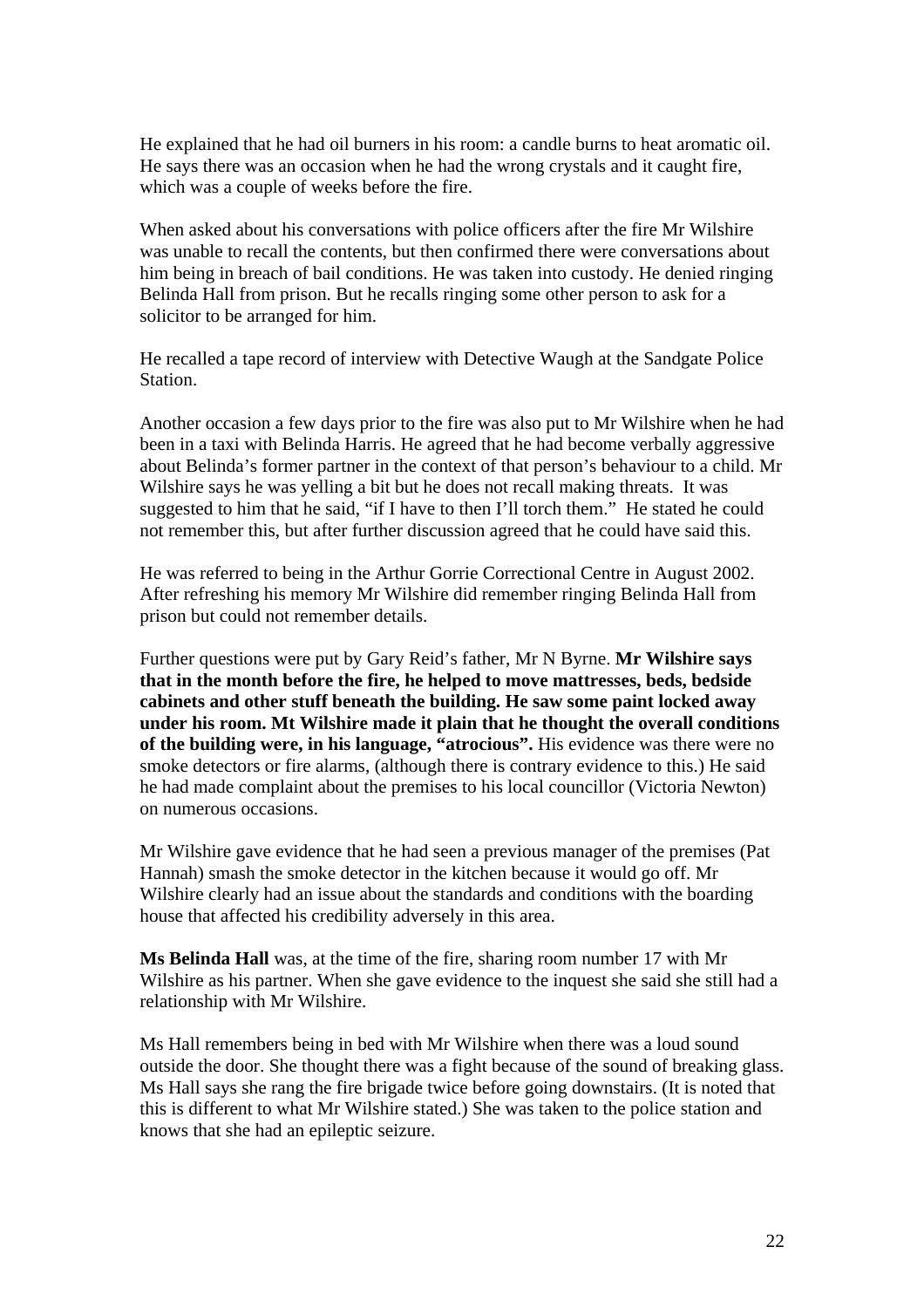He explained that he had oil burners in his room: a candle burns to heat aromatic oil. He says there was an occasion when he had the wrong crystals and it caught fire, which was a couple of weeks before the fire.

When asked about his conversations with police officers after the fire Mr Wilshire was unable to recall the contents, but then confirmed there were conversations about him being in breach of bail conditions. He was taken into custody. He denied ringing Belinda Hall from prison. But he recalls ringing some other person to ask for a solicitor to be arranged for him.

He recalled a tape record of interview with Detective Waugh at the Sandgate Police Station.

Another occasion a few days prior to the fire was also put to Mr Wilshire when he had been in a taxi with Belinda Harris. He agreed that he had become verbally aggressive about Belinda's former partner in the context of that person's behaviour to a child. Mr Wilshire says he was yelling a bit but he does not recall making threats. It was suggested to him that he said, "if I have to then I'll torch them." He stated he could not remember this, but after further discussion agreed that he could have said this.

He was referred to being in the Arthur Gorrie Correctional Centre in August 2002. After refreshing his memory Mr Wilshire did remember ringing Belinda Hall from prison but could not remember details.

Further questions were put by Gary Reid's father, Mr N Byrne. **Mr Wilshire says that in the month before the fire, he helped to move mattresses, beds, bedside cabinets and other stuff beneath the building. He saw some paint locked away under his room. Mt Wilshire made it plain that he thought the overall conditions of the building were, in his language, "atrocious".** His evidence was there were no smoke detectors or fire alarms, (although there is contrary evidence to this.) He said he had made complaint about the premises to his local councillor (Victoria Newton) on numerous occasions.

Mr Wilshire gave evidence that he had seen a previous manager of the premises (Pat Hannah) smash the smoke detector in the kitchen because it would go off. Mr Wilshire clearly had an issue about the standards and conditions with the boarding house that affected his credibility adversely in this area.

**Ms Belinda Hall** was, at the time of the fire, sharing room number 17 with Mr Wilshire as his partner. When she gave evidence to the inquest she said she still had a relationship with Mr Wilshire.

Ms Hall remembers being in bed with Mr Wilshire when there was a loud sound outside the door. She thought there was a fight because of the sound of breaking glass. Ms Hall says she rang the fire brigade twice before going downstairs. (It is noted that this is different to what Mr Wilshire stated.) She was taken to the police station and knows that she had an epileptic seizure.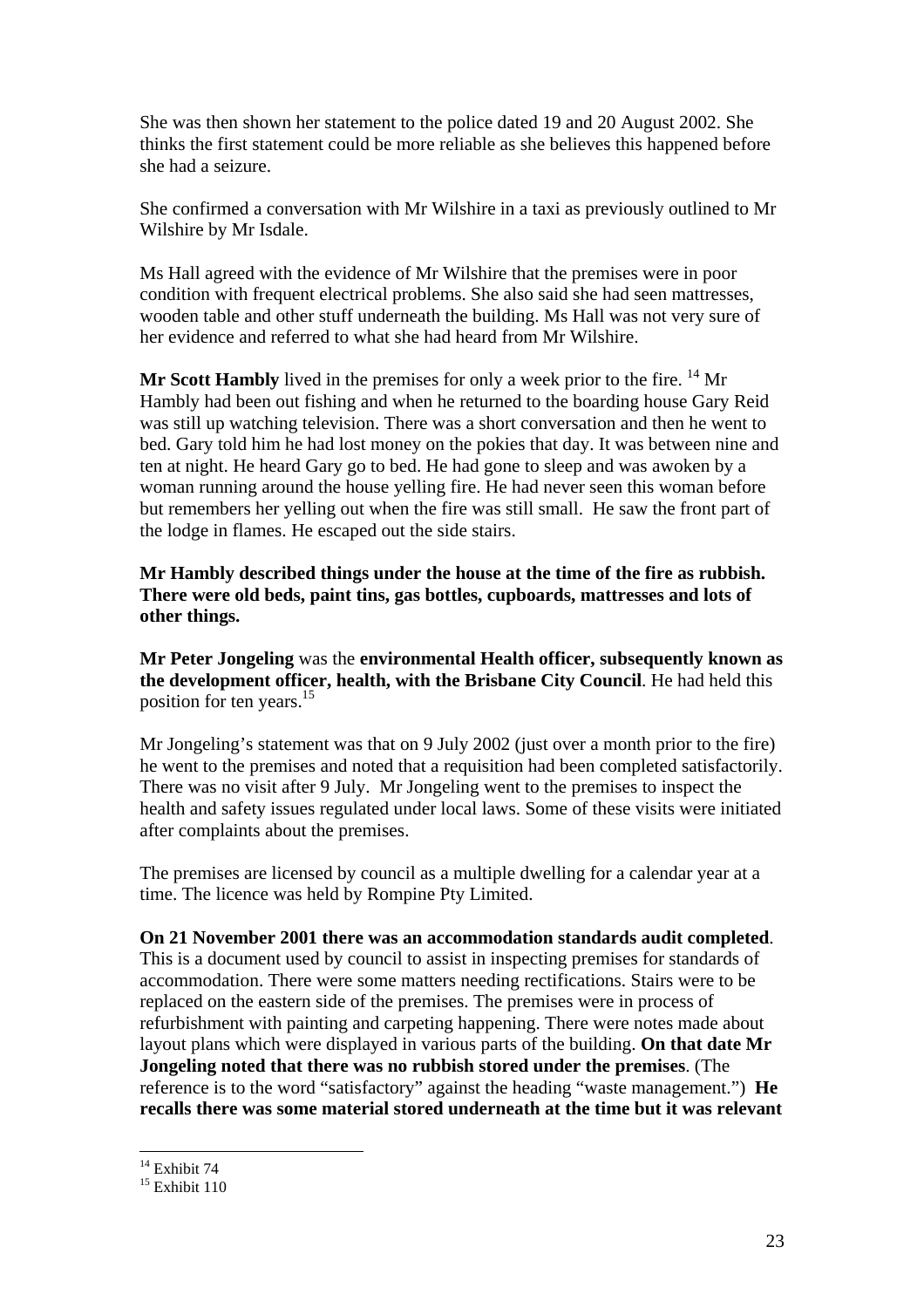She was then shown her statement to the police dated 19 and 20 August 2002. She thinks the first statement could be more reliable as she believes this happened before she had a seizure.

She confirmed a conversation with Mr Wilshire in a taxi as previously outlined to Mr Wilshire by Mr Isdale.

Ms Hall agreed with the evidence of Mr Wilshire that the premises were in poor condition with frequent electrical problems. She also said she had seen mattresses, wooden table and other stuff underneath the building. Ms Hall was not very sure of her evidence and referred to what she had heard from Mr Wilshire.

**Mr Scott Hambly** lived in the premises for only a week prior to the fire. [14] Mr Hambly had been out fishing and when he returned to the boarding house Gary Reid was still up watching television. There was a short conversation and then he went to bed. Gary told him he had lost money on the pokies that day. It was between nine and ten at night. He heard Gary go to bed. He had gone to sleep and was awoken by a woman running around the house yelling fire. He had never seen this woman before but remembers her yelling out when the fire was still small. He saw the front part of the lodge in flames. He escaped out the side stairs.

**Mr Hambly described things under the house at the time of the fire as rubbish. There were old beds, paint tins, gas bottles, cupboards, mattresses and lots of other things.**

**Mr Peter Jongeling** was the **environmental Health officer, subsequently known as the development officer, health, with the Brisbane City Council**. He had held this position for ten years.[15]

Mr Jongeling's statement was that on 9 July 2002 (just over a month prior to the fire) he went to the premises and noted that a requisition had been completed satisfactorily. There was no visit after 9 July. Mr Jongeling went to the premises to inspect the health and safety issues regulated under local laws. Some of these visits were initiated after complaints about the premises.

The premises are licensed by council as a multiple dwelling for a calendar year at a time. The licence was held by Rompine Pty Limited.

**On 21 November 2001 there was an accommodation standards audit completed**. This is a document used by council to assist in inspecting premises for standards of accommodation. There were some matters needing rectifications. Stairs were to be replaced on the eastern side of the premises. The premises were in process of refurbishment with painting and carpeting happening. There were notes made about layout plans which were displayed in various parts of the building. **On that date Mr Jongeling noted that there was no rubbish stored under the premises**. (The reference is to the word "satisfactory" against the heading "waste management.") **He recalls there was some material stored underneath at the time but it was relevant**

[14] Exhibit 74

[15] Exhibit 110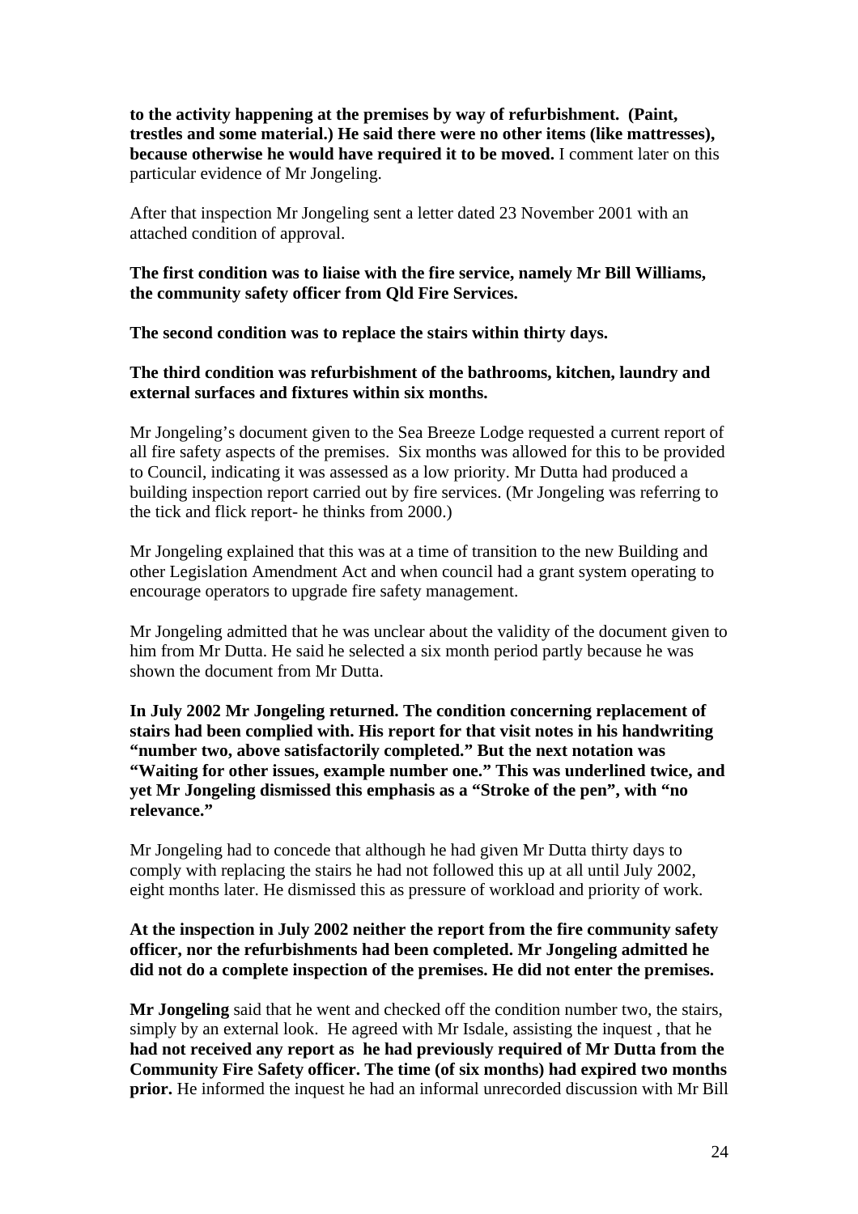**to the activity happening at the premises by way of refurbishment. (Paint, trestles and some material.) He said there were no other items (like mattresses), because otherwise he would have required it to be moved.** I comment later on this particular evidence of Mr Jongeling.

After that inspection Mr Jongeling sent a letter dated 23 November 2001 with an attached condition of approval.

**The first condition was to liaise with the fire service, namely Mr Bill Williams, the community safety officer from Qld Fire Services.**

**The second condition was to replace the stairs within thirty days.**

**The third condition was refurbishment of the bathrooms, kitchen, laundry and external surfaces and fixtures within six months.**

Mr Jongeling's document given to the Sea Breeze Lodge requested a current report of all fire safety aspects of the premises. Six months was allowed for this to be provided to Council, indicating it was assessed as a low priority. Mr Dutta had produced a building inspection report carried out by fire services. (Mr Jongeling was referring to the tick and flick report- he thinks from 2000.)

Mr Jongeling explained that this was at a time of transition to the new Building and other Legislation Amendment Act and when council had a grant system operating to encourage operators to upgrade fire safety management.

Mr Jongeling admitted that he was unclear about the validity of the document given to him from Mr Dutta. He said he selected a six month period partly because he was shown the document from Mr Dutta.

**In July 2002 Mr Jongeling returned. The condition concerning replacement of stairs had been complied with. His report for that visit notes in his handwriting "number two, above satisfactorily completed." But the next notation was "Waiting for other issues, example number one." This was underlined twice, and yet Mr Jongeling dismissed this emphasis as a "Stroke of the pen", with "no relevance."**

Mr Jongeling had to concede that although he had given Mr Dutta thirty days to comply with replacing the stairs he had not followed this up at all until July 2002, eight months later. He dismissed this as pressure of workload and priority of work.

**At the inspection in July 2002 neither the report from the fire community safety officer, nor the refurbishments had been completed. Mr Jongeling admitted he did not do a complete inspection of the premises. He did not enter the premises.**

**Mr Jongeling** said that he went and checked off the condition number two, the stairs, simply by an external look. He agreed with Mr Isdale, assisting the inquest , that he **had not received any report as he had previously required of Mr Dutta from the Community Fire Safety officer. The time (of six months) had expired two months prior.** He informed the inquest he had an informal unrecorded discussion with Mr Bill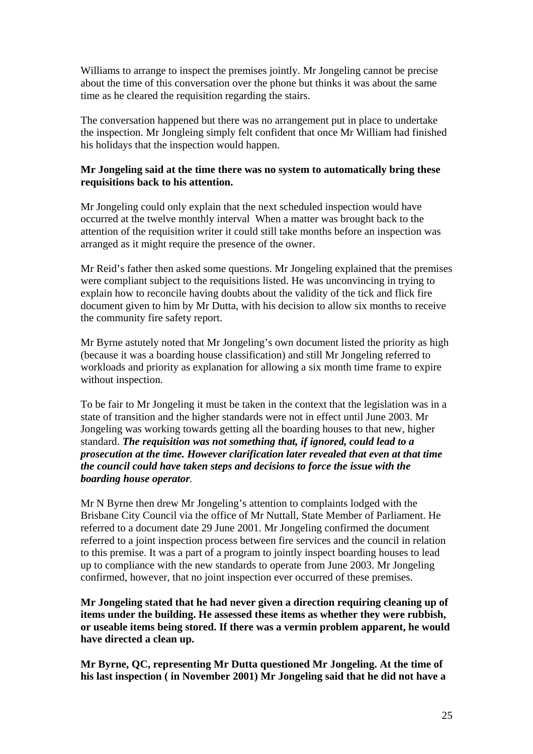Williams to arrange to inspect the premises jointly. Mr Jongeling cannot be precise about the time of this conversation over the phone but thinks it was about the same time as he cleared the requisition regarding the stairs.

The conversation happened but there was no arrangement put in place to undertake the inspection. Mr Jongleing simply felt confident that once Mr William had finished his holidays that the inspection would happen.

**Mr Jongeling said at the time there was no system to automatically bring these requisitions back to his attention.**

Mr Jongeling could only explain that the next scheduled inspection would have occurred at the twelve monthly interval When a matter was brought back to the attention of the requisition writer it could still take months before an inspection was arranged as it might require the presence of the owner.

Mr Reid's father then asked some questions. Mr Jongeling explained that the premises were compliant subject to the requisitions listed. He was unconvincing in trying to explain how to reconcile having doubts about the validity of the tick and flick fire document given to him by Mr Dutta, with his decision to allow six months to receive the community fire safety report.

Mr Byrne astutely noted that Mr Jongeling's own document listed the priority as high (because it was a boarding house classification) and still Mr Jongeling referred to workloads and priority as explanation for allowing a six month time frame to expire without inspection.

To be fair to Mr Jongeling it must be taken in the context that the legislation was in a state of transition and the higher standards were not in effect until June 2003. Mr Jongeling was working towards getting all the boarding houses to that new, higher standard. ***The requisition was not something that, if ignored, could lead to a prosecution at the time. However clarification later revealed that even at that time the council could have taken steps and decisions to force the issue with the boarding house operator***.

Mr N Byrne then drew Mr Jongeling's attention to complaints lodged with the Brisbane City Council via the office of Mr Nuttall, State Member of Parliament. He referred to a document date 29 June 2001. Mr Jongeling confirmed the document referred to a joint inspection process between fire services and the council in relation to this premise. It was a part of a program to jointly inspect boarding houses to lead up to compliance with the new standards to operate from June 2003. Mr Jongeling confirmed, however, that no joint inspection ever occurred of these premises.

**Mr Jongeling stated that he had never given a direction requiring cleaning up of items under the building. He assessed these items as whether they were rubbish, or useable items being stored. If there was a vermin problem apparent, he would have directed a clean up.**

**Mr Byrne, QC, representing Mr Dutta questioned Mr Jongeling. At the time of his last inspection ( in November 2001) Mr Jongeling said that he did not have a**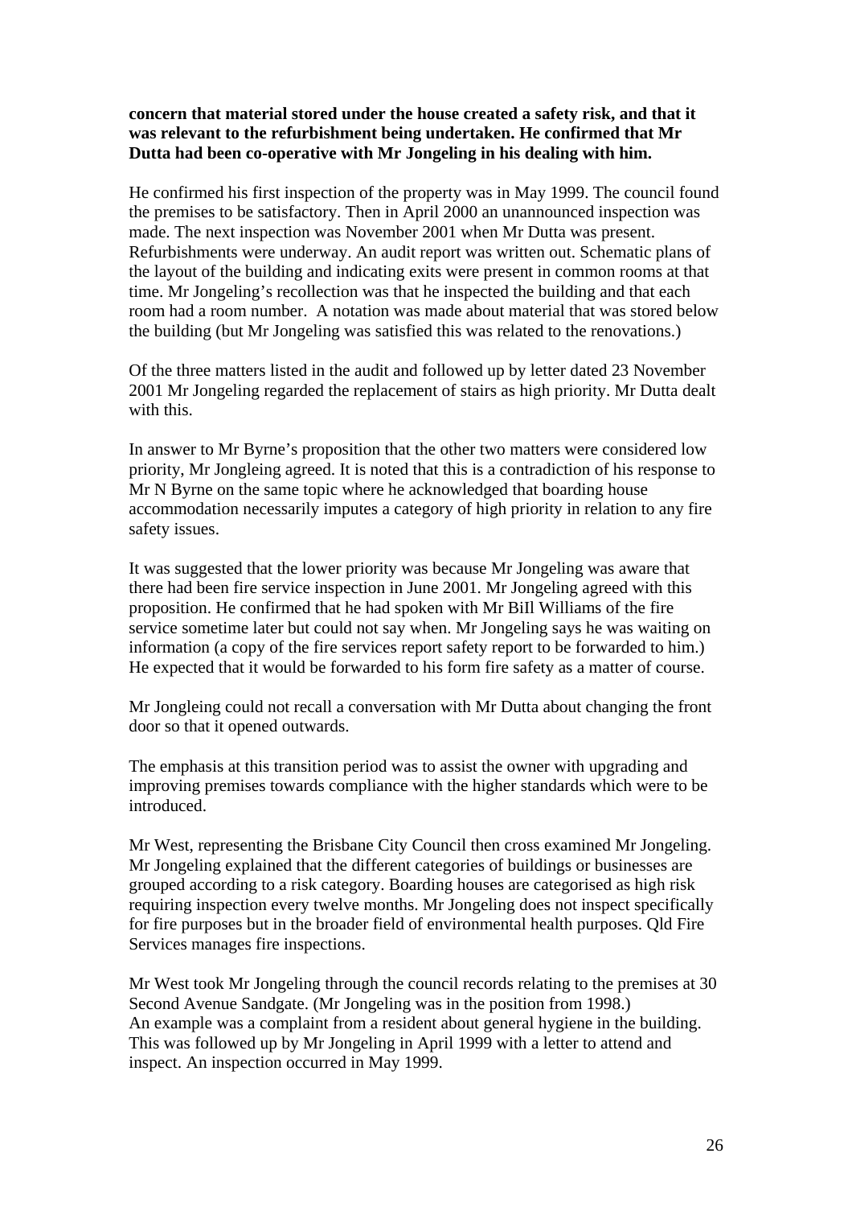**concern that material stored under the house created a safety risk, and that it was relevant to the refurbishment being undertaken. He confirmed that Mr Dutta had been co-operative with Mr Jongeling in his dealing with him.**

He confirmed his first inspection of the property was in May 1999. The council found the premises to be satisfactory. Then in April 2000 an unannounced inspection was made. The next inspection was November 2001 when Mr Dutta was present. Refurbishments were underway. An audit report was written out. Schematic plans of the layout of the building and indicating exits were present in common rooms at that time. Mr Jongeling's recollection was that he inspected the building and that each room had a room number. A notation was made about material that was stored below the building (but Mr Jongeling was satisfied this was related to the renovations.)

Of the three matters listed in the audit and followed up by letter dated 23 November 2001 Mr Jongeling regarded the replacement of stairs as high priority. Mr Dutta dealt with this.

In answer to Mr Byrne's proposition that the other two matters were considered low priority, Mr Jongleing agreed. It is noted that this is a contradiction of his response to Mr N Byrne on the same topic where he acknowledged that boarding house accommodation necessarily imputes a category of high priority in relation to any fire safety issues.

It was suggested that the lower priority was because Mr Jongeling was aware that there had been fire service inspection in June 2001. Mr Jongeling agreed with this proposition. He confirmed that he had spoken with Mr BiIl Williams of the fire service sometime later but could not say when. Mr Jongeling says he was waiting on information (a copy of the fire services report safety report to be forwarded to him.) He expected that it would be forwarded to his form fire safety as a matter of course.

Mr Jongleing could not recall a conversation with Mr Dutta about changing the front door so that it opened outwards.

The emphasis at this transition period was to assist the owner with upgrading and improving premises towards compliance with the higher standards which were to be introduced.

Mr West, representing the Brisbane City Council then cross examined Mr Jongeling. Mr Jongeling explained that the different categories of buildings or businesses are grouped according to a risk category. Boarding houses are categorised as high risk requiring inspection every twelve months. Mr Jongeling does not inspect specifically for fire purposes but in the broader field of environmental health purposes. Qld Fire Services manages fire inspections.

Mr West took Mr Jongeling through the council records relating to the premises at 30 Second Avenue Sandgate. (Mr Jongeling was in the position from 1998.)
An example was a complaint from a resident about general hygiene in the building. This was followed up by Mr Jongeling in April 1999 with a letter to attend and inspect. An inspection occurred in May 1999.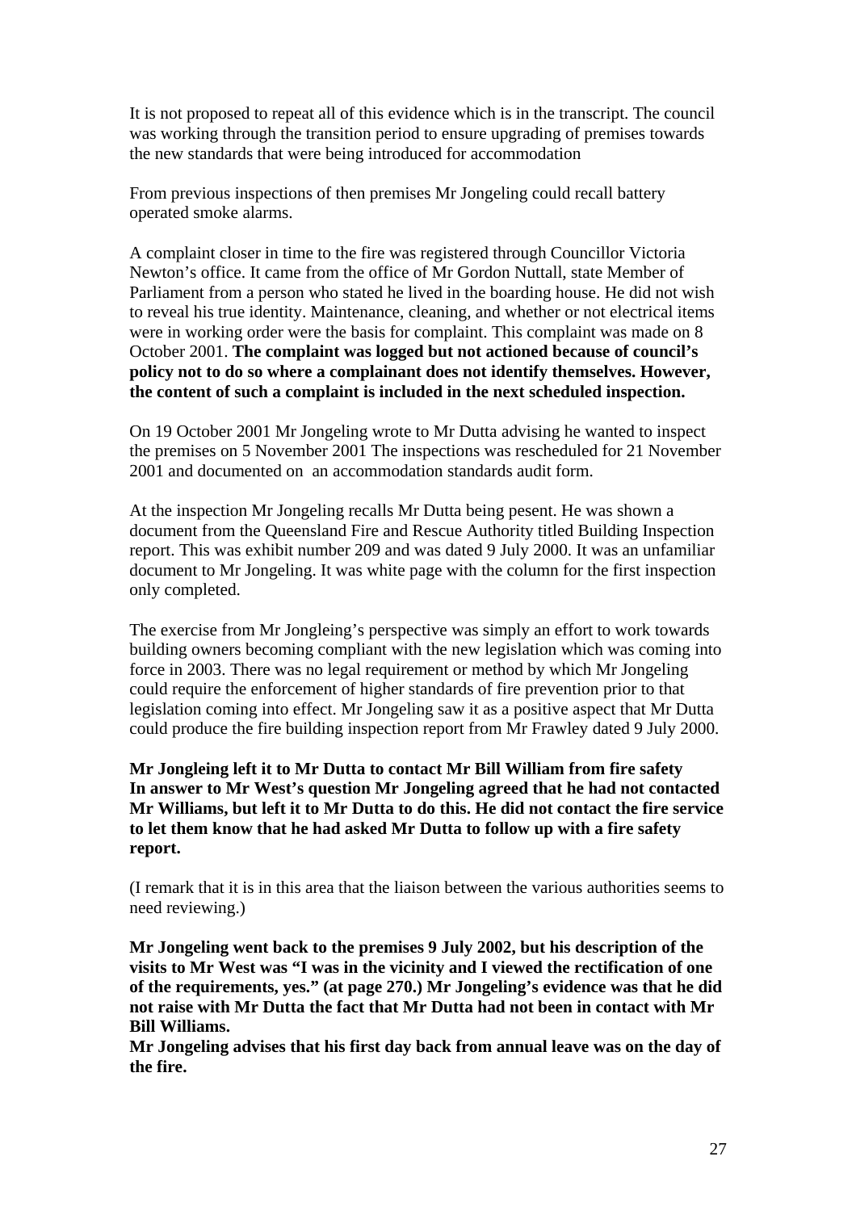It is not proposed to repeat all of this evidence which is in the transcript. The council was working through the transition period to ensure upgrading of premises towards the new standards that were being introduced for accommodation

From previous inspections of then premises Mr Jongeling could recall battery operated smoke alarms.

A complaint closer in time to the fire was registered through Councillor Victoria Newton's office. It came from the office of Mr Gordon Nuttall, state Member of Parliament from a person who stated he lived in the boarding house. He did not wish to reveal his true identity. Maintenance, cleaning, and whether or not electrical items were in working order were the basis for complaint. This complaint was made on 8 October 2001. **The complaint was logged but not actioned because of council's policy not to do so where a complainant does not identify themselves. However, the content of such a complaint is included in the next scheduled inspection.**

On 19 October 2001 Mr Jongeling wrote to Mr Dutta advising he wanted to inspect the premises on 5 November 2001 The inspections was rescheduled for 21 November 2001 and documented on an accommodation standards audit form.

At the inspection Mr Jongeling recalls Mr Dutta being pesent. He was shown a document from the Queensland Fire and Rescue Authority titled Building Inspection report. This was exhibit number 209 and was dated 9 July 2000. It was an unfamiliar document to Mr Jongeling. It was white page with the column for the first inspection only completed.

The exercise from Mr Jongleing's perspective was simply an effort to work towards building owners becoming compliant with the new legislation which was coming into force in 2003. There was no legal requirement or method by which Mr Jongeling could require the enforcement of higher standards of fire prevention prior to that legislation coming into effect. Mr Jongeling saw it as a positive aspect that Mr Dutta could produce the fire building inspection report from Mr Frawley dated 9 July 2000.

**Mr Jongleing left it to Mr Dutta to contact Mr Bill William from fire safety In answer to Mr West's question Mr Jongeling agreed that he had not contacted Mr Williams, but left it to Mr Dutta to do this. He did not contact the fire service to let them know that he had asked Mr Dutta to follow up with a fire safety report.**

(I remark that it is in this area that the liaison between the various authorities seems to need reviewing.)

**Mr Jongeling went back to the premises 9 July 2002, but his description of the visits to Mr West was "I was in the vicinity and I viewed the rectification of one of the requirements, yes." (at page 270.) Mr Jongeling's evidence was that he did not raise with Mr Dutta the fact that Mr Dutta had not been in contact with Mr Bill Williams.**
**Mr Jongeling advises that his first day back from annual leave was on the day of the fire.**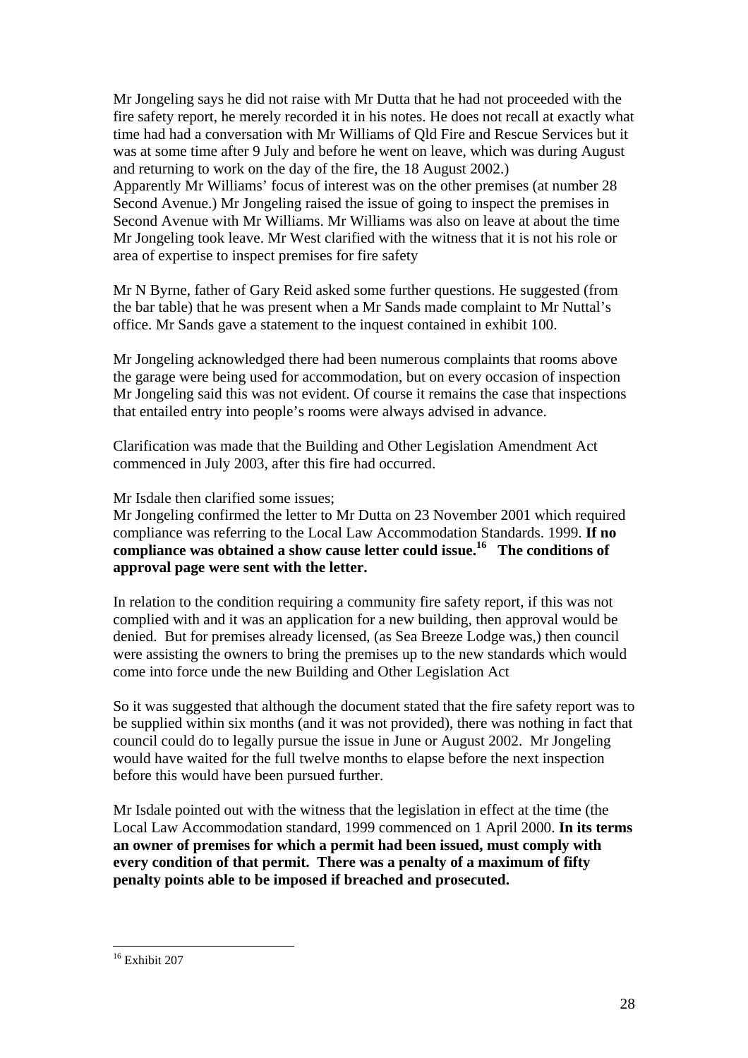Mr Jongeling says he did not raise with Mr Dutta that he had not proceeded with the fire safety report, he merely recorded it in his notes. He does not recall at exactly what time had had a conversation with Mr Williams of Qld Fire and Rescue Services but it was at some time after 9 July and before he went on leave, which was during August and returning to work on the day of the fire, the 18 August 2002.)
Apparently Mr Williams' focus of interest was on the other premises (at number 28 Second Avenue.) Mr Jongeling raised the issue of going to inspect the premises in Second Avenue with Mr Williams. Mr Williams was also on leave at about the time Mr Jongeling took leave. Mr West clarified with the witness that it is not his role or area of expertise to inspect premises for fire safety

Mr N Byrne, father of Gary Reid asked some further questions. He suggested (from the bar table) that he was present when a Mr Sands made complaint to Mr Nuttal's office. Mr Sands gave a statement to the inquest contained in exhibit 100.

Mr Jongeling acknowledged there had been numerous complaints that rooms above the garage were being used for accommodation, but on every occasion of inspection Mr Jongeling said this was not evident. Of course it remains the case that inspections that entailed entry into people's rooms were always advised in advance.

Clarification was made that the Building and Other Legislation Amendment Act commenced in July 2003, after this fire had occurred.

Mr Isdale then clarified some issues;
Mr Jongeling confirmed the letter to Mr Dutta on 23 November 2001 which required compliance was referring to the Local Law Accommodation Standards. 1999. **If no compliance was obtained a show cause letter could issue.[16] The conditions of approval page were sent with the letter.**

In relation to the condition requiring a community fire safety report, if this was not complied with and it was an application for a new building, then approval would be denied. But for premises already licensed, (as Sea Breeze Lodge was,) then council were assisting the owners to bring the premises up to the new standards which would come into force unde the new Building and Other Legislation Act

So it was suggested that although the document stated that the fire safety report was to be supplied within six months (and it was not provided), there was nothing in fact that council could do to legally pursue the issue in June or August 2002. Mr Jongeling would have waited for the full twelve months to elapse before the next inspection before this would have been pursued further.

Mr Isdale pointed out with the witness that the legislation in effect at the time (the Local Law Accommodation standard, 1999 commenced on 1 April 2000. **In its terms an owner of premises for which a permit had been issued, must comply with every condition of that permit. There was a penalty of a maximum of fifty penalty points able to be imposed if breached and prosecuted.**

---

[16] Exhibit 207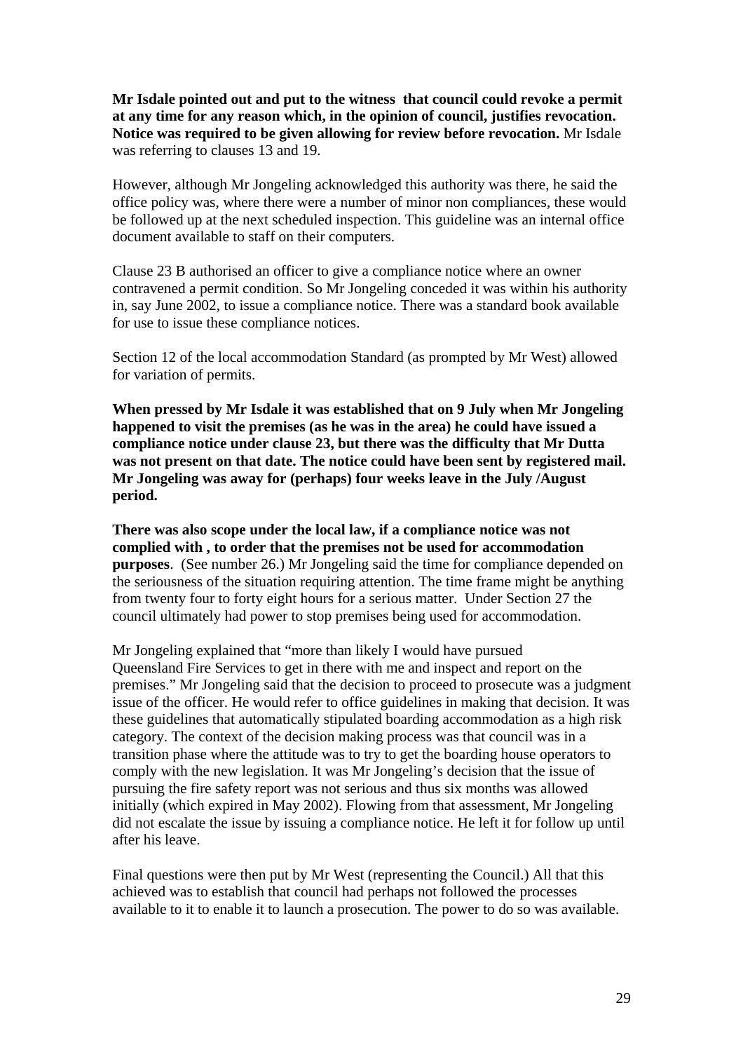**Mr Isdale pointed out and put to the witness that council could revoke a permit at any time for any reason which, in the opinion of council, justifies revocation. Notice was required to be given allowing for review before revocation.** Mr Isdale was referring to clauses 13 and 19.

However, although Mr Jongeling acknowledged this authority was there, he said the office policy was, where there were a number of minor non compliances, these would be followed up at the next scheduled inspection. This guideline was an internal office document available to staff on their computers.

Clause 23 B authorised an officer to give a compliance notice where an owner contravened a permit condition. So Mr Jongeling conceded it was within his authority in, say June 2002, to issue a compliance notice. There was a standard book available for use to issue these compliance notices.

Section 12 of the local accommodation Standard (as prompted by Mr West) allowed for variation of permits.

**When pressed by Mr Isdale it was established that on 9 July when Mr Jongeling happened to visit the premises (as he was in the area) he could have issued a compliance notice under clause 23, but there was the difficulty that Mr Dutta was not present on that date. The notice could have been sent by registered mail. Mr Jongeling was away for (perhaps) four weeks leave in the July /August period.**

**There was also scope under the local law, if a compliance notice was not complied with , to order that the premises not be used for accommodation purposes**. (See number 26.) Mr Jongeling said the time for compliance depended on the seriousness of the situation requiring attention. The time frame might be anything from twenty four to forty eight hours for a serious matter. Under Section 27 the council ultimately had power to stop premises being used for accommodation.

Mr Jongeling explained that "more than likely I would have pursued Queensland Fire Services to get in there with me and inspect and report on the premises." Mr Jongeling said that the decision to proceed to prosecute was a judgment issue of the officer. He would refer to office guidelines in making that decision. It was these guidelines that automatically stipulated boarding accommodation as a high risk category. The context of the decision making process was that council was in a transition phase where the attitude was to try to get the boarding house operators to comply with the new legislation. It was Mr Jongeling's decision that the issue of pursuing the fire safety report was not serious and thus six months was allowed initially (which expired in May 2002). Flowing from that assessment, Mr Jongeling did not escalate the issue by issuing a compliance notice. He left it for follow up until after his leave.

Final questions were then put by Mr West (representing the Council.) All that this achieved was to establish that council had perhaps not followed the processes available to it to enable it to launch a prosecution. The power to do so was available.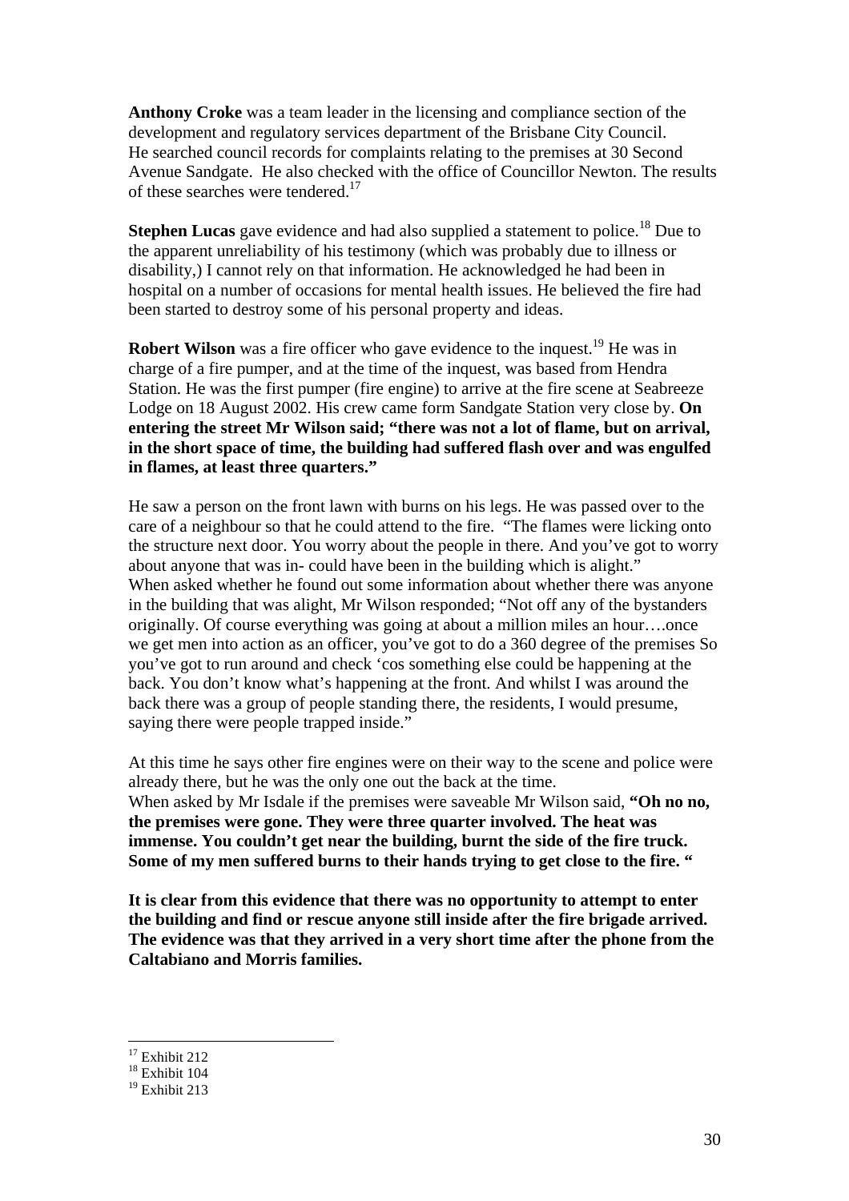**Anthony Croke** was a team leader in the licensing and compliance section of the development and regulatory services department of the Brisbane City Council. He searched council records for complaints relating to the premises at 30 Second Avenue Sandgate. He also checked with the office of Councillor Newton. The results of these searches were tendered.[17]

**Stephen Lucas** gave evidence and had also supplied a statement to police.[18] Due to the apparent unreliability of his testimony (which was probably due to illness or disability,) I cannot rely on that information. He acknowledged he had been in hospital on a number of occasions for mental health issues. He believed the fire had been started to destroy some of his personal property and ideas.

**Robert Wilson** was a fire officer who gave evidence to the inquest.[19] He was in charge of a fire pumper, and at the time of the inquest, was based from Hendra Station. He was the first pumper (fire engine) to arrive at the fire scene at Seabreeze Lodge on 18 August 2002. His crew came form Sandgate Station very close by. **On entering the street Mr Wilson said; "there was not a lot of flame, but on arrival, in the short space of time, the building had suffered flash over and was engulfed in flames, at least three quarters."**

He saw a person on the front lawn with burns on his legs. He was passed over to the care of a neighbour so that he could attend to the fire. "The flames were licking onto the structure next door. You worry about the people in there. And you've got to worry about anyone that was in- could have been in the building which is alight."
When asked whether he found out some information about whether there was anyone in the building that was alight, Mr Wilson responded; "Not off any of the bystanders originally. Of course everything was going at about a million miles an hour….once we get men into action as an officer, you've got to do a 360 degree of the premises So you've got to run around and check 'cos something else could be happening at the back. You don't know what's happening at the front. And whilst I was around the back there was a group of people standing there, the residents, I would presume, saying there were people trapped inside."

At this time he says other fire engines were on their way to the scene and police were already there, but he was the only one out the back at the time.
When asked by Mr Isdale if the premises were saveable Mr Wilson said, **"Oh no no, the premises were gone. They were three quarter involved. The heat was immense. You couldn't get near the building, burnt the side of the fire truck. Some of my men suffered burns to their hands trying to get close to the fire. "**

**It is clear from this evidence that there was no opportunity to attempt to enter the building and find or rescue anyone still inside after the fire brigade arrived. The evidence was that they arrived in a very short time after the phone from the Caltabiano and Morris families.**

---

[17] Exhibit 212
[18] Exhibit 104
[19] Exhibit 213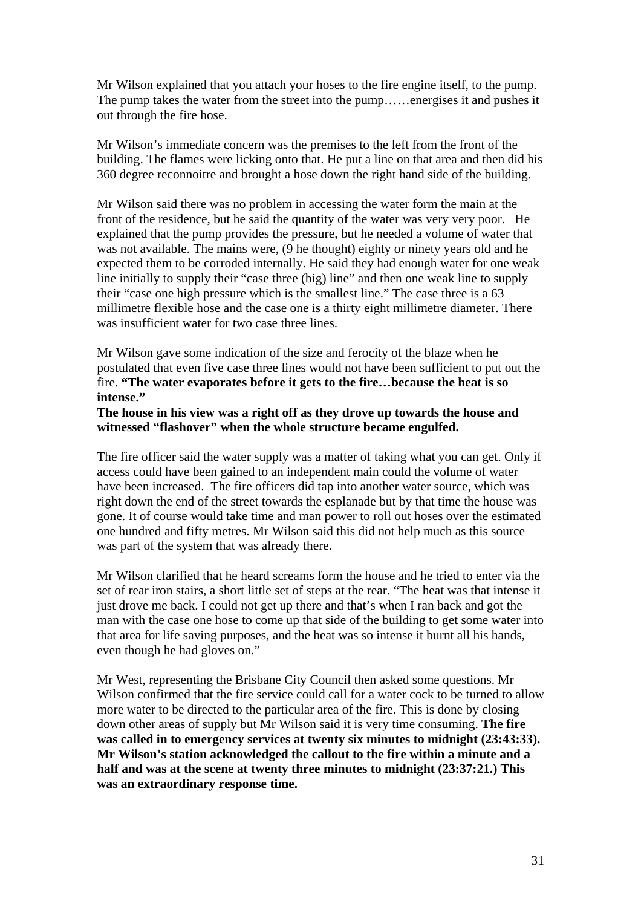Mr Wilson explained that you attach your hoses to the fire engine itself, to the pump. The pump takes the water from the street into the pump……energises it and pushes it out through the fire hose.

Mr Wilson's immediate concern was the premises to the left from the front of the building. The flames were licking onto that. He put a line on that area and then did his 360 degree reconnoitre and brought a hose down the right hand side of the building.

Mr Wilson said there was no problem in accessing the water form the main at the front of the residence, but he said the quantity of the water was very very poor. He explained that the pump provides the pressure, but he needed a volume of water that was not available. The mains were, (9 he thought) eighty or ninety years old and he expected them to be corroded internally. He said they had enough water for one weak line initially to supply their "case three (big) line" and then one weak line to supply their "case one high pressure which is the smallest line." The case three is a 63 millimetre flexible hose and the case one is a thirty eight millimetre diameter. There was insufficient water for two case three lines.

Mr Wilson gave some indication of the size and ferocity of the blaze when he postulated that even five case three lines would not have been sufficient to put out the fire. **"The water evaporates before it gets to the fire…because the heat is so intense."**

**The house in his view was a right off as they drove up towards the house and witnessed "flashover" when the whole structure became engulfed.**

The fire officer said the water supply was a matter of taking what you can get. Only if access could have been gained to an independent main could the volume of water have been increased. The fire officers did tap into another water source, which was right down the end of the street towards the esplanade but by that time the house was gone. It of course would take time and man power to roll out hoses over the estimated one hundred and fifty metres. Mr Wilson said this did not help much as this source was part of the system that was already there.

Mr Wilson clarified that he heard screams form the house and he tried to enter via the set of rear iron stairs, a short little set of steps at the rear. "The heat was that intense it just drove me back. I could not get up there and that's when I ran back and got the man with the case one hose to come up that side of the building to get some water into that area for life saving purposes, and the heat was so intense it burnt all his hands, even though he had gloves on."

Mr West, representing the Brisbane City Council then asked some questions. Mr Wilson confirmed that the fire service could call for a water cock to be turned to allow more water to be directed to the particular area of the fire. This is done by closing down other areas of supply but Mr Wilson said it is very time consuming. **The fire was called in to emergency services at twenty six minutes to midnight (23:43:33). Mr Wilson's station acknowledged the callout to the fire within a minute and a half and was at the scene at twenty three minutes to midnight (23:37:21.) This was an extraordinary response time.**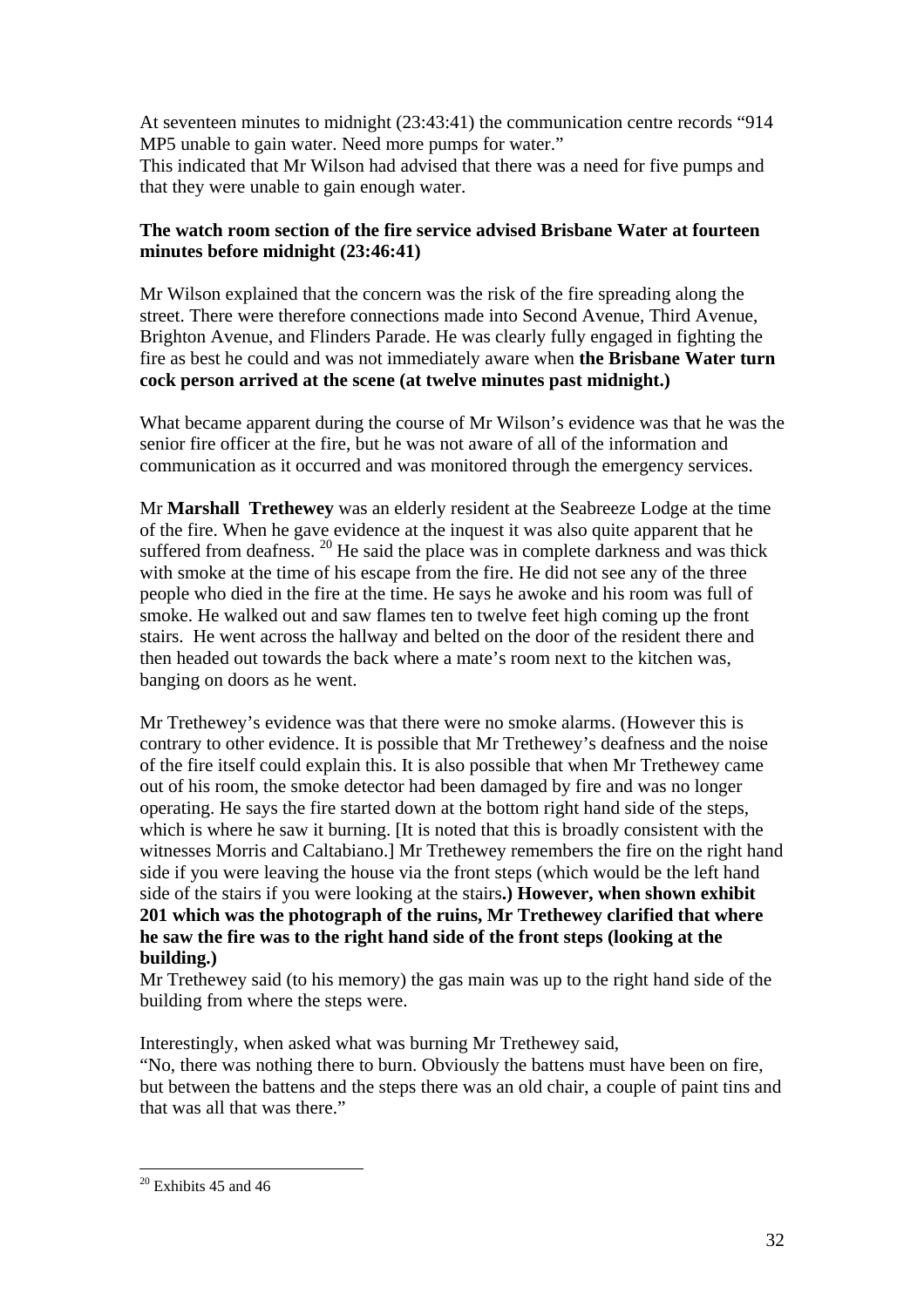At seventeen minutes to midnight (23:43:41) the communication centre records "914 MP5 unable to gain water. Need more pumps for water."
This indicated that Mr Wilson had advised that there was a need for five pumps and that they were unable to gain enough water.

**The watch room section of the fire service advised Brisbane Water at fourteen minutes before midnight (23:46:41)**

Mr Wilson explained that the concern was the risk of the fire spreading along the street. There were therefore connections made into Second Avenue, Third Avenue, Brighton Avenue, and Flinders Parade. He was clearly fully engaged in fighting the fire as best he could and was not immediately aware when **the Brisbane Water turn cock person arrived at the scene (at twelve minutes past midnight.)**

What became apparent during the course of Mr Wilson's evidence was that he was the senior fire officer at the fire, but he was not aware of all of the information and communication as it occurred and was monitored through the emergency services.

Mr **Marshall Trethewey** was an elderly resident at the Seabreeze Lodge at the time of the fire. When he gave evidence at the inquest it was also quite apparent that he suffered from deafness. [20] He said the place was in complete darkness and was thick with smoke at the time of his escape from the fire. He did not see any of the three people who died in the fire at the time. He says he awoke and his room was full of smoke. He walked out and saw flames ten to twelve feet high coming up the front stairs. He went across the hallway and belted on the door of the resident there and then headed out towards the back where a mate's room next to the kitchen was, banging on doors as he went.

Mr Trethewey's evidence was that there were no smoke alarms. (However this is contrary to other evidence. It is possible that Mr Trethewey's deafness and the noise of the fire itself could explain this. It is also possible that when Mr Trethewey came out of his room, the smoke detector had been damaged by fire and was no longer operating. He says the fire started down at the bottom right hand side of the steps, which is where he saw it burning. [It is noted that this is broadly consistent with the witnesses Morris and Caltabiano.] Mr Trethewey remembers the fire on the right hand side if you were leaving the house via the front steps (which would be the left hand side of the stairs if you were looking at the stairs**.) However, when shown exhibit 201 which was the photograph of the ruins, Mr Trethewey clarified that where he saw the fire was to the right hand side of the front steps (looking at the building.)**
Mr Trethewey said (to his memory) the gas main was up to the right hand side of the building from where the steps were.

Interestingly, when asked what was burning Mr Trethewey said,
"No, there was nothing there to burn. Obviously the battens must have been on fire, but between the battens and the steps there was an old chair, a couple of paint tins and that was all that was there."

---

[20] Exhibits 45 and 46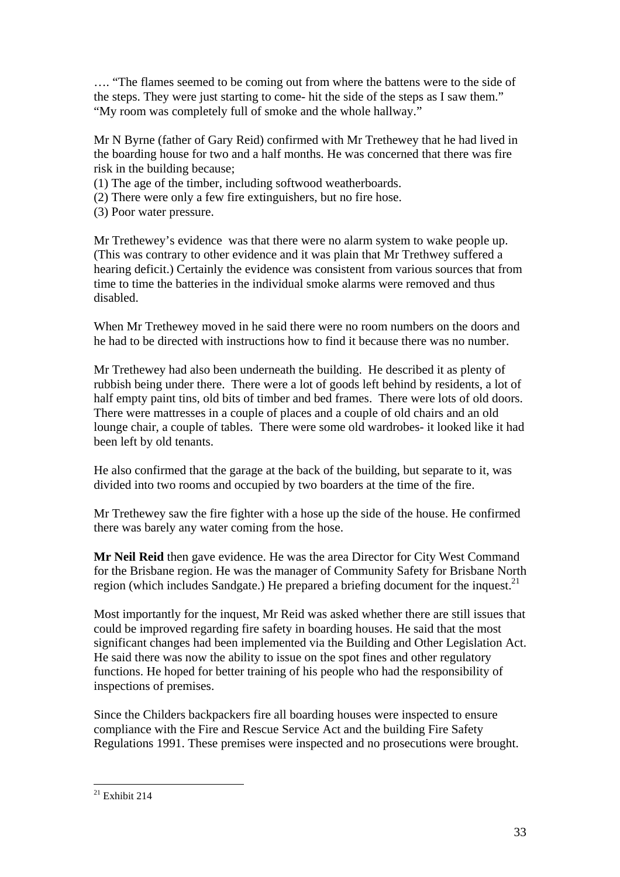…. "The flames seemed to be coming out from where the battens were to the side of the steps. They were just starting to come- hit the side of the steps as I saw them." "My room was completely full of smoke and the whole hallway."

Mr N Byrne (father of Gary Reid) confirmed with Mr Trethewey that he had lived in the boarding house for two and a half months. He was concerned that there was fire risk in the building because;
(1) The age of the timber, including softwood weatherboards.
(2) There were only a few fire extinguishers, but no fire hose.
(3) Poor water pressure.

Mr Trethewey's evidence was that there were no alarm system to wake people up. (This was contrary to other evidence and it was plain that Mr Trethwey suffered a hearing deficit.) Certainly the evidence was consistent from various sources that from time to time the batteries in the individual smoke alarms were removed and thus disabled.

When Mr Trethewey moved in he said there were no room numbers on the doors and he had to be directed with instructions how to find it because there was no number.

Mr Trethewey had also been underneath the building. He described it as plenty of rubbish being under there. There were a lot of goods left behind by residents, a lot of half empty paint tins, old bits of timber and bed frames. There were lots of old doors. There were mattresses in a couple of places and a couple of old chairs and an old lounge chair, a couple of tables. There were some old wardrobes- it looked like it had been left by old tenants.

He also confirmed that the garage at the back of the building, but separate to it, was divided into two rooms and occupied by two boarders at the time of the fire.

Mr Trethewey saw the fire fighter with a hose up the side of the house. He confirmed there was barely any water coming from the hose.

**Mr Neil Reid** then gave evidence. He was the area Director for City West Command for the Brisbane region. He was the manager of Community Safety for Brisbane North region (which includes Sandgate.) He prepared a briefing document for the inquest.[21]

Most importantly for the inquest, Mr Reid was asked whether there are still issues that could be improved regarding fire safety in boarding houses. He said that the most significant changes had been implemented via the Building and Other Legislation Act. He said there was now the ability to issue on the spot fines and other regulatory functions. He hoped for better training of his people who had the responsibility of inspections of premises.

Since the Childers backpackers fire all boarding houses were inspected to ensure compliance with the Fire and Rescue Service Act and the building Fire Safety Regulations 1991. These premises were inspected and no prosecutions were brought.

[21] Exhibit 214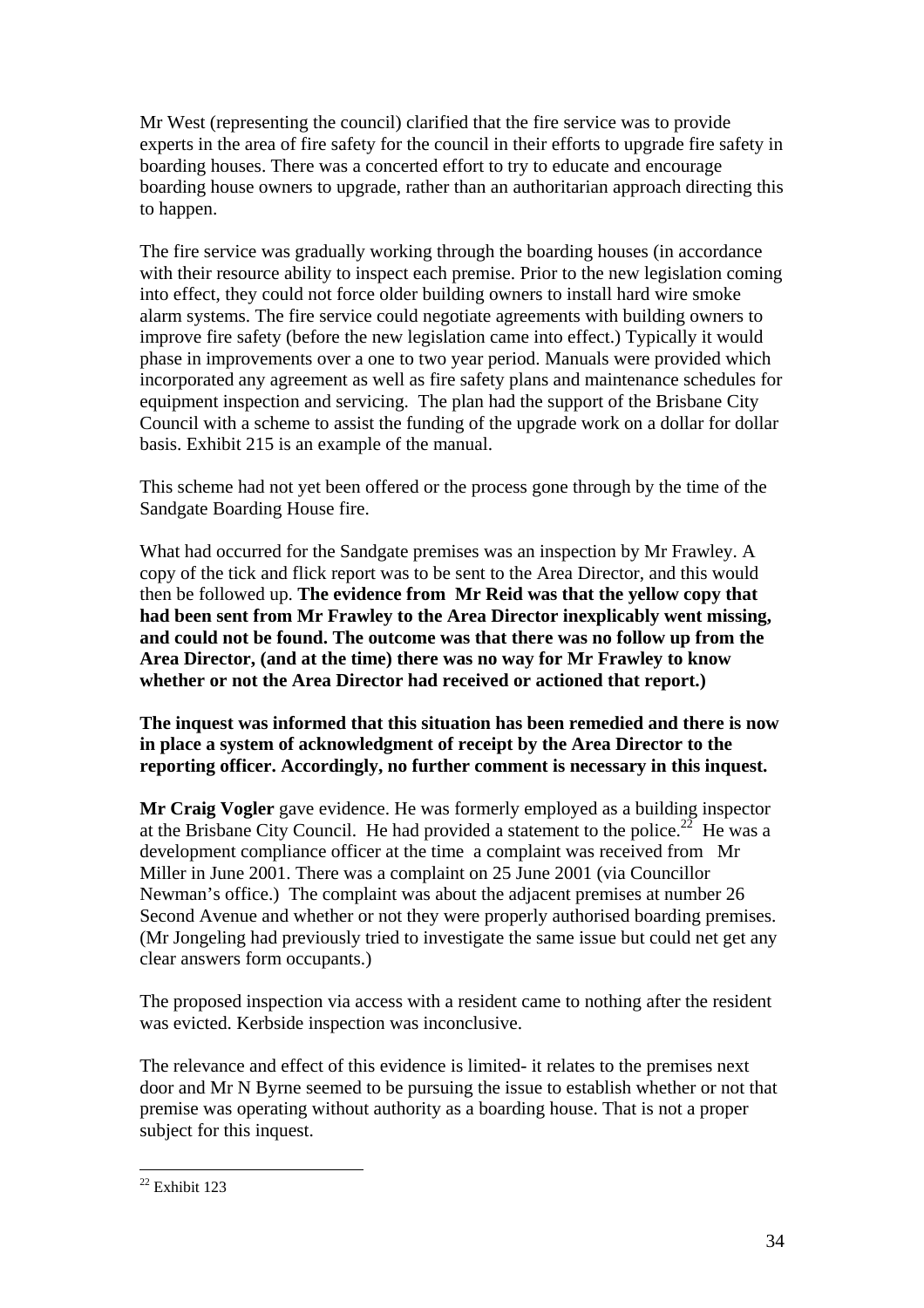Mr West (representing the council) clarified that the fire service was to provide experts in the area of fire safety for the council in their efforts to upgrade fire safety in boarding houses. There was a concerted effort to try to educate and encourage boarding house owners to upgrade, rather than an authoritarian approach directing this to happen.

The fire service was gradually working through the boarding houses (in accordance with their resource ability to inspect each premise. Prior to the new legislation coming into effect, they could not force older building owners to install hard wire smoke alarm systems. The fire service could negotiate agreements with building owners to improve fire safety (before the new legislation came into effect.) Typically it would phase in improvements over a one to two year period. Manuals were provided which incorporated any agreement as well as fire safety plans and maintenance schedules for equipment inspection and servicing. The plan had the support of the Brisbane City Council with a scheme to assist the funding of the upgrade work on a dollar for dollar basis. Exhibit 215 is an example of the manual.

This scheme had not yet been offered or the process gone through by the time of the Sandgate Boarding House fire.

What had occurred for the Sandgate premises was an inspection by Mr Frawley. A copy of the tick and flick report was to be sent to the Area Director, and this would then be followed up. **The evidence from Mr Reid was that the yellow copy that had been sent from Mr Frawley to the Area Director inexplicably went missing, and could not be found. The outcome was that there was no follow up from the Area Director, (and at the time) there was no way for Mr Frawley to know whether or not the Area Director had received or actioned that report.)**

**The inquest was informed that this situation has been remedied and there is now in place a system of acknowledgment of receipt by the Area Director to the reporting officer. Accordingly, no further comment is necessary in this inquest.**

**Mr Craig Vogler** gave evidence. He was formerly employed as a building inspector at the Brisbane City Council. He had provided a statement to the police.[22] He was a development compliance officer at the time a complaint was received from Mr Miller in June 2001. There was a complaint on 25 June 2001 (via Councillor Newman's office.) The complaint was about the adjacent premises at number 26 Second Avenue and whether or not they were properly authorised boarding premises. (Mr Jongeling had previously tried to investigate the same issue but could net get any clear answers form occupants.)

The proposed inspection via access with a resident came to nothing after the resident was evicted. Kerbside inspection was inconclusive.

The relevance and effect of this evidence is limited- it relates to the premises next door and Mr N Byrne seemed to be pursuing the issue to establish whether or not that premise was operating without authority as a boarding house. That is not a proper subject for this inquest.

[22] Exhibit 123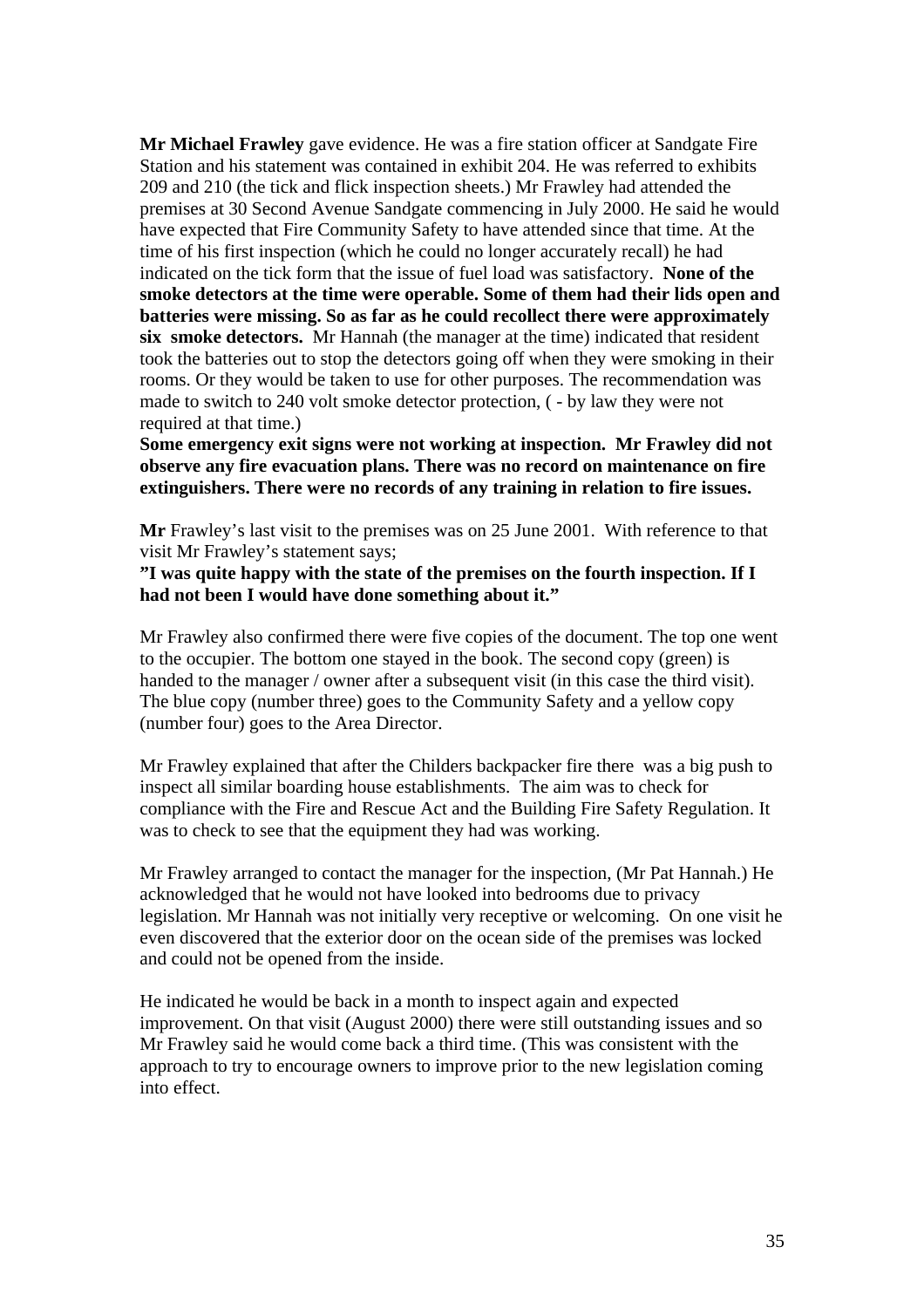**Mr Michael Frawley** gave evidence. He was a fire station officer at Sandgate Fire Station and his statement was contained in exhibit 204. He was referred to exhibits 209 and 210 (the tick and flick inspection sheets.) Mr Frawley had attended the premises at 30 Second Avenue Sandgate commencing in July 2000. He said he would have expected that Fire Community Safety to have attended since that time. At the time of his first inspection (which he could no longer accurately recall) he had indicated on the tick form that the issue of fuel load was satisfactory. **None of the smoke detectors at the time were operable. Some of them had their lids open and batteries were missing. So as far as he could recollect there were approximately six smoke detectors.** Mr Hannah (the manager at the time) indicated that resident took the batteries out to stop the detectors going off when they were smoking in their rooms. Or they would be taken to use for other purposes. The recommendation was made to switch to 240 volt smoke detector protection, ( - by law they were not required at that time.)

**Some emergency exit signs were not working at inspection. Mr Frawley did not observe any fire evacuation plans. There was no record on maintenance on fire extinguishers. There were no records of any training in relation to fire issues.**

**Mr** Frawley's last visit to the premises was on 25 June 2001. With reference to that visit Mr Frawley's statement says;

**"I was quite happy with the state of the premises on the fourth inspection. If I had not been I would have done something about it."**

Mr Frawley also confirmed there were five copies of the document. The top one went to the occupier. The bottom one stayed in the book. The second copy (green) is handed to the manager / owner after a subsequent visit (in this case the third visit). The blue copy (number three) goes to the Community Safety and a yellow copy (number four) goes to the Area Director.

Mr Frawley explained that after the Childers backpacker fire there was a big push to inspect all similar boarding house establishments. The aim was to check for compliance with the Fire and Rescue Act and the Building Fire Safety Regulation. It was to check to see that the equipment they had was working.

Mr Frawley arranged to contact the manager for the inspection, (Mr Pat Hannah.) He acknowledged that he would not have looked into bedrooms due to privacy legislation. Mr Hannah was not initially very receptive or welcoming. On one visit he even discovered that the exterior door on the ocean side of the premises was locked and could not be opened from the inside.

He indicated he would be back in a month to inspect again and expected improvement. On that visit (August 2000) there were still outstanding issues and so Mr Frawley said he would come back a third time. (This was consistent with the approach to try to encourage owners to improve prior to the new legislation coming into effect.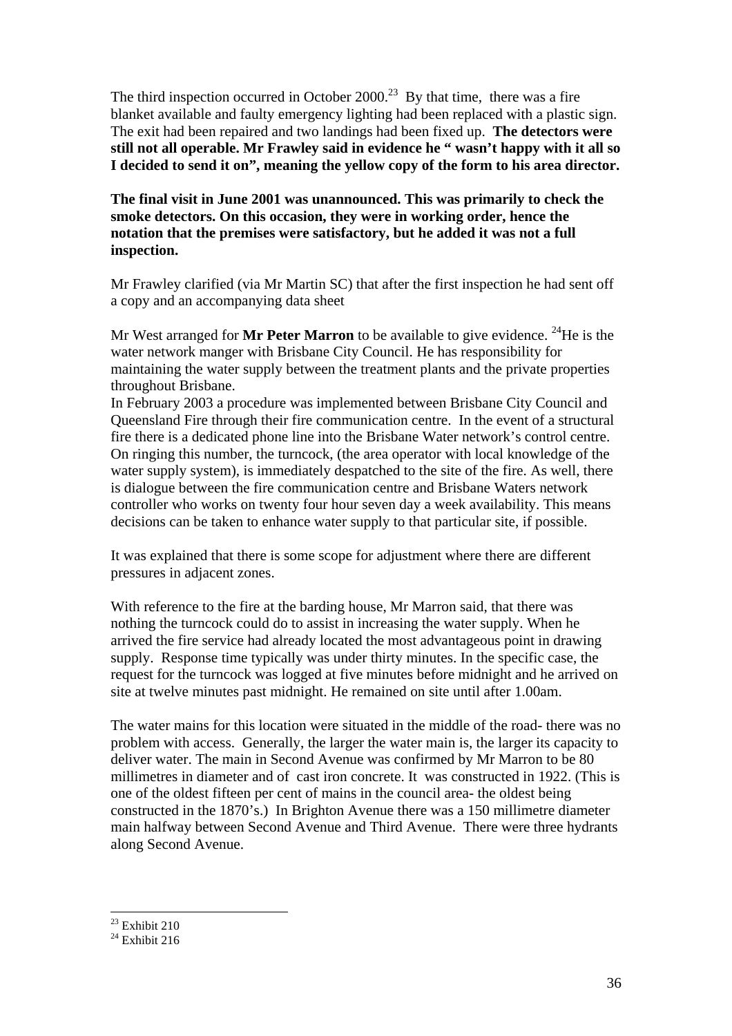The third inspection occurred in October 2000.[23] By that time, there was a fire blanket available and faulty emergency lighting had been replaced with a plastic sign. The exit had been repaired and two landings had been fixed up. **The detectors were still not all operable. Mr Frawley said in evidence he " wasn't happy with it all so I decided to send it on", meaning the yellow copy of the form to his area director.**

**The final visit in June 2001 was unannounced. This was primarily to check the smoke detectors. On this occasion, they were in working order, hence the notation that the premises were satisfactory, but he added it was not a full inspection.**

Mr Frawley clarified (via Mr Martin SC) that after the first inspection he had sent off a copy and an accompanying data sheet

Mr West arranged for **Mr Peter Marron** to be available to give evidence. [24]He is the water network manger with Brisbane City Council. He has responsibility for maintaining the water supply between the treatment plants and the private properties throughout Brisbane.
In February 2003 a procedure was implemented between Brisbane City Council and Queensland Fire through their fire communication centre. In the event of a structural fire there is a dedicated phone line into the Brisbane Water network's control centre. On ringing this number, the turncock, (the area operator with local knowledge of the water supply system), is immediately despatched to the site of the fire. As well, there is dialogue between the fire communication centre and Brisbane Waters network controller who works on twenty four hour seven day a week availability. This means decisions can be taken to enhance water supply to that particular site, if possible.

It was explained that there is some scope for adjustment where there are different pressures in adjacent zones.

With reference to the fire at the barding house, Mr Marron said, that there was nothing the turncock could do to assist in increasing the water supply. When he arrived the fire service had already located the most advantageous point in drawing supply. Response time typically was under thirty minutes. In the specific case, the request for the turncock was logged at five minutes before midnight and he arrived on site at twelve minutes past midnight. He remained on site until after 1.00am.

The water mains for this location were situated in the middle of the road- there was no problem with access. Generally, the larger the water main is, the larger its capacity to deliver water. The main in Second Avenue was confirmed by Mr Marron to be 80 millimetres in diameter and of cast iron concrete. It was constructed in 1922. (This is one of the oldest fifteen per cent of mains in the council area- the oldest being constructed in the 1870's.) In Brighton Avenue there was a 150 millimetre diameter main halfway between Second Avenue and Third Avenue. There were three hydrants along Second Avenue.

[23] Exhibit 210
[24] Exhibit 216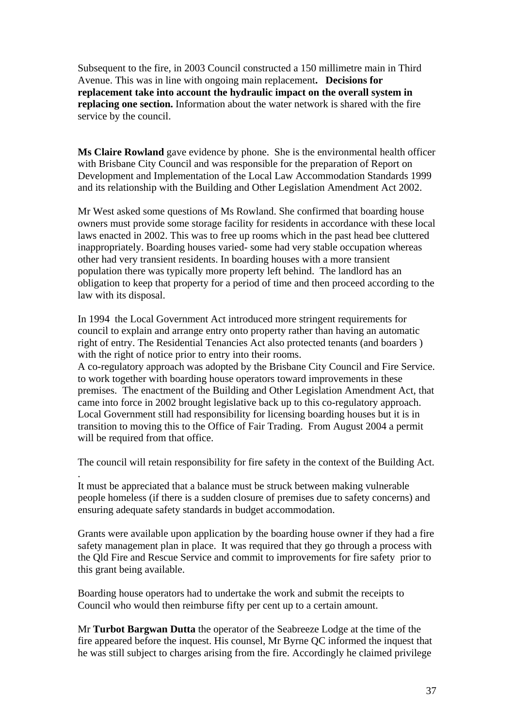Subsequent to the fire, in 2003 Council constructed a 150 millimetre main in Third Avenue. This was in line with ongoing main replacement**. Decisions for replacement take into account the hydraulic impact on the overall system in replacing one section.** Information about the water network is shared with the fire service by the council.

**Ms Claire Rowland** gave evidence by phone. She is the environmental health officer with Brisbane City Council and was responsible for the preparation of Report on Development and Implementation of the Local Law Accommodation Standards 1999 and its relationship with the Building and Other Legislation Amendment Act 2002.

Mr West asked some questions of Ms Rowland. She confirmed that boarding house owners must provide some storage facility for residents in accordance with these local laws enacted in 2002. This was to free up rooms which in the past head bee cluttered inappropriately. Boarding houses varied- some had very stable occupation whereas other had very transient residents. In boarding houses with a more transient population there was typically more property left behind. The landlord has an obligation to keep that property for a period of time and then proceed according to the law with its disposal.

In 1994 the Local Government Act introduced more stringent requirements for council to explain and arrange entry onto property rather than having an automatic right of entry. The Residential Tenancies Act also protected tenants (and boarders ) with the right of notice prior to entry into their rooms.
A co-regulatory approach was adopted by the Brisbane City Council and Fire Service. to work together with boarding house operators toward improvements in these premises. The enactment of the Building and Other Legislation Amendment Act, that came into force in 2002 brought legislative back up to this co-regulatory approach. Local Government still had responsibility for licensing boarding houses but it is in transition to moving this to the Office of Fair Trading. From August 2004 a permit will be required from that office.

The council will retain responsibility for fire safety in the context of the Building Act.
.
It must be appreciated that a balance must be struck between making vulnerable people homeless (if there is a sudden closure of premises due to safety concerns) and ensuring adequate safety standards in budget accommodation.

Grants were available upon application by the boarding house owner if they had a fire safety management plan in place. It was required that they go through a process with the Qld Fire and Rescue Service and commit to improvements for fire safety prior to this grant being available.

Boarding house operators had to undertake the work and submit the receipts to Council who would then reimburse fifty per cent up to a certain amount.

Mr **Turbot Bargwan Dutta** the operator of the Seabreeze Lodge at the time of the fire appeared before the inquest. His counsel, Mr Byrne QC informed the inquest that he was still subject to charges arising from the fire. Accordingly he claimed privilege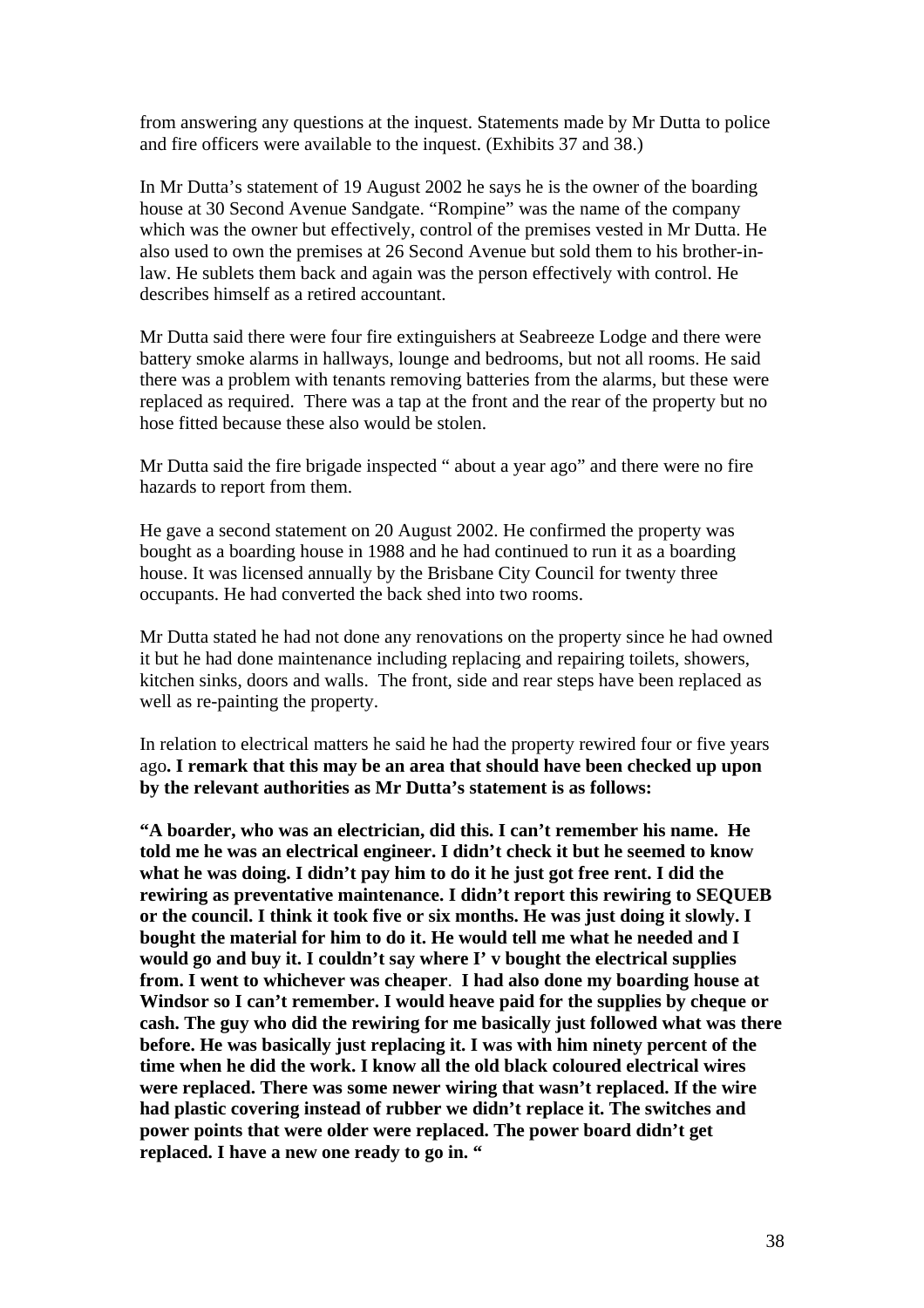from answering any questions at the inquest. Statements made by Mr Dutta to police and fire officers were available to the inquest. (Exhibits 37 and 38.)

In Mr Dutta's statement of 19 August 2002 he says he is the owner of the boarding house at 30 Second Avenue Sandgate. "Rompine" was the name of the company which was the owner but effectively, control of the premises vested in Mr Dutta. He also used to own the premises at 26 Second Avenue but sold them to his brother-in-law. He sublets them back and again was the person effectively with control. He describes himself as a retired accountant.

Mr Dutta said there were four fire extinguishers at Seabreeze Lodge and there were battery smoke alarms in hallways, lounge and bedrooms, but not all rooms. He said there was a problem with tenants removing batteries from the alarms, but these were replaced as required. There was a tap at the front and the rear of the property but no hose fitted because these also would be stolen.

Mr Dutta said the fire brigade inspected " about a year ago" and there were no fire hazards to report from them.

He gave a second statement on 20 August 2002. He confirmed the property was bought as a boarding house in 1988 and he had continued to run it as a boarding house. It was licensed annually by the Brisbane City Council for twenty three occupants. He had converted the back shed into two rooms.

Mr Dutta stated he had not done any renovations on the property since he had owned it but he had done maintenance including replacing and repairing toilets, showers, kitchen sinks, doors and walls. The front, side and rear steps have been replaced as well as re-painting the property.

In relation to electrical matters he said he had the property rewired four or five years ago**. I remark that this may be an area that should have been checked up upon by the relevant authorities as Mr Dutta's statement is as follows:**

**"A boarder, who was an electrician, did this. I can't remember his name. He told me he was an electrical engineer. I didn't check it but he seemed to know what he was doing. I didn't pay him to do it he just got free rent. I did the rewiring as preventative maintenance. I didn't report this rewiring to SEQUEB or the council. I think it took five or six months. He was just doing it slowly. I bought the material for him to do it. He would tell me what he needed and I would go and buy it. I couldn't say where I' v bought the electrical supplies from. I went to whichever was cheaper. I had also done my boarding house at Windsor so I can't remember. I would heave paid for the supplies by cheque or cash. The guy who did the rewiring for me basically just followed what was there before. He was basically just replacing it. I was with him ninety percent of the time when he did the work. I know all the old black coloured electrical wires were replaced. There was some newer wiring that wasn't replaced. If the wire had plastic covering instead of rubber we didn't replace it. The switches and power points that were older were replaced. The power board didn't get replaced. I have a new one ready to go in. "**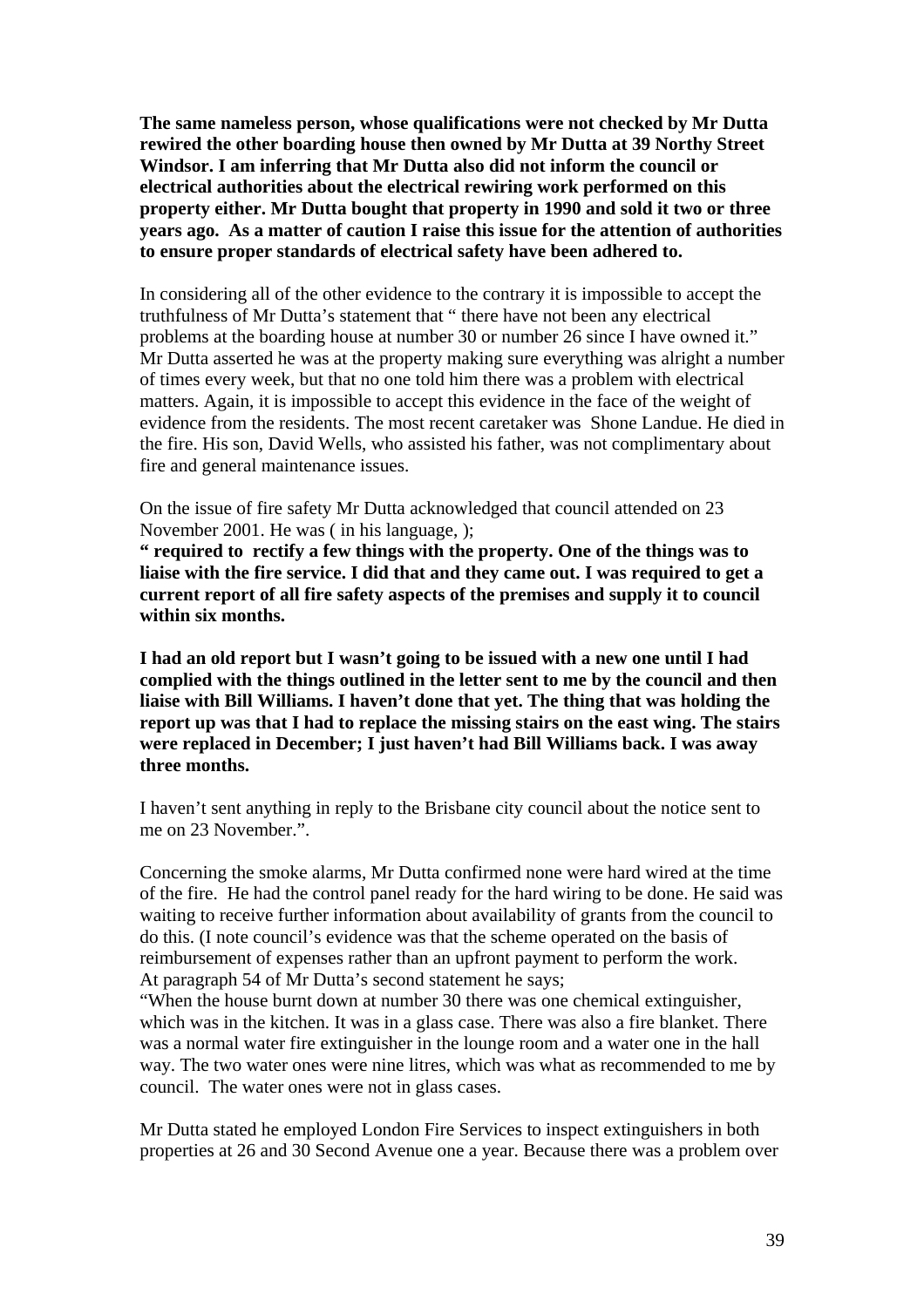**The same nameless person, whose qualifications were not checked by Mr Dutta rewired the other boarding house then owned by Mr Dutta at 39 Northy Street Windsor. I am inferring that Mr Dutta also did not inform the council or electrical authorities about the electrical rewiring work performed on this property either. Mr Dutta bought that property in 1990 and sold it two or three years ago. As a matter of caution I raise this issue for the attention of authorities to ensure proper standards of electrical safety have been adhered to.**

In considering all of the other evidence to the contrary it is impossible to accept the truthfulness of Mr Dutta's statement that " there have not been any electrical problems at the boarding house at number 30 or number 26 since I have owned it." Mr Dutta asserted he was at the property making sure everything was alright a number of times every week, but that no one told him there was a problem with electrical matters. Again, it is impossible to accept this evidence in the face of the weight of evidence from the residents. The most recent caretaker was Shone Landue. He died in the fire. His son, David Wells, who assisted his father, was not complimentary about fire and general maintenance issues.

On the issue of fire safety Mr Dutta acknowledged that council attended on 23 November 2001. He was ( in his language, );

**" required to rectify a few things with the property. One of the things was to liaise with the fire service. I did that and they came out. I was required to get a current report of all fire safety aspects of the premises and supply it to council within six months.**

**I had an old report but I wasn't going to be issued with a new one until I had complied with the things outlined in the letter sent to me by the council and then liaise with Bill Williams. I haven't done that yet. The thing that was holding the report up was that I had to replace the missing stairs on the east wing. The stairs were replaced in December; I just haven't had Bill Williams back. I was away three months.**

I haven't sent anything in reply to the Brisbane city council about the notice sent to me on 23 November.".

Concerning the smoke alarms, Mr Dutta confirmed none were hard wired at the time of the fire. He had the control panel ready for the hard wiring to be done. He said was waiting to receive further information about availability of grants from the council to do this. (I note council's evidence was that the scheme operated on the basis of reimbursement of expenses rather than an upfront payment to perform the work.
At paragraph 54 of Mr Dutta's second statement he says;
"When the house burnt down at number 30 there was one chemical extinguisher, which was in the kitchen. It was in a glass case. There was also a fire blanket. There was a normal water fire extinguisher in the lounge room and a water one in the hall way. The two water ones were nine litres, which was what as recommended to me by council. The water ones were not in glass cases.

Mr Dutta stated he employed London Fire Services to inspect extinguishers in both properties at 26 and 30 Second Avenue one a year. Because there was a problem over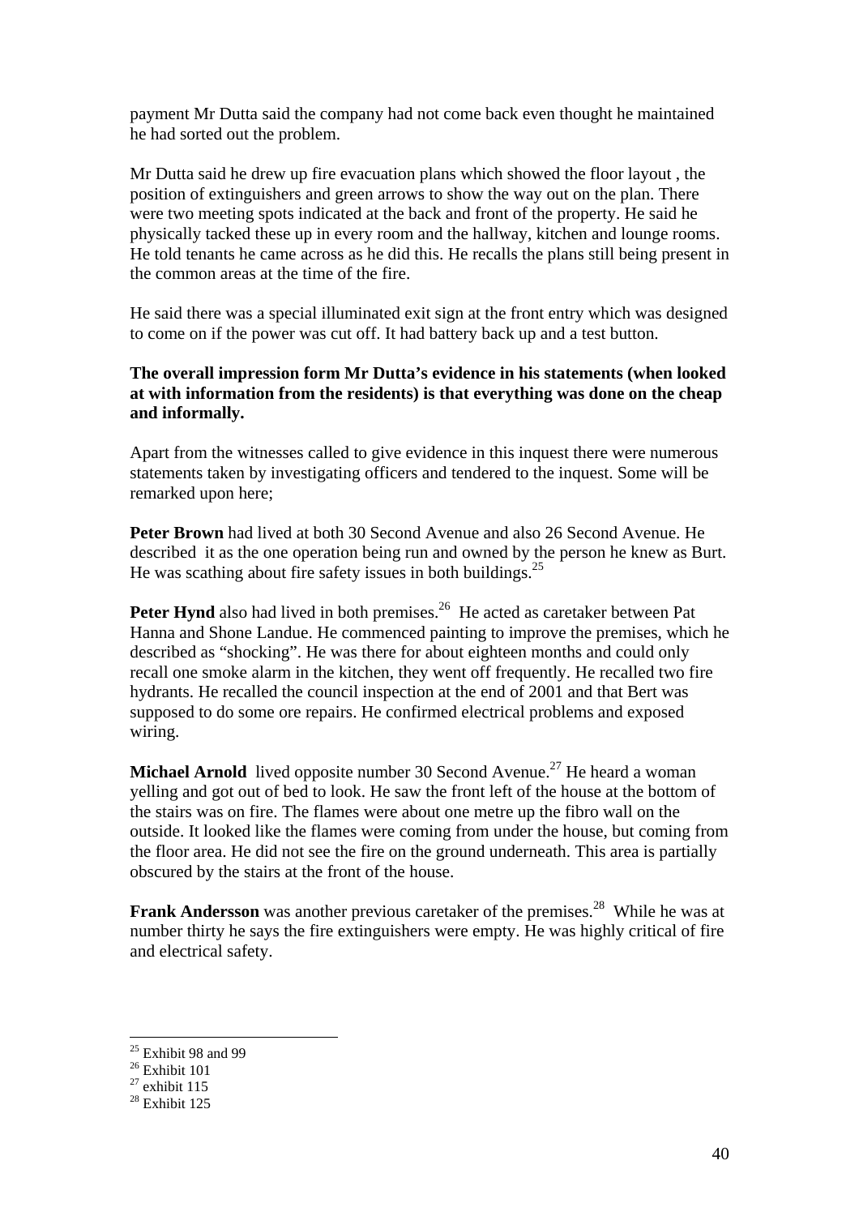payment Mr Dutta said the company had not come back even thought he maintained he had sorted out the problem.

Mr Dutta said he drew up fire evacuation plans which showed the floor layout , the position of extinguishers and green arrows to show the way out on the plan. There were two meeting spots indicated at the back and front of the property. He said he physically tacked these up in every room and the hallway, kitchen and lounge rooms. He told tenants he came across as he did this. He recalls the plans still being present in the common areas at the time of the fire.

He said there was a special illuminated exit sign at the front entry which was designed to come on if the power was cut off. It had battery back up and a test button.

**The overall impression form Mr Dutta's evidence in his statements (when looked at with information from the residents) is that everything was done on the cheap and informally.**

Apart from the witnesses called to give evidence in this inquest there were numerous statements taken by investigating officers and tendered to the inquest. Some will be remarked upon here;

**Peter Brown** had lived at both 30 Second Avenue and also 26 Second Avenue. He described it as the one operation being run and owned by the person he knew as Burt. He was scathing about fire safety issues in both buildings.[25]

**Peter Hynd** also had lived in both premises.[26] He acted as caretaker between Pat Hanna and Shone Landue. He commenced painting to improve the premises, which he described as "shocking". He was there for about eighteen months and could only recall one smoke alarm in the kitchen, they went off frequently. He recalled two fire hydrants. He recalled the council inspection at the end of 2001 and that Bert was supposed to do some ore repairs. He confirmed electrical problems and exposed wiring.

**Michael Arnold** lived opposite number 30 Second Avenue.[27] He heard a woman yelling and got out of bed to look. He saw the front left of the house at the bottom of the stairs was on fire. The flames were about one metre up the fibro wall on the outside. It looked like the flames were coming from under the house, but coming from the floor area. He did not see the fire on the ground underneath. This area is partially obscured by the stairs at the front of the house.

**Frank Andersson** was another previous caretaker of the premises.[28] While he was at number thirty he says the fire extinguishers were empty. He was highly critical of fire and electrical safety.

---

[25] Exhibit 98 and 99

[26] Exhibit 101

[27] exhibit 115

[28] Exhibit 125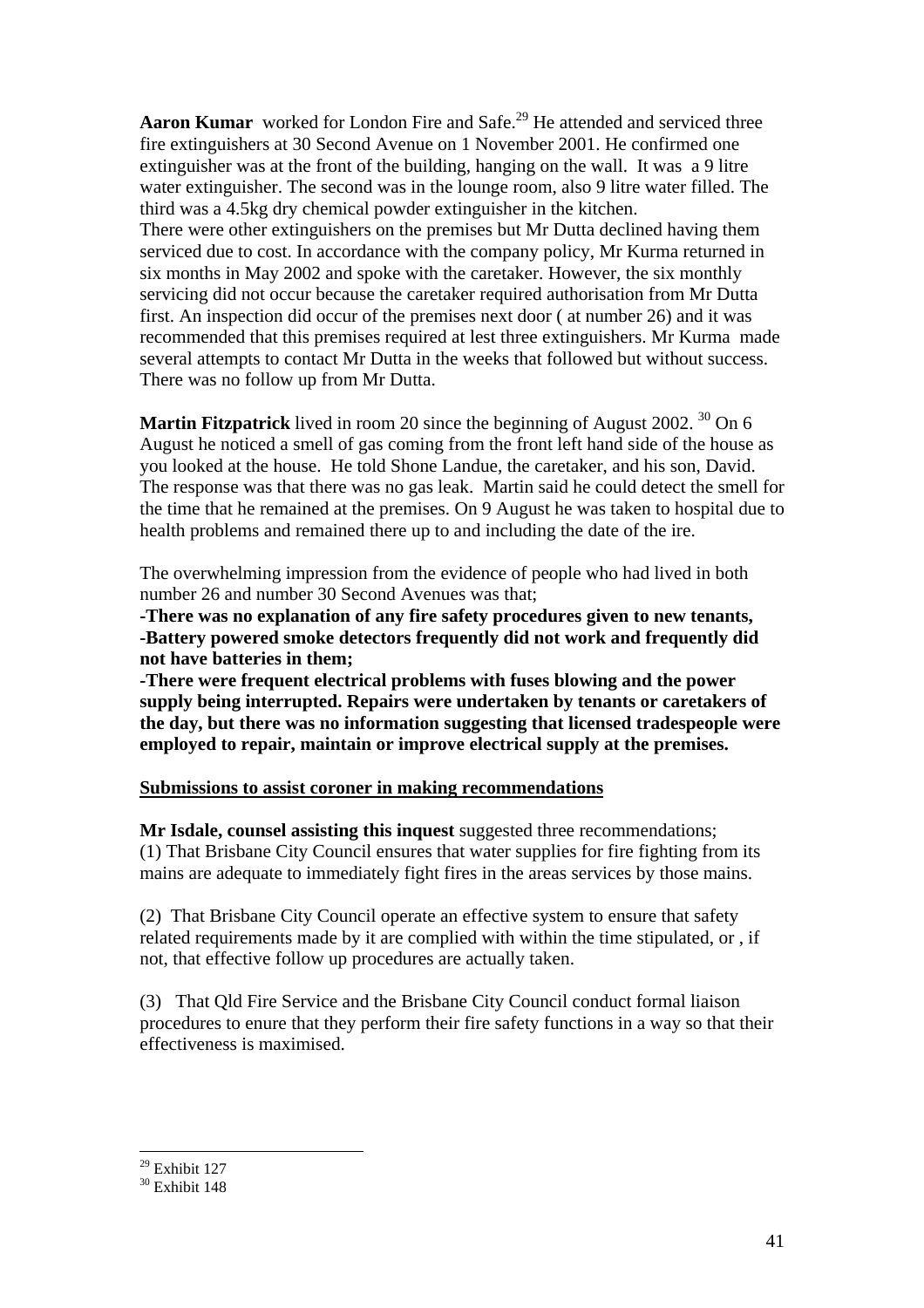**Aaron Kumar** worked for London Fire and Safe.[29] He attended and serviced three fire extinguishers at 30 Second Avenue on 1 November 2001. He confirmed one extinguisher was at the front of the building, hanging on the wall. It was a 9 litre water extinguisher. The second was in the lounge room, also 9 litre water filled. The third was a 4.5kg dry chemical powder extinguisher in the kitchen.
There were other extinguishers on the premises but Mr Dutta declined having them serviced due to cost. In accordance with the company policy, Mr Kurma returned in six months in May 2002 and spoke with the caretaker. However, the six monthly servicing did not occur because the caretaker required authorisation from Mr Dutta first. An inspection did occur of the premises next door ( at number 26) and it was recommended that this premises required at lest three extinguishers. Mr Kurma made several attempts to contact Mr Dutta in the weeks that followed but without success. There was no follow up from Mr Dutta.

**Martin Fitzpatrick** lived in room 20 since the beginning of August 2002. [30] On 6 August he noticed a smell of gas coming from the front left hand side of the house as you looked at the house. He told Shone Landue, the caretaker, and his son, David. The response was that there was no gas leak. Martin said he could detect the smell for the time that he remained at the premises. On 9 August he was taken to hospital due to health problems and remained there up to and including the date of the ire.

The overwhelming impression from the evidence of people who had lived in both number 26 and number 30 Second Avenues was that;
**-There was no explanation of any fire safety procedures given to new tenants,**
**-Battery powered smoke detectors frequently did not work and frequently did not have batteries in them;**
**-There were frequent electrical problems with fuses blowing and the power supply being interrupted. Repairs were undertaken by tenants or caretakers of the day, but there was no information suggesting that licensed tradespeople were employed to repair, maintain or improve electrical supply at the premises.**

**Submissions to assist coroner in making recommendations**

**Mr Isdale, counsel assisting this inquest** suggested three recommendations;
(1) That Brisbane City Council ensures that water supplies for fire fighting from its mains are adequate to immediately fight fires in the areas services by those mains.

(2) That Brisbane City Council operate an effective system to ensure that safety related requirements made by it are complied with within the time stipulated, or , if not, that effective follow up procedures are actually taken.

(3) That Qld Fire Service and the Brisbane City Council conduct formal liaison procedures to enure that they perform their fire safety functions in a way so that their effectiveness is maximised.

[29] Exhibit 127
[30] Exhibit 148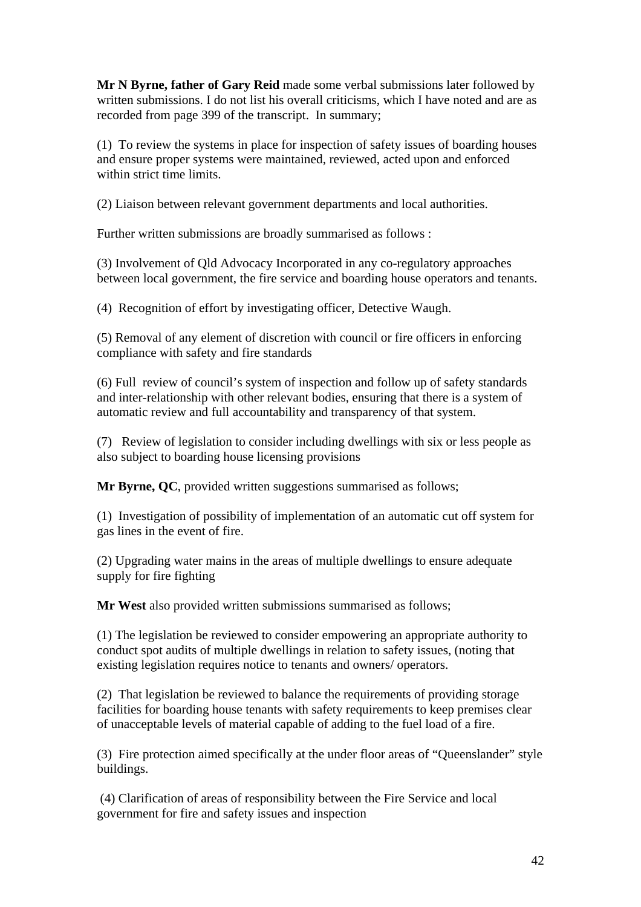**Mr N Byrne, father of Gary Reid** made some verbal submissions later followed by written submissions. I do not list his overall criticisms, which I have noted and are as recorded from page 399 of the transcript. In summary;

(1) To review the systems in place for inspection of safety issues of boarding houses and ensure proper systems were maintained, reviewed, acted upon and enforced within strict time limits.

(2) Liaison between relevant government departments and local authorities.

Further written submissions are broadly summarised as follows :

(3) Involvement of Qld Advocacy Incorporated in any co-regulatory approaches between local government, the fire service and boarding house operators and tenants.

(4) Recognition of effort by investigating officer, Detective Waugh.

(5) Removal of any element of discretion with council or fire officers in enforcing compliance with safety and fire standards

(6) Full review of council's system of inspection and follow up of safety standards and inter-relationship with other relevant bodies, ensuring that there is a system of automatic review and full accountability and transparency of that system.

(7) Review of legislation to consider including dwellings with six or less people as also subject to boarding house licensing provisions

**Mr Byrne, QC**, provided written suggestions summarised as follows;

(1) Investigation of possibility of implementation of an automatic cut off system for gas lines in the event of fire.

(2) Upgrading water mains in the areas of multiple dwellings to ensure adequate supply for fire fighting

**Mr West** also provided written submissions summarised as follows;

(1) The legislation be reviewed to consider empowering an appropriate authority to conduct spot audits of multiple dwellings in relation to safety issues, (noting that existing legislation requires notice to tenants and owners/ operators.

(2) That legislation be reviewed to balance the requirements of providing storage facilities for boarding house tenants with safety requirements to keep premises clear of unacceptable levels of material capable of adding to the fuel load of a fire.

(3) Fire protection aimed specifically at the under floor areas of "Queenslander" style buildings.

(4) Clarification of areas of responsibility between the Fire Service and local government for fire and safety issues and inspection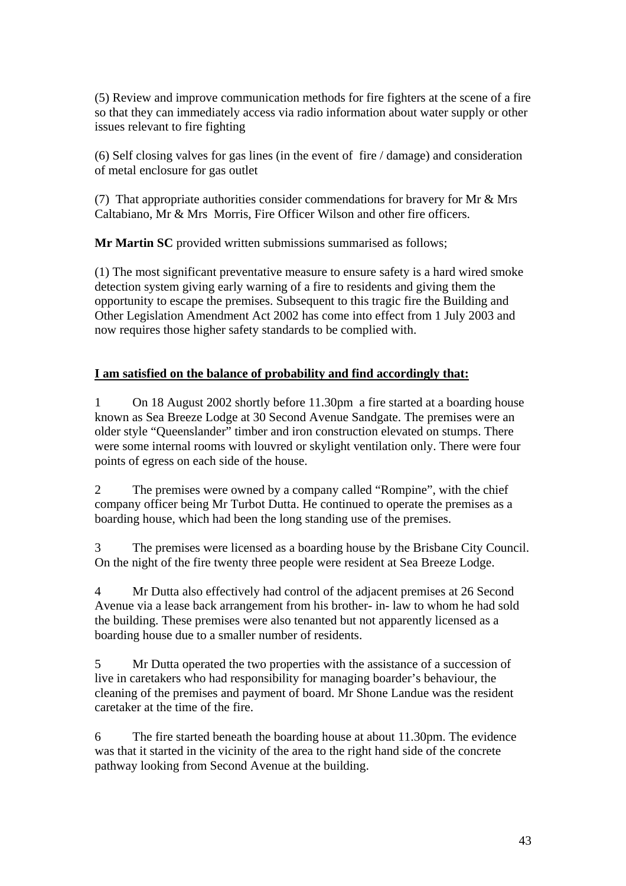(5) Review and improve communication methods for fire fighters at the scene of a fire so that they can immediately access via radio information about water supply or other issues relevant to fire fighting

(6) Self closing valves for gas lines (in the event of fire / damage) and consideration of metal enclosure for gas outlet

(7) That appropriate authorities consider commendations for bravery for Mr & Mrs Caltabiano, Mr & Mrs Morris, Fire Officer Wilson and other fire officers.

**Mr Martin SC** provided written submissions summarised as follows;

(1) The most significant preventative measure to ensure safety is a hard wired smoke detection system giving early warning of a fire to residents and giving them the opportunity to escape the premises. Subsequent to this tragic fire the Building and Other Legislation Amendment Act 2002 has come into effect from 1 July 2003 and now requires those higher safety standards to be complied with.

**I am satisfied on the balance of probability and find accordingly that:**

1 On 18 August 2002 shortly before 11.30pm a fire started at a boarding house known as Sea Breeze Lodge at 30 Second Avenue Sandgate. The premises were an older style "Queenslander" timber and iron construction elevated on stumps. There were some internal rooms with louvred or skylight ventilation only. There were four points of egress on each side of the house.

2 The premises were owned by a company called "Rompine", with the chief company officer being Mr Turbot Dutta. He continued to operate the premises as a boarding house, which had been the long standing use of the premises.

3 The premises were licensed as a boarding house by the Brisbane City Council. On the night of the fire twenty three people were resident at Sea Breeze Lodge.

4 Mr Dutta also effectively had control of the adjacent premises at 26 Second Avenue via a lease back arrangement from his brother- in- law to whom he had sold the building. These premises were also tenanted but not apparently licensed as a boarding house due to a smaller number of residents.

5 Mr Dutta operated the two properties with the assistance of a succession of live in caretakers who had responsibility for managing boarder's behaviour, the cleaning of the premises and payment of board. Mr Shone Landue was the resident caretaker at the time of the fire.

6 The fire started beneath the boarding house at about 11.30pm. The evidence was that it started in the vicinity of the area to the right hand side of the concrete pathway looking from Second Avenue at the building.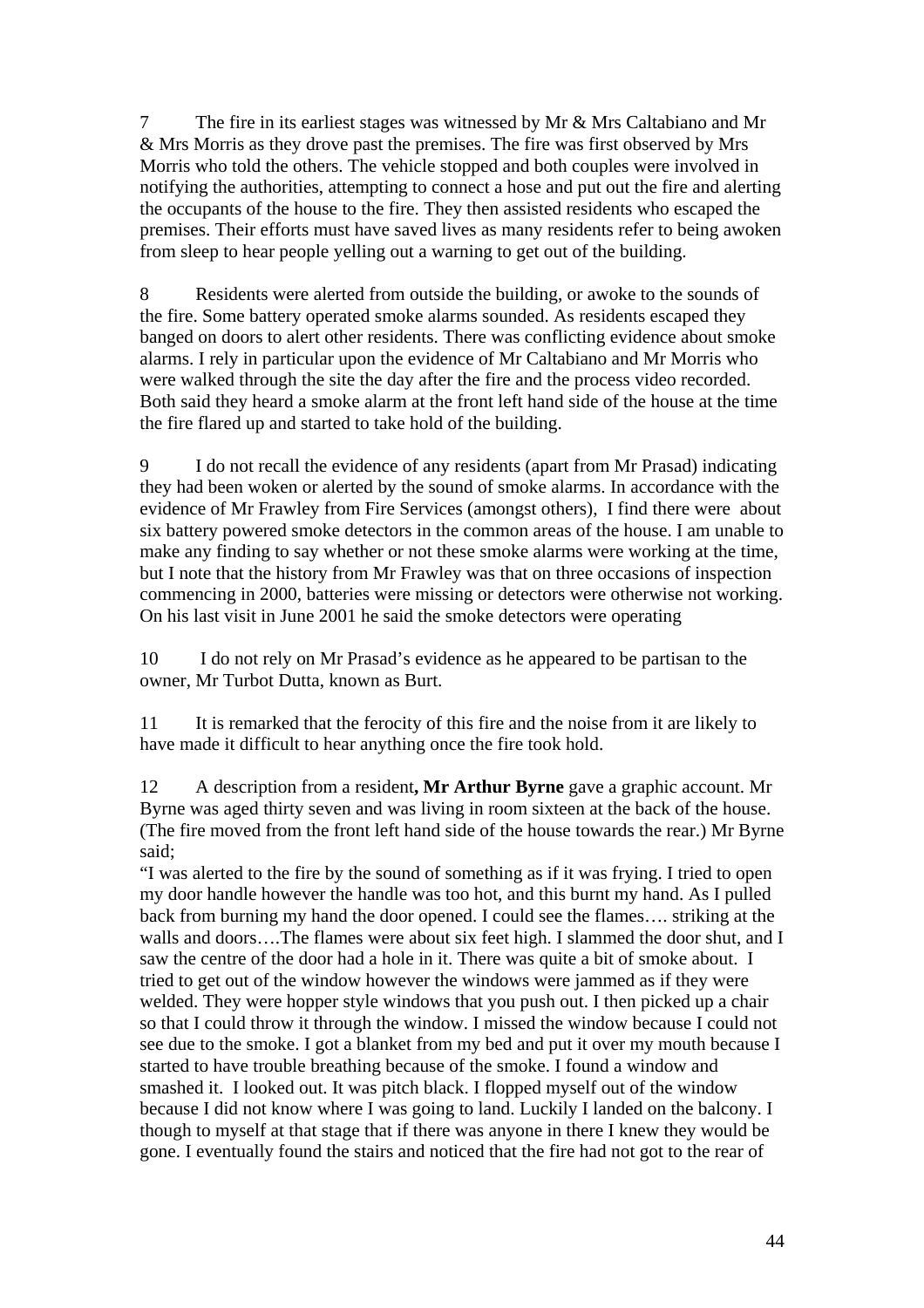7 The fire in its earliest stages was witnessed by Mr & Mrs Caltabiano and Mr & Mrs Morris as they drove past the premises. The fire was first observed by Mrs Morris who told the others. The vehicle stopped and both couples were involved in notifying the authorities, attempting to connect a hose and put out the fire and alerting the occupants of the house to the fire. They then assisted residents who escaped the premises. Their efforts must have saved lives as many residents refer to being awoken from sleep to hear people yelling out a warning to get out of the building.

8 Residents were alerted from outside the building, or awoke to the sounds of the fire. Some battery operated smoke alarms sounded. As residents escaped they banged on doors to alert other residents. There was conflicting evidence about smoke alarms. I rely in particular upon the evidence of Mr Caltabiano and Mr Morris who were walked through the site the day after the fire and the process video recorded. Both said they heard a smoke alarm at the front left hand side of the house at the time the fire flared up and started to take hold of the building.

9 I do not recall the evidence of any residents (apart from Mr Prasad) indicating they had been woken or alerted by the sound of smoke alarms. In accordance with the evidence of Mr Frawley from Fire Services (amongst others), I find there were about six battery powered smoke detectors in the common areas of the house. I am unable to make any finding to say whether or not these smoke alarms were working at the time, but I note that the history from Mr Frawley was that on three occasions of inspection commencing in 2000, batteries were missing or detectors were otherwise not working. On his last visit in June 2001 he said the smoke detectors were operating

10 I do not rely on Mr Prasad's evidence as he appeared to be partisan to the owner, Mr Turbot Dutta, known as Burt.

11 It is remarked that the ferocity of this fire and the noise from it are likely to have made it difficult to hear anything once the fire took hold.

12 A description from a resident**, Mr Arthur Byrne** gave a graphic account. Mr Byrne was aged thirty seven and was living in room sixteen at the back of the house. (The fire moved from the front left hand side of the house towards the rear.) Mr Byrne said;

"I was alerted to the fire by the sound of something as if it was frying. I tried to open my door handle however the handle was too hot, and this burnt my hand. As I pulled back from burning my hand the door opened. I could see the flames…. striking at the walls and doors….The flames were about six feet high. I slammed the door shut, and I saw the centre of the door had a hole in it. There was quite a bit of smoke about. I tried to get out of the window however the windows were jammed as if they were welded. They were hopper style windows that you push out. I then picked up a chair so that I could throw it through the window. I missed the window because I could not see due to the smoke. I got a blanket from my bed and put it over my mouth because I started to have trouble breathing because of the smoke. I found a window and smashed it. I looked out. It was pitch black. I flopped myself out of the window because I did not know where I was going to land. Luckily I landed on the balcony. I though to myself at that stage that if there was anyone in there I knew they would be gone. I eventually found the stairs and noticed that the fire had not got to the rear of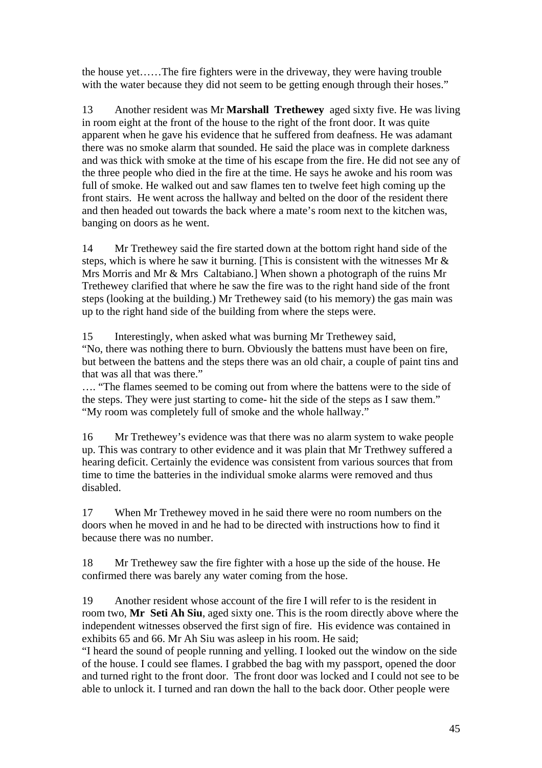the house yet……The fire fighters were in the driveway, they were having trouble with the water because they did not seem to be getting enough through their hoses."

13 Another resident was Mr **Marshall Trethewey** aged sixty five. He was living in room eight at the front of the house to the right of the front door. It was quite apparent when he gave his evidence that he suffered from deafness. He was adamant there was no smoke alarm that sounded. He said the place was in complete darkness and was thick with smoke at the time of his escape from the fire. He did not see any of the three people who died in the fire at the time. He says he awoke and his room was full of smoke. He walked out and saw flames ten to twelve feet high coming up the front stairs. He went across the hallway and belted on the door of the resident there and then headed out towards the back where a mate's room next to the kitchen was, banging on doors as he went.

14 Mr Trethewey said the fire started down at the bottom right hand side of the steps, which is where he saw it burning. [This is consistent with the witnesses Mr & Mrs Morris and Mr & Mrs Caltabiano.] When shown a photograph of the ruins Mr Trethewey clarified that where he saw the fire was to the right hand side of the front steps (looking at the building.) Mr Trethewey said (to his memory) the gas main was up to the right hand side of the building from where the steps were.

15 Interestingly, when asked what was burning Mr Trethewey said,
"No, there was nothing there to burn. Obviously the battens must have been on fire, but between the battens and the steps there was an old chair, a couple of paint tins and that was all that was there."
…. "The flames seemed to be coming out from where the battens were to the side of the steps. They were just starting to come- hit the side of the steps as I saw them."
"My room was completely full of smoke and the whole hallway."

16 Mr Trethewey's evidence was that there was no alarm system to wake people up. This was contrary to other evidence and it was plain that Mr Trethwey suffered a hearing deficit. Certainly the evidence was consistent from various sources that from time to time the batteries in the individual smoke alarms were removed and thus disabled.

17 When Mr Trethewey moved in he said there were no room numbers on the doors when he moved in and he had to be directed with instructions how to find it because there was no number.

18 Mr Trethewey saw the fire fighter with a hose up the side of the house. He confirmed there was barely any water coming from the hose.

19 Another resident whose account of the fire I will refer to is the resident in room two, **Mr Seti Ah Siu**, aged sixty one. This is the room directly above where the independent witnesses observed the first sign of fire. His evidence was contained in exhibits 65 and 66. Mr Ah Siu was asleep in his room. He said;
"I heard the sound of people running and yelling. I looked out the window on the side of the house. I could see flames. I grabbed the bag with my passport, opened the door and turned right to the front door. The front door was locked and I could not see to be able to unlock it. I turned and ran down the hall to the back door. Other people were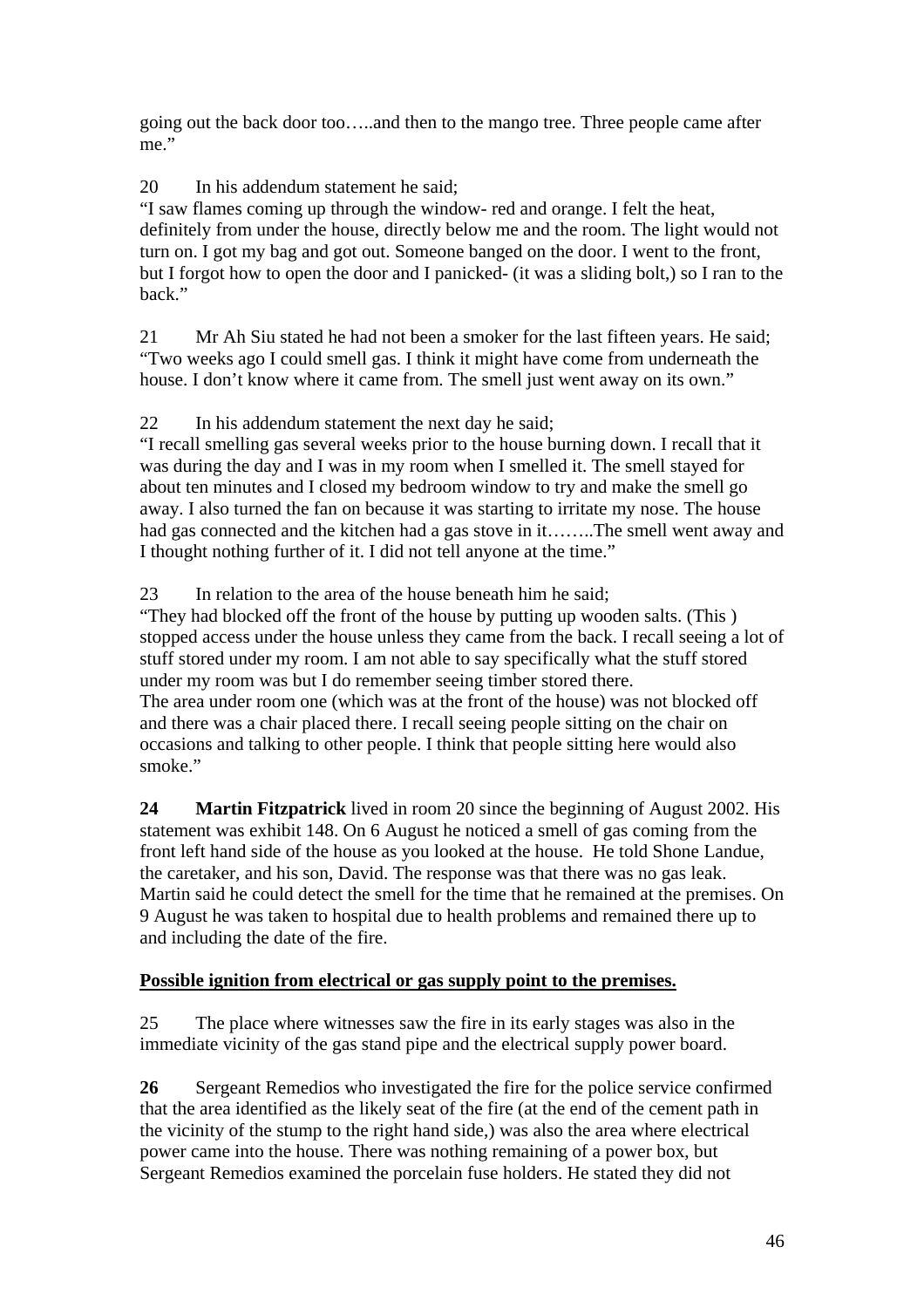going out the back door too…..and then to the mango tree. Three people came after me."

20 In his addendum statement he said;
"I saw flames coming up through the window- red and orange. I felt the heat, definitely from under the house, directly below me and the room. The light would not turn on. I got my bag and got out. Someone banged on the door. I went to the front, but I forgot how to open the door and I panicked- (it was a sliding bolt,) so I ran to the back."

21 Mr Ah Siu stated he had not been a smoker for the last fifteen years. He said; "Two weeks ago I could smell gas. I think it might have come from underneath the house. I don't know where it came from. The smell just went away on its own."

22 In his addendum statement the next day he said;
"I recall smelling gas several weeks prior to the house burning down. I recall that it was during the day and I was in my room when I smelled it. The smell stayed for about ten minutes and I closed my bedroom window to try and make the smell go away. I also turned the fan on because it was starting to irritate my nose. The house had gas connected and the kitchen had a gas stove in it……..The smell went away and I thought nothing further of it. I did not tell anyone at the time."

23 In relation to the area of the house beneath him he said;
"They had blocked off the front of the house by putting up wooden salts. (This ) stopped access under the house unless they came from the back. I recall seeing a lot of stuff stored under my room. I am not able to say specifically what the stuff stored under my room was but I do remember seeing timber stored there.
The area under room one (which was at the front of the house) was not blocked off and there was a chair placed there. I recall seeing people sitting on the chair on occasions and talking to other people. I think that people sitting here would also smoke."

**24** **Martin Fitzpatrick** lived in room 20 since the beginning of August 2002. His statement was exhibit 148. On 6 August he noticed a smell of gas coming from the front left hand side of the house as you looked at the house. He told Shone Landue, the caretaker, and his son, David. The response was that there was no gas leak. Martin said he could detect the smell for the time that he remained at the premises. On 9 August he was taken to hospital due to health problems and remained there up to and including the date of the fire.

**<u>Possible ignition from electrical or gas supply point to the premises.</u>**

25 The place where witnesses saw the fire in its early stages was also in the immediate vicinity of the gas stand pipe and the electrical supply power board.

**26** Sergeant Remedios who investigated the fire for the police service confirmed that the area identified as the likely seat of the fire (at the end of the cement path in the vicinity of the stump to the right hand side,) was also the area where electrical power came into the house. There was nothing remaining of a power box, but Sergeant Remedios examined the porcelain fuse holders. He stated they did not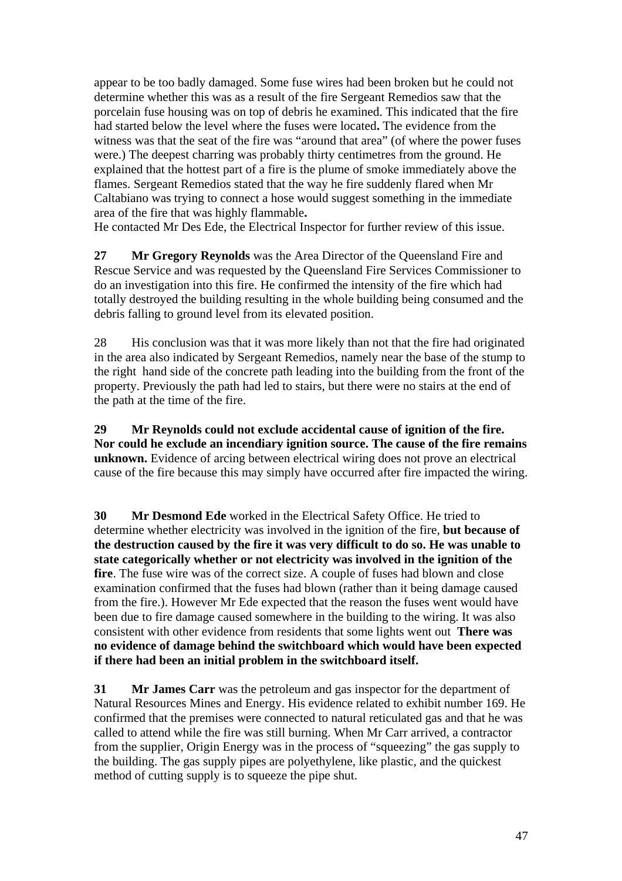appear to be too badly damaged. Some fuse wires had been broken but he could not determine whether this was as a result of the fire Sergeant Remedios saw that the porcelain fuse housing was on top of debris he examined. This indicated that the fire had started below the level where the fuses were located**.** The evidence from the witness was that the seat of the fire was "around that area" (of where the power fuses were.) The deepest charring was probably thirty centimetres from the ground. He explained that the hottest part of a fire is the plume of smoke immediately above the flames. Sergeant Remedios stated that the way he fire suddenly flared when Mr Caltabiano was trying to connect a hose would suggest something in the immediate area of the fire that was highly flammable**.**
He contacted Mr Des Ede, the Electrical Inspector for further review of this issue.

**27 Mr Gregory Reynolds** was the Area Director of the Queensland Fire and Rescue Service and was requested by the Queensland Fire Services Commissioner to do an investigation into this fire. He confirmed the intensity of the fire which had totally destroyed the building resulting in the whole building being consumed and the debris falling to ground level from its elevated position.

28 His conclusion was that it was more likely than not that the fire had originated in the area also indicated by Sergeant Remedios, namely near the base of the stump to the right hand side of the concrete path leading into the building from the front of the property. Previously the path had led to stairs, but there were no stairs at the end of the path at the time of the fire.

**29 Mr Reynolds could not exclude accidental cause of ignition of the fire. Nor could he exclude an incendiary ignition source. The cause of the fire remains unknown.** Evidence of arcing between electrical wiring does not prove an electrical cause of the fire because this may simply have occurred after fire impacted the wiring.

**30 Mr Desmond Ede** worked in the Electrical Safety Office. He tried to determine whether electricity was involved in the ignition of the fire, **but because of the destruction caused by the fire it was very difficult to do so. He was unable to state categorically whether or not electricity was involved in the ignition of the fire**. The fuse wire was of the correct size. A couple of fuses had blown and close examination confirmed that the fuses had blown (rather than it being damage caused from the fire.). However Mr Ede expected that the reason the fuses went would have been due to fire damage caused somewhere in the building to the wiring. It was also consistent with other evidence from residents that some lights went out **There was no evidence of damage behind the switchboard which would have been expected if there had been an initial problem in the switchboard itself.**

**31 Mr James Carr** was the petroleum and gas inspector for the department of Natural Resources Mines and Energy. His evidence related to exhibit number 169. He confirmed that the premises were connected to natural reticulated gas and that he was called to attend while the fire was still burning. When Mr Carr arrived, a contractor from the supplier, Origin Energy was in the process of "squeezing" the gas supply to the building. The gas supply pipes are polyethylene, like plastic, and the quickest method of cutting supply is to squeeze the pipe shut.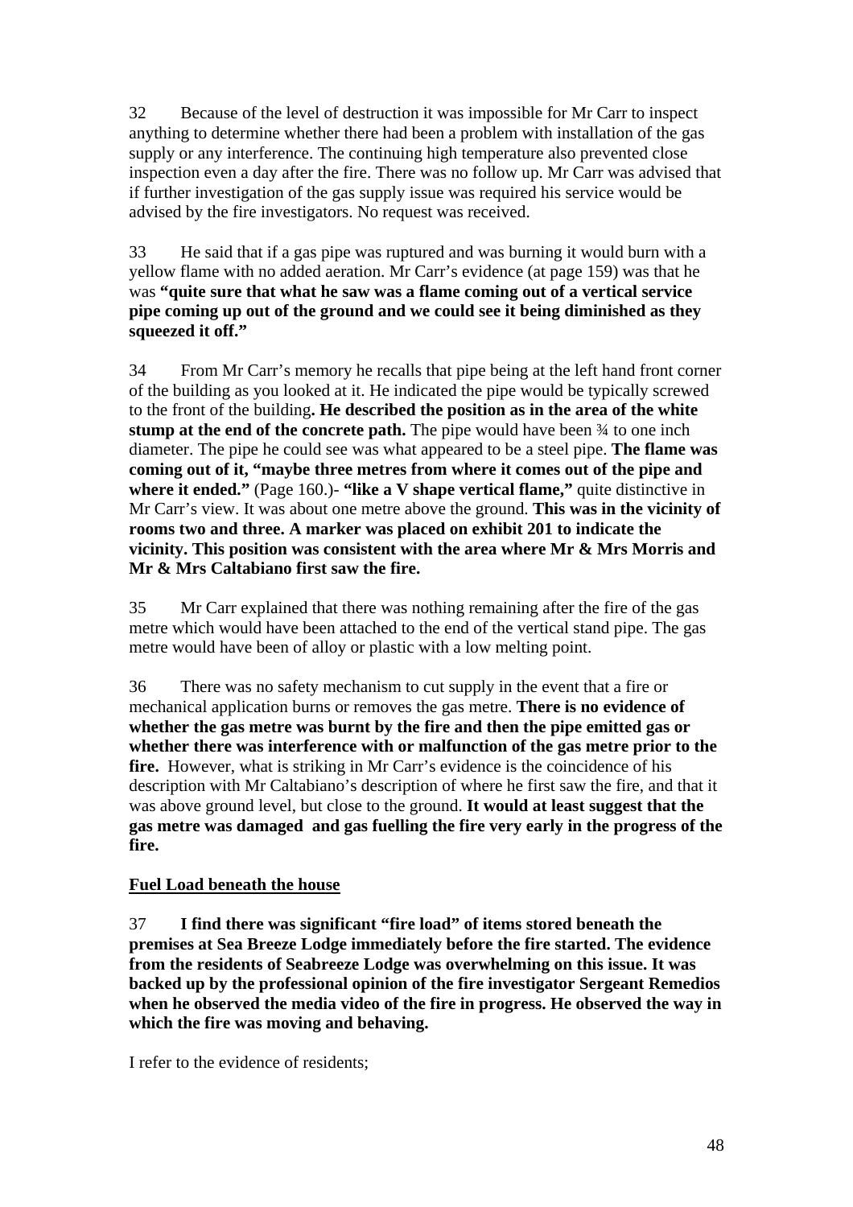32 Because of the level of destruction it was impossible for Mr Carr to inspect anything to determine whether there had been a problem with installation of the gas supply or any interference. The continuing high temperature also prevented close inspection even a day after the fire. There was no follow up. Mr Carr was advised that if further investigation of the gas supply issue was required his service would be advised by the fire investigators. No request was received.

33 He said that if a gas pipe was ruptured and was burning it would burn with a yellow flame with no added aeration. Mr Carr's evidence (at page 159) was that he was **"quite sure that what he saw was a flame coming out of a vertical service pipe coming up out of the ground and we could see it being diminished as they squeezed it off."**

34 From Mr Carr's memory he recalls that pipe being at the left hand front corner of the building as you looked at it. He indicated the pipe would be typically screwed to the front of the building**. He described the position as in the area of the white stump at the end of the concrete path.** The pipe would have been ¾ to one inch diameter. The pipe he could see was what appeared to be a steel pipe. **The flame was coming out of it, "maybe three metres from where it comes out of the pipe and where it ended."** (Page 160.)- **"like a V shape vertical flame,"** quite distinctive in Mr Carr's view. It was about one metre above the ground. **This was in the vicinity of rooms two and three. A marker was placed on exhibit 201 to indicate the vicinity. This position was consistent with the area where Mr & Mrs Morris and Mr & Mrs Caltabiano first saw the fire.**

35 Mr Carr explained that there was nothing remaining after the fire of the gas metre which would have been attached to the end of the vertical stand pipe. The gas metre would have been of alloy or plastic with a low melting point.

36 There was no safety mechanism to cut supply in the event that a fire or mechanical application burns or removes the gas metre. **There is no evidence of whether the gas metre was burnt by the fire and then the pipe emitted gas or whether there was interference with or malfunction of the gas metre prior to the fire.** However, what is striking in Mr Carr's evidence is the coincidence of his description with Mr Caltabiano's description of where he first saw the fire, and that it was above ground level, but close to the ground. **It would at least suggest that the gas metre was damaged and gas fuelling the fire very early in the progress of the fire.**

**Fuel Load beneath the house**

37 **I find there was significant "fire load" of items stored beneath the premises at Sea Breeze Lodge immediately before the fire started. The evidence from the residents of Seabreeze Lodge was overwhelming on this issue. It was backed up by the professional opinion of the fire investigator Sergeant Remedios when he observed the media video of the fire in progress. He observed the way in which the fire was moving and behaving.**

I refer to the evidence of residents;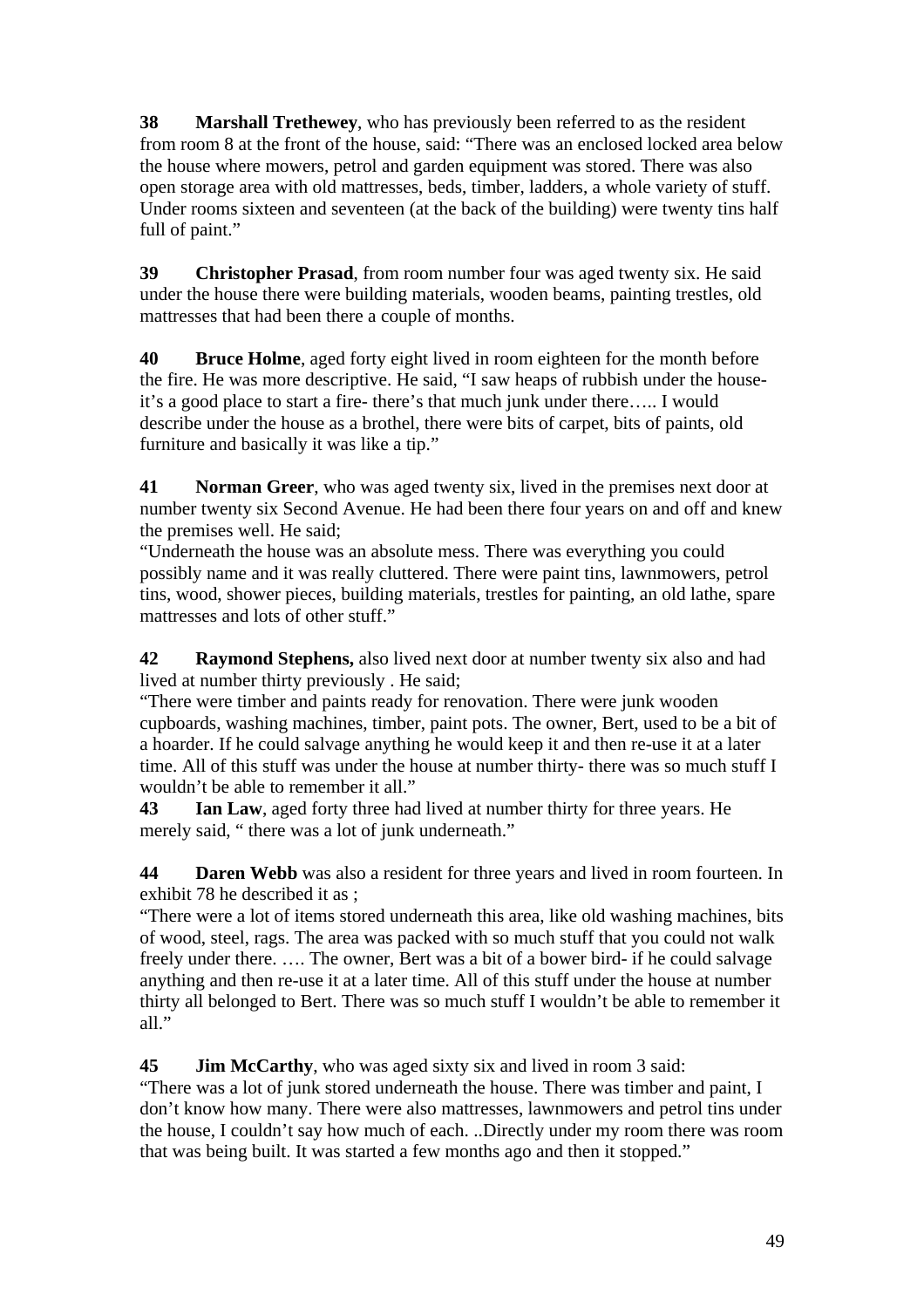**38** **Marshall Trethewey**, who has previously been referred to as the resident from room 8 at the front of the house, said: "There was an enclosed locked area below the house where mowers, petrol and garden equipment was stored. There was also open storage area with old mattresses, beds, timber, ladders, a whole variety of stuff. Under rooms sixteen and seventeen (at the back of the building) were twenty tins half full of paint."

**39** **Christopher Prasad**, from room number four was aged twenty six. He said under the house there were building materials, wooden beams, painting trestles, old mattresses that had been there a couple of months.

**40** **Bruce Holme**, aged forty eight lived in room eighteen for the month before the fire. He was more descriptive. He said, "I saw heaps of rubbish under the house- it's a good place to start a fire- there's that much junk under there….. I would describe under the house as a brothel, there were bits of carpet, bits of paints, old furniture and basically it was like a tip."

**41** **Norman Greer**, who was aged twenty six, lived in the premises next door at number twenty six Second Avenue. He had been there four years on and off and knew the premises well. He said;
"Underneath the house was an absolute mess. There was everything you could possibly name and it was really cluttered. There were paint tins, lawnmowers, petrol tins, wood, shower pieces, building materials, trestles for painting, an old lathe, spare mattresses and lots of other stuff."

**42** **Raymond Stephens,** also lived next door at number twenty six also and had lived at number thirty previously . He said;
"There were timber and paints ready for renovation. There were junk wooden cupboards, washing machines, timber, paint pots. The owner, Bert, used to be a bit of a hoarder. If he could salvage anything he would keep it and then re-use it at a later time. All of this stuff was under the house at number thirty- there was so much stuff I wouldn't be able to remember it all."

**43** **Ian Law**, aged forty three had lived at number thirty for three years. He merely said, " there was a lot of junk underneath."

**44** **Daren Webb** was also a resident for three years and lived in room fourteen. In exhibit 78 he described it as ;
"There were a lot of items stored underneath this area, like old washing machines, bits of wood, steel, rags. The area was packed with so much stuff that you could not walk freely under there. …. The owner, Bert was a bit of a bower bird- if he could salvage anything and then re-use it at a later time. All of this stuff under the house at number thirty all belonged to Bert. There was so much stuff I wouldn't be able to remember it all."

**45** **Jim McCarthy**, who was aged sixty six and lived in room 3 said:
"There was a lot of junk stored underneath the house. There was timber and paint, I don't know how many. There were also mattresses, lawnmowers and petrol tins under the house, I couldn't say how much of each. ..Directly under my room there was room that was being built. It was started a few months ago and then it stopped."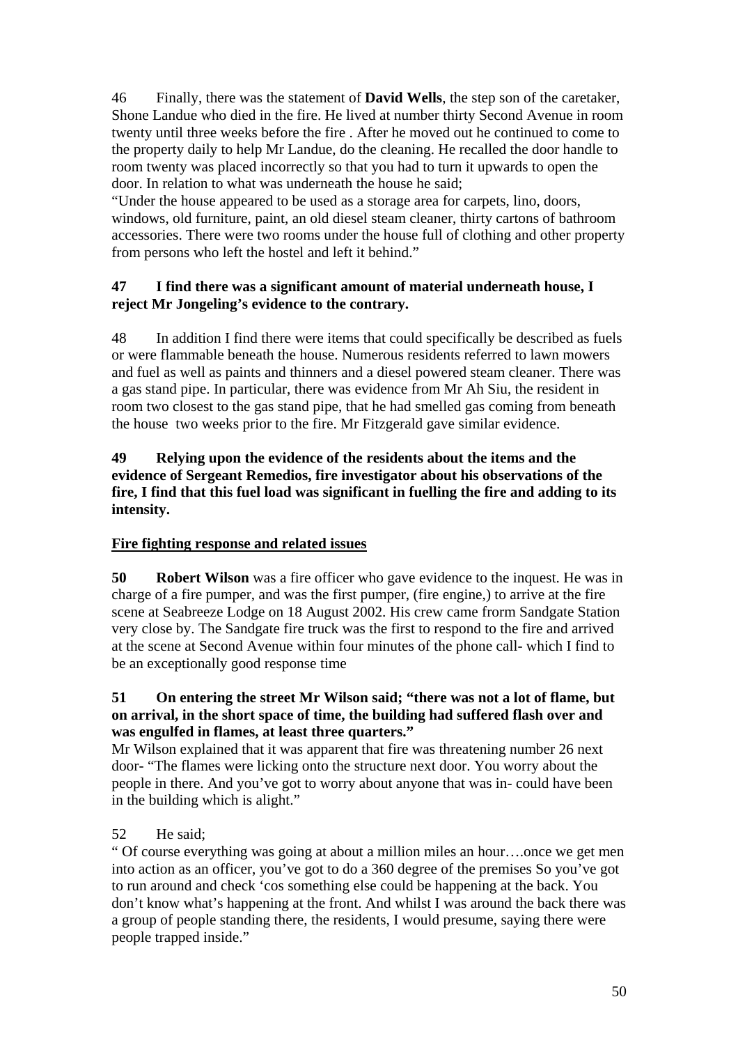46 Finally, there was the statement of **David Wells**, the step son of the caretaker, Shone Landue who died in the fire. He lived at number thirty Second Avenue in room twenty until three weeks before the fire . After he moved out he continued to come to the property daily to help Mr Landue, do the cleaning. He recalled the door handle to room twenty was placed incorrectly so that you had to turn it upwards to open the door. In relation to what was underneath the house he said;

"Under the house appeared to be used as a storage area for carpets, lino, doors, windows, old furniture, paint, an old diesel steam cleaner, thirty cartons of bathroom accessories. There were two rooms under the house full of clothing and other property from persons who left the hostel and left it behind."

**47 I find there was a significant amount of material underneath house, I reject Mr Jongeling's evidence to the contrary.**

48 In addition I find there were items that could specifically be described as fuels or were flammable beneath the house. Numerous residents referred to lawn mowers and fuel as well as paints and thinners and a diesel powered steam cleaner. There was a gas stand pipe. In particular, there was evidence from Mr Ah Siu, the resident in room two closest to the gas stand pipe, that he had smelled gas coming from beneath the house two weeks prior to the fire. Mr Fitzgerald gave similar evidence.

**49 Relying upon the evidence of the residents about the items and the evidence of Sergeant Remedios, fire investigator about his observations of the fire, I find that this fuel load was significant in fuelling the fire and adding to its intensity.**

## Fire fighting response and related issues

**50** **Robert Wilson** was a fire officer who gave evidence to the inquest. He was in charge of a fire pumper, and was the first pumper, (fire engine,) to arrive at the fire scene at Seabreeze Lodge on 18 August 2002. His crew came frorm Sandgate Station very close by. The Sandgate fire truck was the first to respond to the fire and arrived at the scene at Second Avenue within four minutes of the phone call- which I find to be an exceptionally good response time

**51 On entering the street Mr Wilson said; "there was not a lot of flame, but on arrival, in the short space of time, the building had suffered flash over and was engulfed in flames, at least three quarters."**

Mr Wilson explained that it was apparent that fire was threatening number 26 next door- "The flames were licking onto the structure next door. You worry about the people in there. And you've got to worry about anyone that was in- could have been in the building which is alight."

52 He said;

" Of course everything was going at about a million miles an hour….once we get men into action as an officer, you've got to do a 360 degree of the premises So you've got to run around and check 'cos something else could be happening at the back. You don't know what's happening at the front. And whilst I was around the back there was a group of people standing there, the residents, I would presume, saying there were people trapped inside."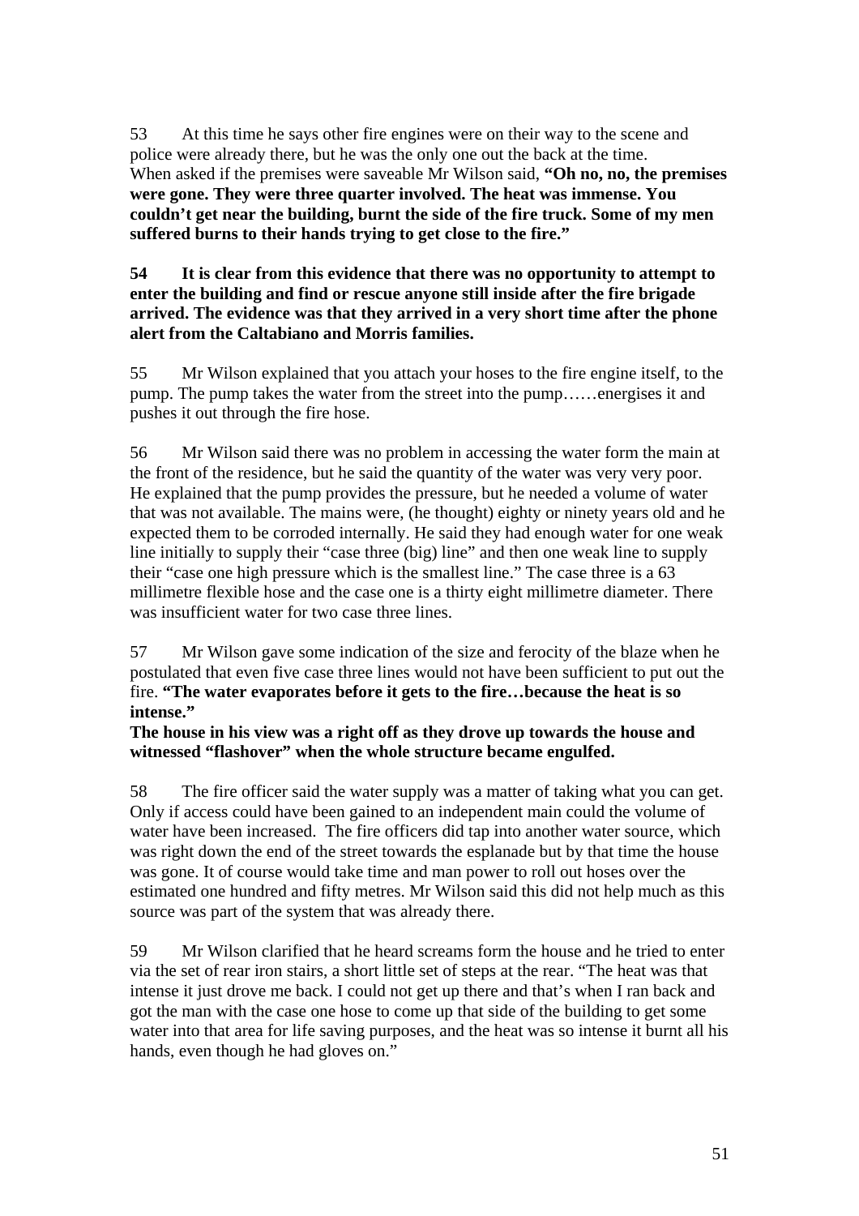53 At this time he says other fire engines were on their way to the scene and police were already there, but he was the only one out the back at the time. When asked if the premises were saveable Mr Wilson said, **"Oh no, no, the premises were gone. They were three quarter involved. The heat was immense. You couldn't get near the building, burnt the side of the fire truck. Some of my men suffered burns to their hands trying to get close to the fire."**

**54 It is clear from this evidence that there was no opportunity to attempt to enter the building and find or rescue anyone still inside after the fire brigade arrived. The evidence was that they arrived in a very short time after the phone alert from the Caltabiano and Morris families.**

55 Mr Wilson explained that you attach your hoses to the fire engine itself, to the pump. The pump takes the water from the street into the pump……energises it and pushes it out through the fire hose.

56 Mr Wilson said there was no problem in accessing the water form the main at the front of the residence, but he said the quantity of the water was very very poor. He explained that the pump provides the pressure, but he needed a volume of water that was not available. The mains were, (he thought) eighty or ninety years old and he expected them to be corroded internally. He said they had enough water for one weak line initially to supply their "case three (big) line" and then one weak line to supply their "case one high pressure which is the smallest line." The case three is a 63 millimetre flexible hose and the case one is a thirty eight millimetre diameter. There was insufficient water for two case three lines.

57 Mr Wilson gave some indication of the size and ferocity of the blaze when he postulated that even five case three lines would not have been sufficient to put out the fire. **"The water evaporates before it gets to the fire…because the heat is so intense."**

**The house in his view was a right off as they drove up towards the house and witnessed "flashover" when the whole structure became engulfed.**

58 The fire officer said the water supply was a matter of taking what you can get. Only if access could have been gained to an independent main could the volume of water have been increased. The fire officers did tap into another water source, which was right down the end of the street towards the esplanade but by that time the house was gone. It of course would take time and man power to roll out hoses over the estimated one hundred and fifty metres. Mr Wilson said this did not help much as this source was part of the system that was already there.

59 Mr Wilson clarified that he heard screams form the house and he tried to enter via the set of rear iron stairs, a short little set of steps at the rear. "The heat was that intense it just drove me back. I could not get up there and that's when I ran back and got the man with the case one hose to come up that side of the building to get some water into that area for life saving purposes, and the heat was so intense it burnt all his hands, even though he had gloves on."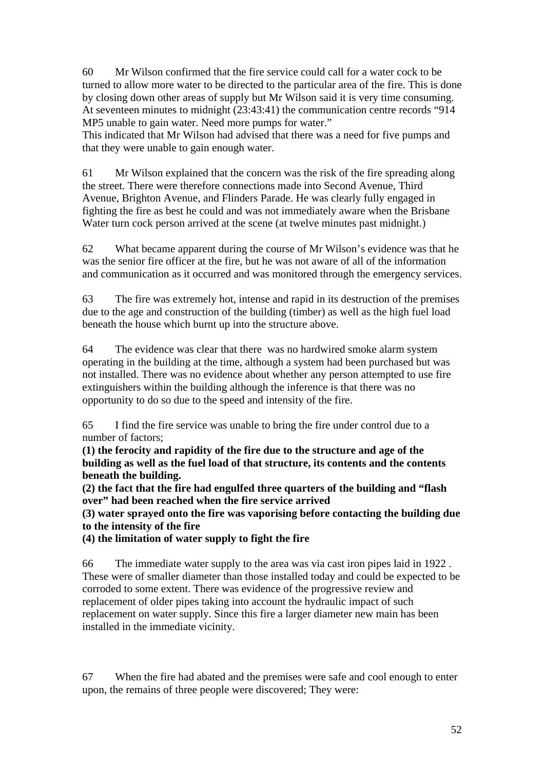60 Mr Wilson confirmed that the fire service could call for a water cock to be turned to allow more water to be directed to the particular area of the fire. This is done by closing down other areas of supply but Mr Wilson said it is very time consuming. At seventeen minutes to midnight (23:43:41) the communication centre records "914 MP5 unable to gain water. Need more pumps for water."
This indicated that Mr Wilson had advised that there was a need for five pumps and that they were unable to gain enough water.

61 Mr Wilson explained that the concern was the risk of the fire spreading along the street. There were therefore connections made into Second Avenue, Third Avenue, Brighton Avenue, and Flinders Parade. He was clearly fully engaged in fighting the fire as best he could and was not immediately aware when the Brisbane Water turn cock person arrived at the scene (at twelve minutes past midnight.)

62 What became apparent during the course of Mr Wilson's evidence was that he was the senior fire officer at the fire, but he was not aware of all of the information and communication as it occurred and was monitored through the emergency services.

63 The fire was extremely hot, intense and rapid in its destruction of the premises due to the age and construction of the building (timber) as well as the high fuel load beneath the house which burnt up into the structure above.

64 The evidence was clear that there was no hardwired smoke alarm system operating in the building at the time, although a system had been purchased but was not installed. There was no evidence about whether any person attempted to use fire extinguishers within the building although the inference is that there was no opportunity to do so due to the speed and intensity of the fire.

65 I find the fire service was unable to bring the fire under control due to a number of factors;
**(1) the ferocity and rapidity of the fire due to the structure and age of the building as well as the fuel load of that structure, its contents and the contents beneath the building.**
**(2) the fact that the fire had engulfed three quarters of the building and "flash over" had been reached when the fire service arrived**
**(3) water sprayed onto the fire was vaporising before contacting the building due to the intensity of the fire**
**(4) the limitation of water supply to fight the fire**

66 The immediate water supply to the area was via cast iron pipes laid in 1922 . These were of smaller diameter than those installed today and could be expected to be corroded to some extent. There was evidence of the progressive review and replacement of older pipes taking into account the hydraulic impact of such replacement on water supply. Since this fire a larger diameter new main has been installed in the immediate vicinity.

67 When the fire had abated and the premises were safe and cool enough to enter upon, the remains of three people were discovered; They were: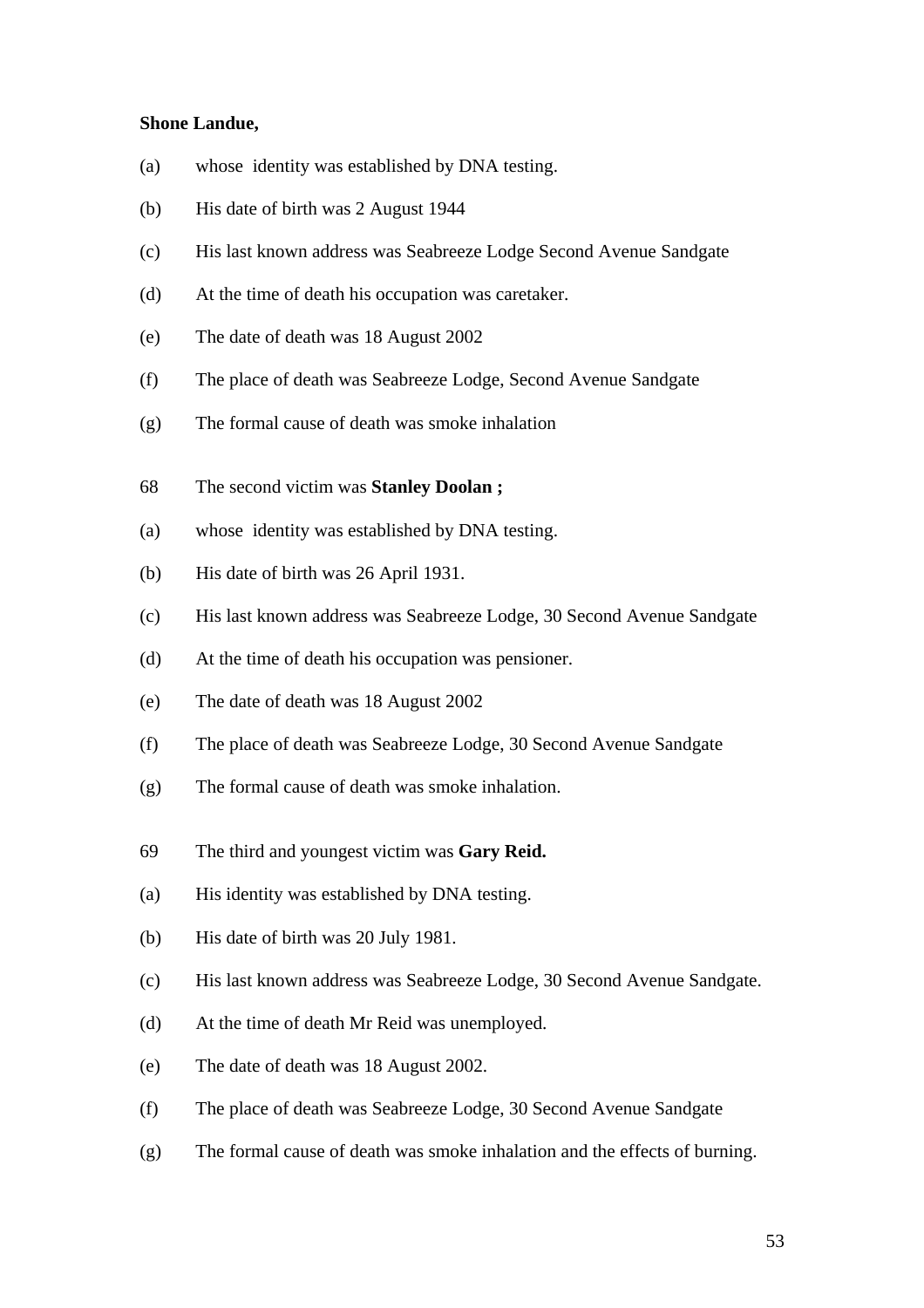**Shone Landue,**

(a) whose identity was established by DNA testing.

(b) His date of birth was 2 August 1944

(c) His last known address was Seabreeze Lodge Second Avenue Sandgate

(d) At the time of death his occupation was caretaker.

(e) The date of death was 18 August 2002

(f) The place of death was Seabreeze Lodge, Second Avenue Sandgate

(g) The formal cause of death was smoke inhalation

68 The second victim was **Stanley Doolan ;**

(a) whose identity was established by DNA testing.

(b) His date of birth was 26 April 1931.

(c) His last known address was Seabreeze Lodge, 30 Second Avenue Sandgate

(d) At the time of death his occupation was pensioner.

(e) The date of death was 18 August 2002

(f) The place of death was Seabreeze Lodge, 30 Second Avenue Sandgate

(g) The formal cause of death was smoke inhalation.

69 The third and youngest victim was **Gary Reid.**

(a) His identity was established by DNA testing.

(b) His date of birth was 20 July 1981.

(c) His last known address was Seabreeze Lodge, 30 Second Avenue Sandgate.

(d) At the time of death Mr Reid was unemployed.

(e) The date of death was 18 August 2002.

(f) The place of death was Seabreeze Lodge, 30 Second Avenue Sandgate

(g) The formal cause of death was smoke inhalation and the effects of burning.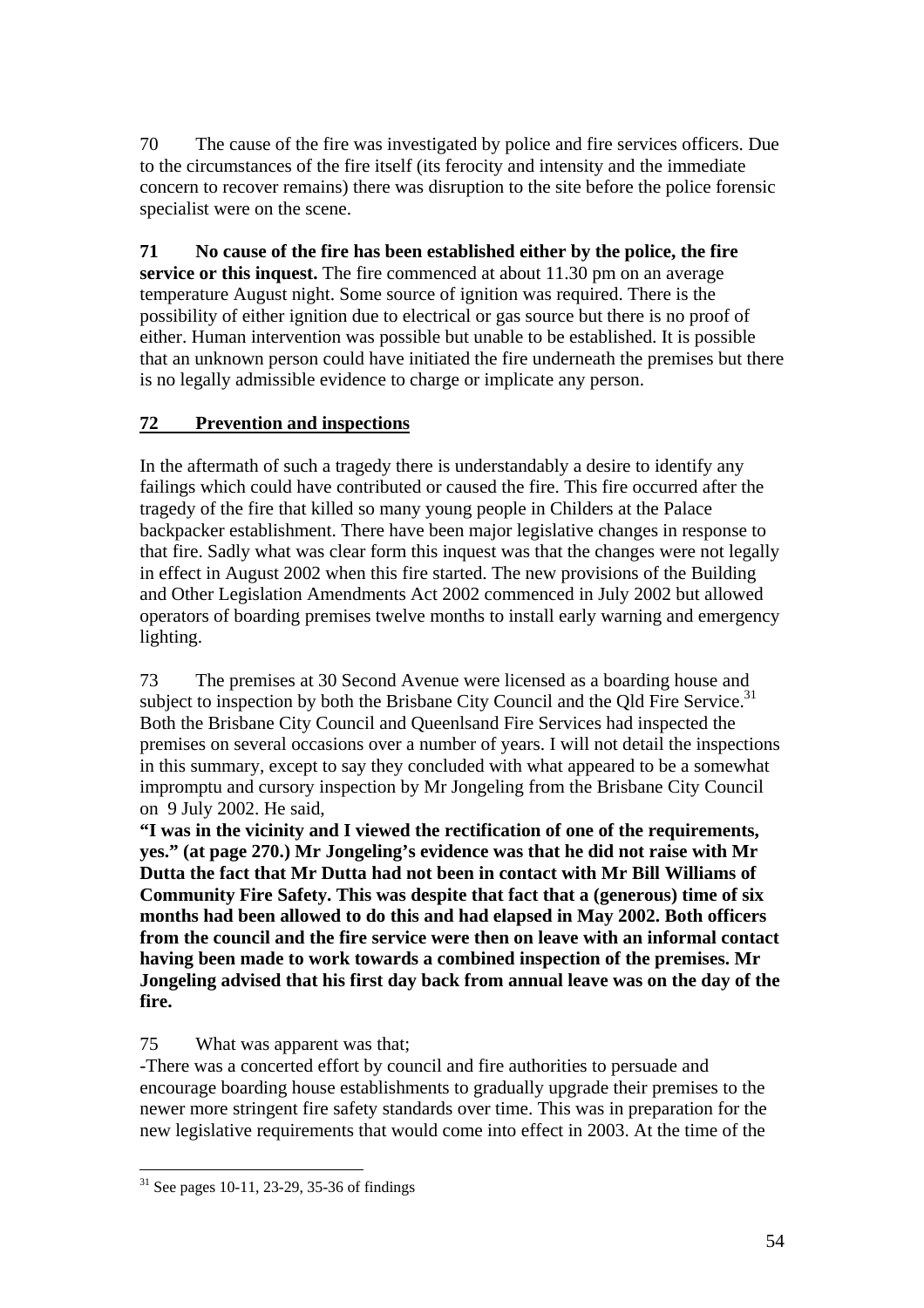70 The cause of the fire was investigated by police and fire services officers. Due to the circumstances of the fire itself (its ferocity and intensity and the immediate concern to recover remains) there was disruption to the site before the police forensic specialist were on the scene.

**71 No cause of the fire has been established either by the police, the fire service or this inquest.** The fire commenced at about 11.30 pm on an average temperature August night. Some source of ignition was required. There is the possibility of either ignition due to electrical or gas source but there is no proof of either. Human intervention was possible but unable to be established. It is possible that an unknown person could have initiated the fire underneath the premises but there is no legally admissible evidence to charge or implicate any person.

**<u>72 Prevention and inspections</u>**

In the aftermath of such a tragedy there is understandably a desire to identify any failings which could have contributed or caused the fire. This fire occurred after the tragedy of the fire that killed so many young people in Childers at the Palace backpacker establishment. There have been major legislative changes in response to that fire. Sadly what was clear form this inquest was that the changes were not legally in effect in August 2002 when this fire started. The new provisions of the Building and Other Legislation Amendments Act 2002 commenced in July 2002 but allowed operators of boarding premises twelve months to install early warning and emergency lighting.

73 The premises at 30 Second Avenue were licensed as a boarding house and subject to inspection by both the Brisbane City Council and the Qld Fire Service.[31] Both the Brisbane City Council and Queenlsand Fire Services had inspected the premises on several occasions over a number of years. I will not detail the inspections in this summary, except to say they concluded with what appeared to be a somewhat impromptu and cursory inspection by Mr Jongeling from the Brisbane City Council on 9 July 2002. He said,
**"I was in the vicinity and I viewed the rectification of one of the requirements, yes." (at page 270.) Mr Jongeling's evidence was that he did not raise with Mr Dutta the fact that Mr Dutta had not been in contact with Mr Bill Williams of Community Fire Safety. This was despite that fact that a (generous) time of six months had been allowed to do this and had elapsed in May 2002. Both officers from the council and the fire service were then on leave with an informal contact having been made to work towards a combined inspection of the premises. Mr Jongeling advised that his first day back from annual leave was on the day of the fire.**

75 What was apparent was that;
-There was a concerted effort by council and fire authorities to persuade and encourage boarding house establishments to gradually upgrade their premises to the newer more stringent fire safety standards over time. This was in preparation for the new legislative requirements that would come into effect in 2003. At the time of the

[31] See pages 10-11, 23-29, 35-36 of findings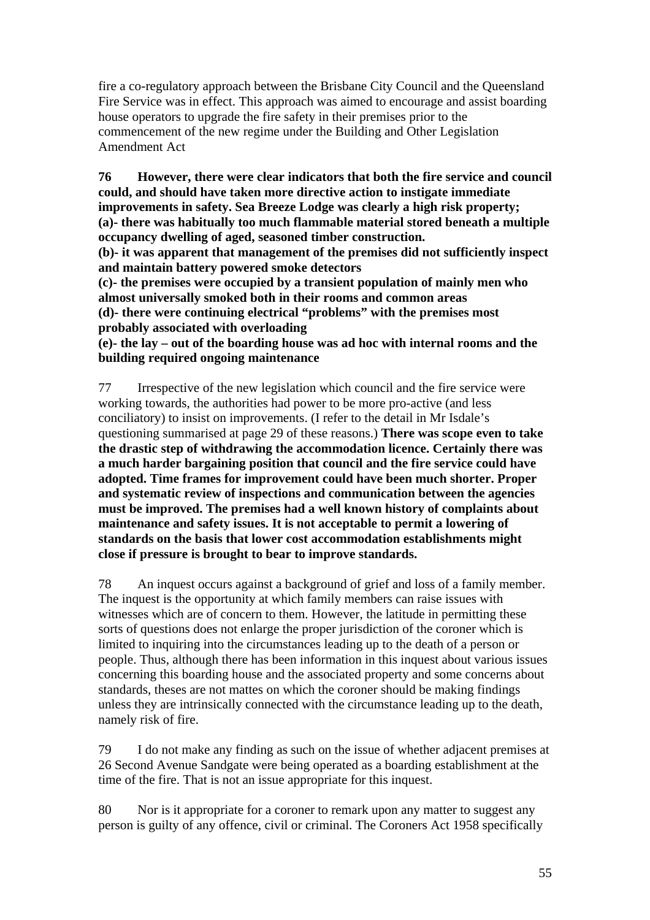fire a co-regulatory approach between the Brisbane City Council and the Queensland Fire Service was in effect. This approach was aimed to encourage and assist boarding house operators to upgrade the fire safety in their premises prior to the commencement of the new regime under the Building and Other Legislation Amendment Act

**76 However, there were clear indicators that both the fire service and council could, and should have taken more directive action to instigate immediate improvements in safety. Sea Breeze Lodge was clearly a high risk property;**
**(a)- there was habitually too much flammable material stored beneath a multiple occupancy dwelling of aged, seasoned timber construction.**
**(b)- it was apparent that management of the premises did not sufficiently inspect and maintain battery powered smoke detectors**
**(c)- the premises were occupied by a transient population of mainly men who almost universally smoked both in their rooms and common areas**
**(d)- there were continuing electrical "problems" with the premises most probably associated with overloading**
**(e)- the lay – out of the boarding house was ad hoc with internal rooms and the building required ongoing maintenance**

77 Irrespective of the new legislation which council and the fire service were working towards, the authorities had power to be more pro-active (and less conciliatory) to insist on improvements. (I refer to the detail in Mr Isdale's questioning summarised at page 29 of these reasons.) **There was scope even to take the drastic step of withdrawing the accommodation licence. Certainly there was a much harder bargaining position that council and the fire service could have adopted. Time frames for improvement could have been much shorter. Proper and systematic review of inspections and communication between the agencies must be improved. The premises had a well known history of complaints about maintenance and safety issues. It is not acceptable to permit a lowering of standards on the basis that lower cost accommodation establishments might close if pressure is brought to bear to improve standards.**

78 An inquest occurs against a background of grief and loss of a family member. The inquest is the opportunity at which family members can raise issues with witnesses which are of concern to them. However, the latitude in permitting these sorts of questions does not enlarge the proper jurisdiction of the coroner which is limited to inquiring into the circumstances leading up to the death of a person or people. Thus, although there has been information in this inquest about various issues concerning this boarding house and the associated property and some concerns about standards, theses are not mattes on which the coroner should be making findings unless they are intrinsically connected with the circumstance leading up to the death, namely risk of fire.

79 I do not make any finding as such on the issue of whether adjacent premises at 26 Second Avenue Sandgate were being operated as a boarding establishment at the time of the fire. That is not an issue appropriate for this inquest.

80 Nor is it appropriate for a coroner to remark upon any matter to suggest any person is guilty of any offence, civil or criminal. The Coroners Act 1958 specifically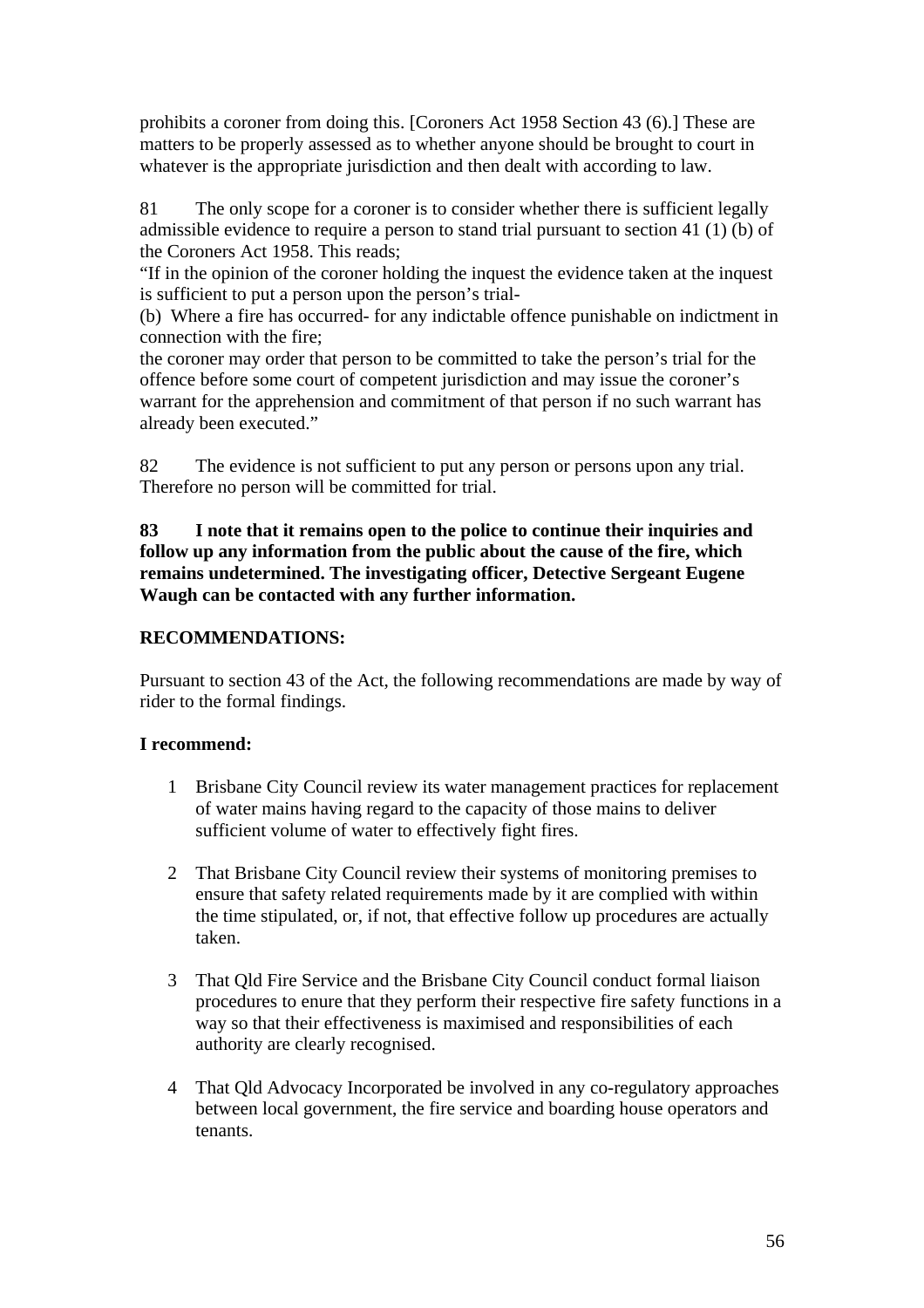prohibits a coroner from doing this. [Coroners Act 1958 Section 43 (6).] These are matters to be properly assessed as to whether anyone should be brought to court in whatever is the appropriate jurisdiction and then dealt with according to law.

81 The only scope for a coroner is to consider whether there is sufficient legally admissible evidence to require a person to stand trial pursuant to section 41 (1) (b) of the Coroners Act 1958. This reads;

"If in the opinion of the coroner holding the inquest the evidence taken at the inquest is sufficient to put a person upon the person's trial-

(b) Where a fire has occurred- for any indictable offence punishable on indictment in connection with the fire;

the coroner may order that person to be committed to take the person's trial for the offence before some court of competent jurisdiction and may issue the coroner's warrant for the apprehension and commitment of that person if no such warrant has already been executed."

82 The evidence is not sufficient to put any person or persons upon any trial. Therefore no person will be committed for trial.

**83 I note that it remains open to the police to continue their inquiries and follow up any information from the public about the cause of the fire, which remains undetermined. The investigating officer, Detective Sergeant Eugene Waugh can be contacted with any further information.**

**RECOMMENDATIONS:**

Pursuant to section 43 of the Act, the following recommendations are made by way of rider to the formal findings.

**I recommend:**

1. Brisbane City Council review its water management practices for replacement of water mains having regard to the capacity of those mains to deliver sufficient volume of water to effectively fight fires.

2. That Brisbane City Council review their systems of monitoring premises to ensure that safety related requirements made by it are complied with within the time stipulated, or, if not, that effective follow up procedures are actually taken.

3. That Qld Fire Service and the Brisbane City Council conduct formal liaison procedures to enure that they perform their respective fire safety functions in a way so that their effectiveness is maximised and responsibilities of each authority are clearly recognised.

4. That Qld Advocacy Incorporated be involved in any co-regulatory approaches between local government, the fire service and boarding house operators and tenants.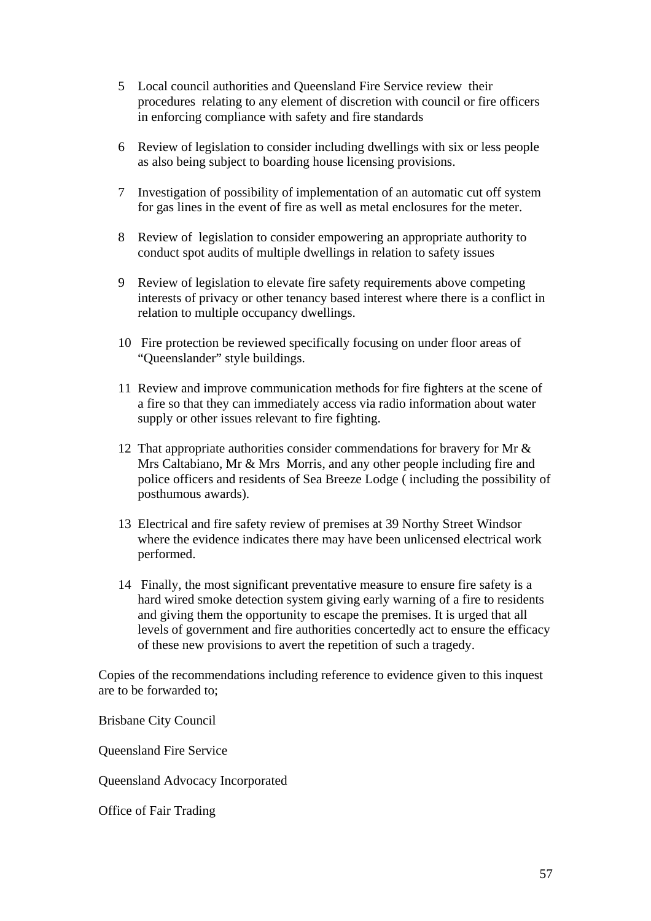5. Local council authorities and Queensland Fire Service review their procedures relating to any element of discretion with council or fire officers in enforcing compliance with safety and fire standards

6. Review of legislation to consider including dwellings with six or less people as also being subject to boarding house licensing provisions.

7. Investigation of possibility of implementation of an automatic cut off system for gas lines in the event of fire as well as metal enclosures for the meter.

8. Review of legislation to consider empowering an appropriate authority to conduct spot audits of multiple dwellings in relation to safety issues

9. Review of legislation to elevate fire safety requirements above competing interests of privacy or other tenancy based interest where there is a conflict in relation to multiple occupancy dwellings.

10. Fire protection be reviewed specifically focusing on under floor areas of "Queenslander" style buildings.

11. Review and improve communication methods for fire fighters at the scene of a fire so that they can immediately access via radio information about water supply or other issues relevant to fire fighting.

12. That appropriate authorities consider commendations for bravery for Mr & Mrs Caltabiano, Mr & Mrs Morris, and any other people including fire and police officers and residents of Sea Breeze Lodge ( including the possibility of posthumous awards).

13. Electrical and fire safety review of premises at 39 Northy Street Windsor where the evidence indicates there may have been unlicensed electrical work performed.

14. Finally, the most significant preventative measure to ensure fire safety is a hard wired smoke detection system giving early warning of a fire to residents and giving them the opportunity to escape the premises. It is urged that all levels of government and fire authorities concertedly act to ensure the efficacy of these new provisions to avert the repetition of such a tragedy.

Copies of the recommendations including reference to evidence given to this inquest are to be forwarded to;

Brisbane City Council

Queensland Fire Service

Queensland Advocacy Incorporated

Office of Fair Trading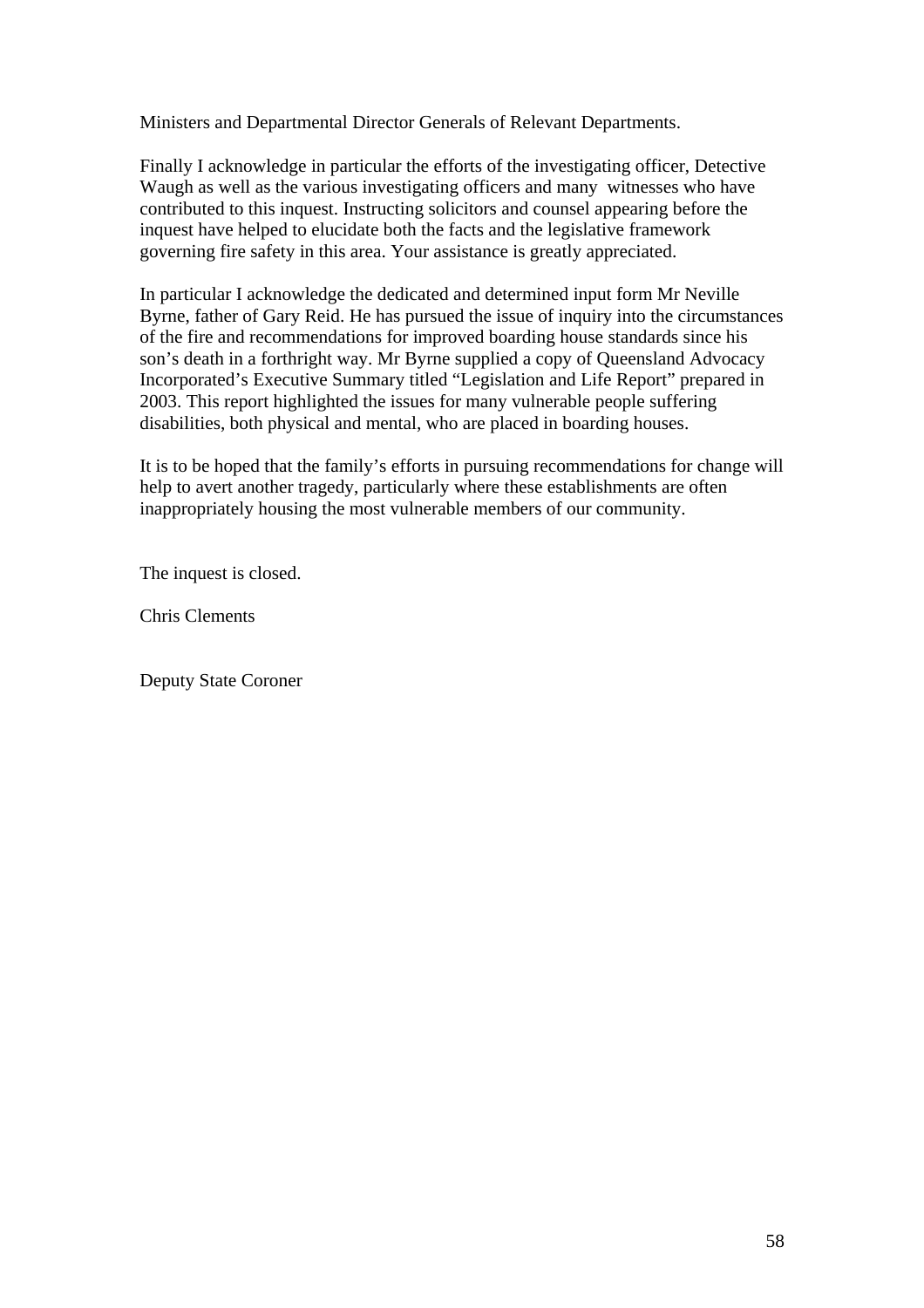Ministers and Departmental Director Generals of Relevant Departments.

Finally I acknowledge in particular the efforts of the investigating officer, Detective Waugh as well as the various investigating officers and many witnesses who have contributed to this inquest. Instructing solicitors and counsel appearing before the inquest have helped to elucidate both the facts and the legislative framework governing fire safety in this area. Your assistance is greatly appreciated.

In particular I acknowledge the dedicated and determined input form Mr Neville Byrne, father of Gary Reid. He has pursued the issue of inquiry into the circumstances of the fire and recommendations for improved boarding house standards since his son's death in a forthright way. Mr Byrne supplied a copy of Queensland Advocacy Incorporated's Executive Summary titled "Legislation and Life Report" prepared in 2003. This report highlighted the issues for many vulnerable people suffering disabilities, both physical and mental, who are placed in boarding houses.

It is to be hoped that the family's efforts in pursuing recommendations for change will help to avert another tragedy, particularly where these establishments are often inappropriately housing the most vulnerable members of our community.

The inquest is closed.

Chris Clements

Deputy State Coroner